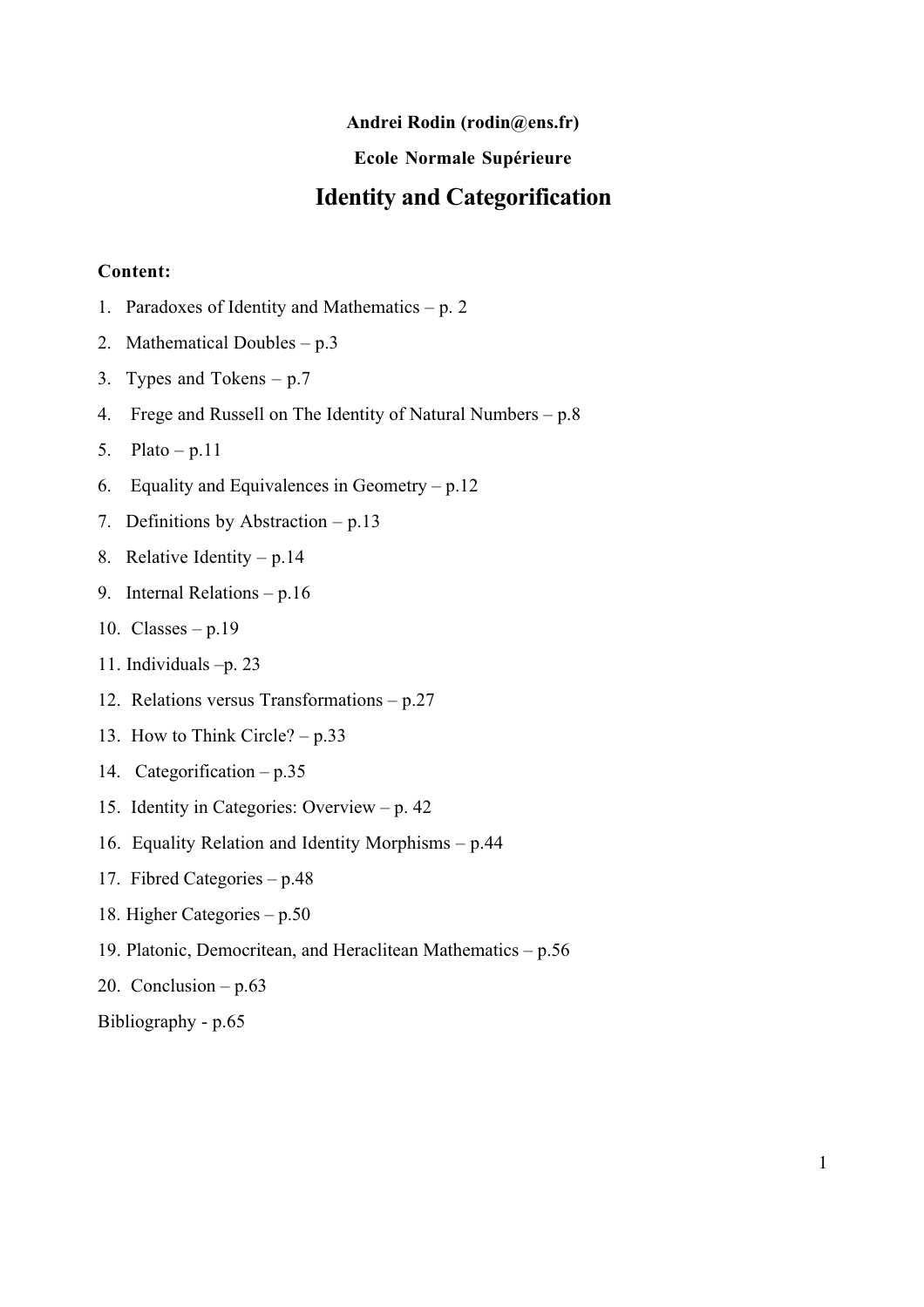**Andrei Rodin (rodin@ens.fr)**

**Ecole Normale Supérieure**

# Identity and Categorification

**Content:**

1. Paradoxes of Identity and Mathematics – p. 2
2. Mathematical Doubles – p.3
3. Types and Tokens – p.7
4. Frege and Russell on The Identity of Natural Numbers – p.8
5. Plato – p.11
6. Equality and Equivalences in Geometry – p.12
7. Definitions by Abstraction – p.13
8. Relative Identity – p.14
9. Internal Relations – p.16
10. Classes – p.19
11. Individuals –p. 23
12. Relations versus Transformations – p.27
13. How to Think Circle? – p.33
14. Categorification – p.35
15. Identity in Categories: Overview – p. 42
16. Equality Relation and Identity Morphisms – p.44
17. Fibred Categories – p.48
18. Higher Categories – p.50
19. Platonic, Democritean, and Heraclitean Mathematics – p.56
20. Conclusion – p.63

Bibliography - p.65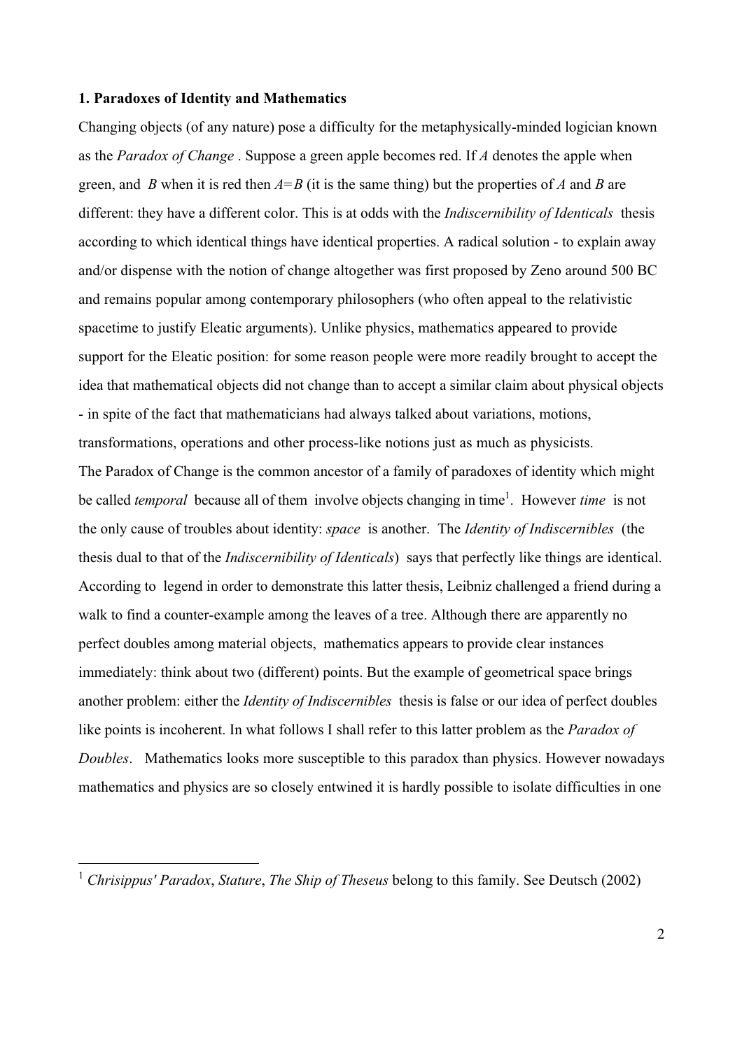### 1. Paradoxes of Identity and Mathematics

Changing objects (of any nature) pose a difficulty for the metaphysically-minded logician known as the *Paradox of Change* . Suppose a green apple becomes red. If $A$ denotes the apple when green, and $B$ when it is red then $A=B$ (it is the same thing) but the properties of $A$ and $B$ are different: they have a different color. This is at odds with the *Indiscernibility of Identicals* thesis according to which identical things have identical properties. A radical solution - to explain away and/or dispense with the notion of change altogether was first proposed by Zeno around 500 BC and remains popular among contemporary philosophers (who often appeal to the relativistic spacetime to justify Eleatic arguments). Unlike physics, mathematics appeared to provide support for the Eleatic position: for some reason people were more readily brought to accept the idea that mathematical objects did not change than to accept a similar claim about physical objects - in spite of the fact that mathematicians had always talked about variations, motions, transformations, operations and other process-like notions just as much as physicists.

The Paradox of Change is the common ancestor of a family of paradoxes of identity which might be called *temporal* because all of them involve objects changing in time[1]. However *time* is not the only cause of troubles about identity: *space* is another. The *Identity of Indiscernibles* (the thesis dual to that of the *Indiscernibility of Identicals*) says that perfectly like things are identical. According to legend in order to demonstrate this latter thesis, Leibniz challenged a friend during a walk to find a counter-example among the leaves of a tree. Although there are apparently no perfect doubles among material objects, mathematics appears to provide clear instances immediately: think about two (different) points. But the example of geometrical space brings another problem: either the *Identity of Indiscernibles* thesis is false or our idea of perfect doubles like points is incoherent. In what follows I shall refer to this latter problem as the *Paradox of Doubles*. Mathematics looks more susceptible to this paradox than physics. However nowadays mathematics and physics are so closely entwined it is hardly possible to isolate difficulties in one

[1] *Chrisippus' Paradox*, *Stature*, *The Ship of Theseus* belong to this family. See Deutsch (2002)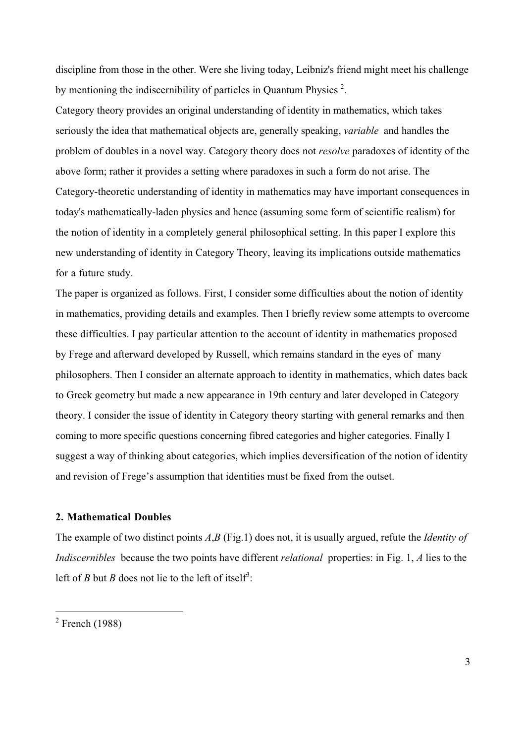discipline from those in the other. Were she living today, Leibniz's friend might meet his challenge by mentioning the indiscernibility of particles in Quantum Physics [2].

Category theory provides an original understanding of identity in mathematics, which takes seriously the idea that mathematical objects are, generally speaking, *variable* and handles the problem of doubles in a novel way. Category theory does not *resolve* paradoxes of identity of the above form; rather it provides a setting where paradoxes in such a form do not arise. The Category-theoretic understanding of identity in mathematics may have important consequences in today's mathematically-laden physics and hence (assuming some form of scientific realism) for the notion of identity in a completely general philosophical setting. In this paper I explore this new understanding of identity in Category Theory, leaving its implications outside mathematics for a future study.

The paper is organized as follows. First, I consider some difficulties about the notion of identity in mathematics, providing details and examples. Then I briefly review some attempts to overcome these difficulties. I pay particular attention to the account of identity in mathematics proposed by Frege and afterward developed by Russell, which remains standard in the eyes of many philosophers. Then I consider an alternate approach to identity in mathematics, which dates back to Greek geometry but made a new appearance in 19th century and later developed in Category theory. I consider the issue of identity in Category theory starting with general remarks and then coming to more specific questions concerning fibred categories and higher categories. Finally I suggest a way of thinking about categories, which implies deversification of the notion of identity and revision of Frege's assumption that identities must be fixed from the outset.

## 2. Mathematical Doubles

The example of two distinct points *A*,*B* (Fig.1) does not, it is usually argued, refute the *Identity of Indiscernibles* because the two points have different *relational* properties: in Fig. 1, *A* lies to the left of *B* but *B* does not lie to the left of itself[3]:

---

[2] French (1988)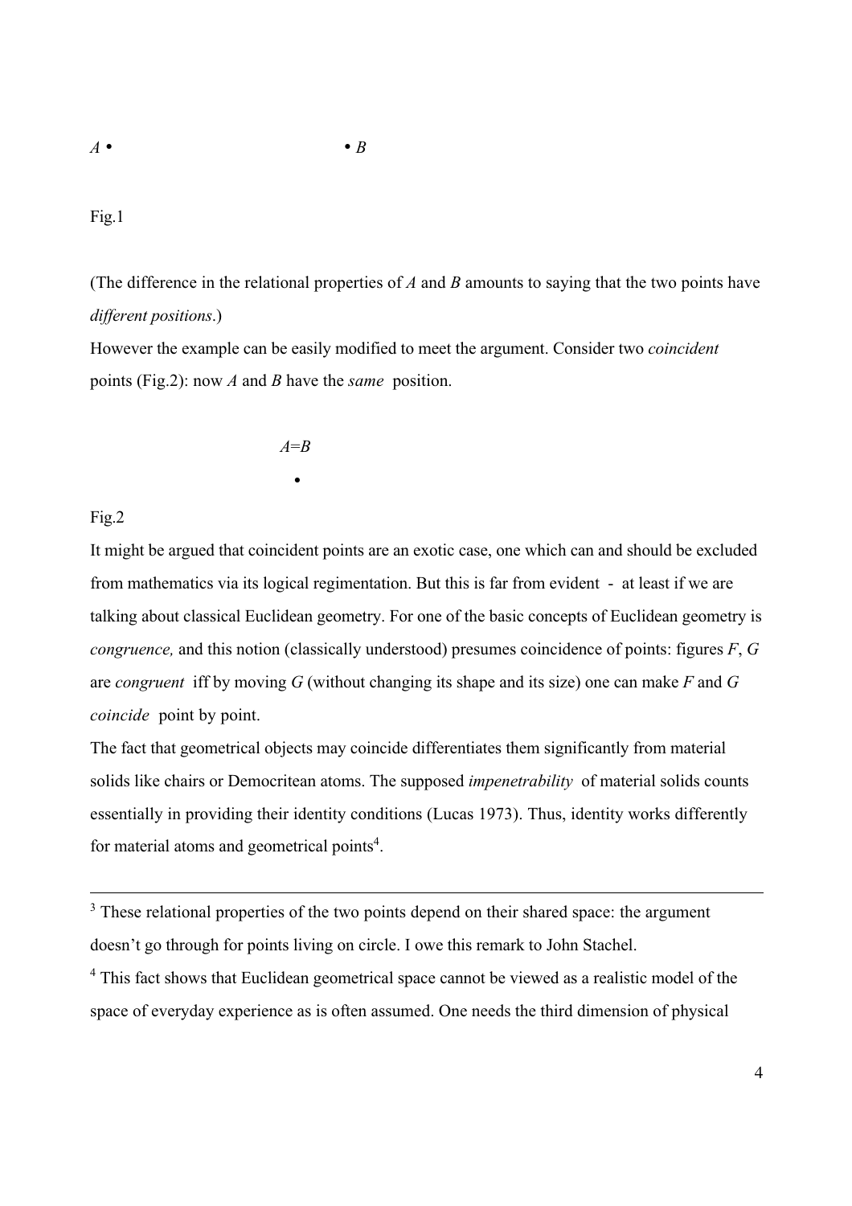*A* •                                        • *B*

Fig.1

(The difference in the relational properties of *A* and *B* amounts to saying that the two points have *different positions*.)

However the example can be easily modified to meet the argument. Consider two *coincident* points (Fig.2): now *A* and *B* have the *same* position.

*A=B*

•

Fig.2

It might be argued that coincident points are an exotic case, one which can and should be excluded from mathematics via its logical regimentation. But this is far from evident - at least if we are talking about classical Euclidean geometry. For one of the basic concepts of Euclidean geometry is *congruence,* and this notion (classically understood) presumes coincidence of points: figures *F*, *G* are *congruent* iff by moving *G* (without changing its shape and its size) one can make *F* and *G* *coincide* point by point.

The fact that geometrical objects may coincide differentiates them significantly from material solids like chairs or Democritean atoms. The supposed *impenetrability* of material solids counts essentially in providing their identity conditions (Lucas 1973). Thus, identity works differently for material atoms and geometrical points[4].

---

[3] These relational properties of the two points depend on their shared space: the argument doesn't go through for points living on circle. I owe this remark to John Stachel.

[4] This fact shows that Euclidean geometrical space cannot be viewed as a realistic model of the space of everyday experience as is often assumed. One needs the third dimension of physical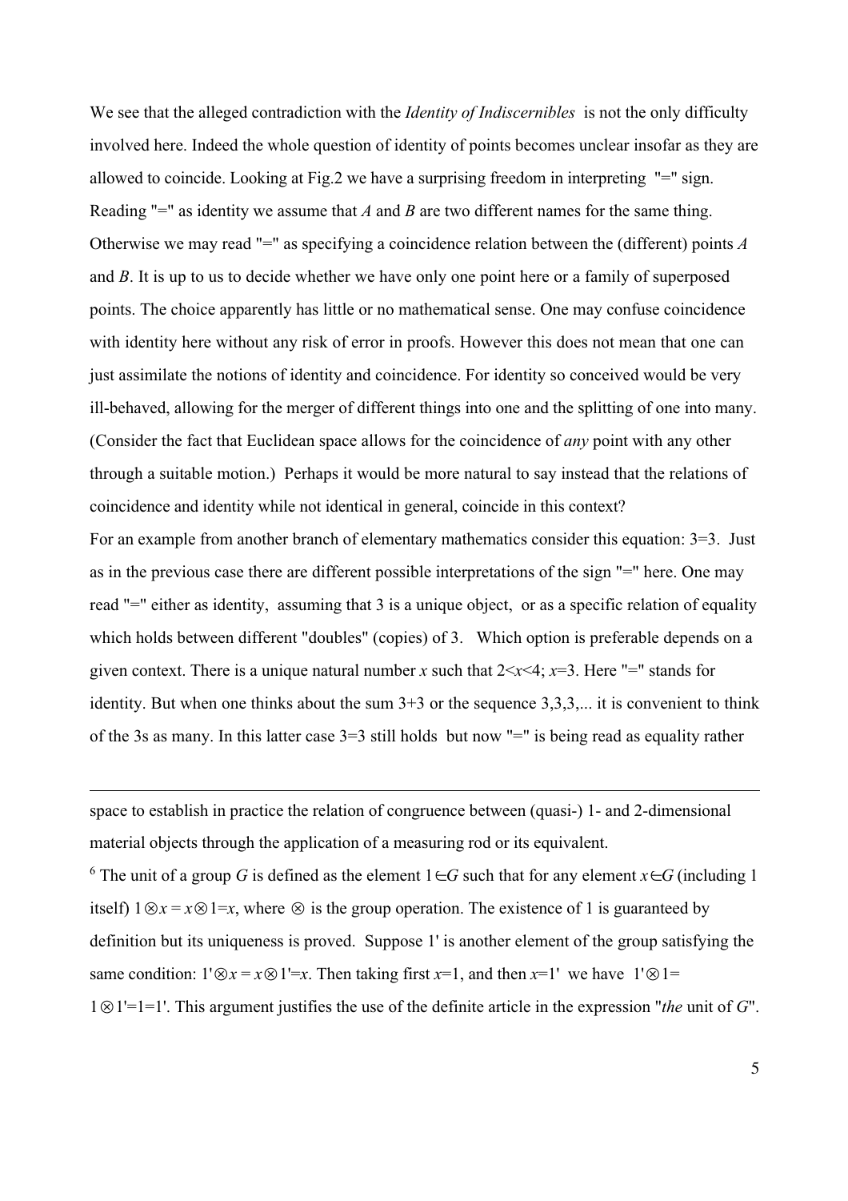We see that the alleged contradiction with the *Identity of Indiscernibles* is not the only difficulty involved here. Indeed the whole question of identity of points becomes unclear insofar as they are allowed to coincide. Looking at Fig.2 we have a surprising freedom in interpreting "=" sign. Reading "=" as identity we assume that $A$ and $B$ are two different names for the same thing. Otherwise we may read "=" as specifying a coincidence relation between the (different) points $A$ and $B$. It is up to us to decide whether we have only one point here or a family of superposed points. The choice apparently has little or no mathematical sense. One may confuse coincidence with identity here without any risk of error in proofs. However this does not mean that one can just assimilate the notions of identity and coincidence. For identity so conceived would be very ill-behaved, allowing for the merger of different things into one and the splitting of one into many. (Consider the fact that Euclidean space allows for the coincidence of *any* point with any other through a suitable motion.) Perhaps it would be more natural to say instead that the relations of coincidence and identity while not identical in general, coincide in this context?

For an example from another branch of elementary mathematics consider this equation: 3=3. Just as in the previous case there are different possible interpretations of the sign "=" here. One may read "=" either as identity, assuming that 3 is a unique object, or as a specific relation of equality which holds between different "doubles" (copies) of 3. Which option is preferable depends on a given context. There is a unique natural number $x$ such that $2<x<4$; $x=3$. Here "=" stands for identity. But when one thinks about the sum 3+3 or the sequence 3,3,3,... it is convenient to think of the 3s as many. In this latter case 3=3 still holds but now "=" is being read as equality rather

---

space to establish in practice the relation of congruence between (quasi-) 1- and 2-dimensional material objects through the application of a measuring rod or its equivalent.

[6] The unit of a group $G$ is defined as the element $1\in G$ such that for any element $x\in G$ (including 1 itself) $1\otimes x = x\otimes 1=x$, where $\otimes$ is the group operation. The existence of 1 is guaranteed by definition but its uniqueness is proved. Suppose 1' is another element of the group satisfying the same condition: $1'\otimes x = x\otimes 1'=x$. Then taking first $x=1$, and then $x=1'$ we have $1'\otimes 1= 1\otimes 1'=1=1'$. This argument justifies the use of the definite article in the expression "*the* unit of $G$".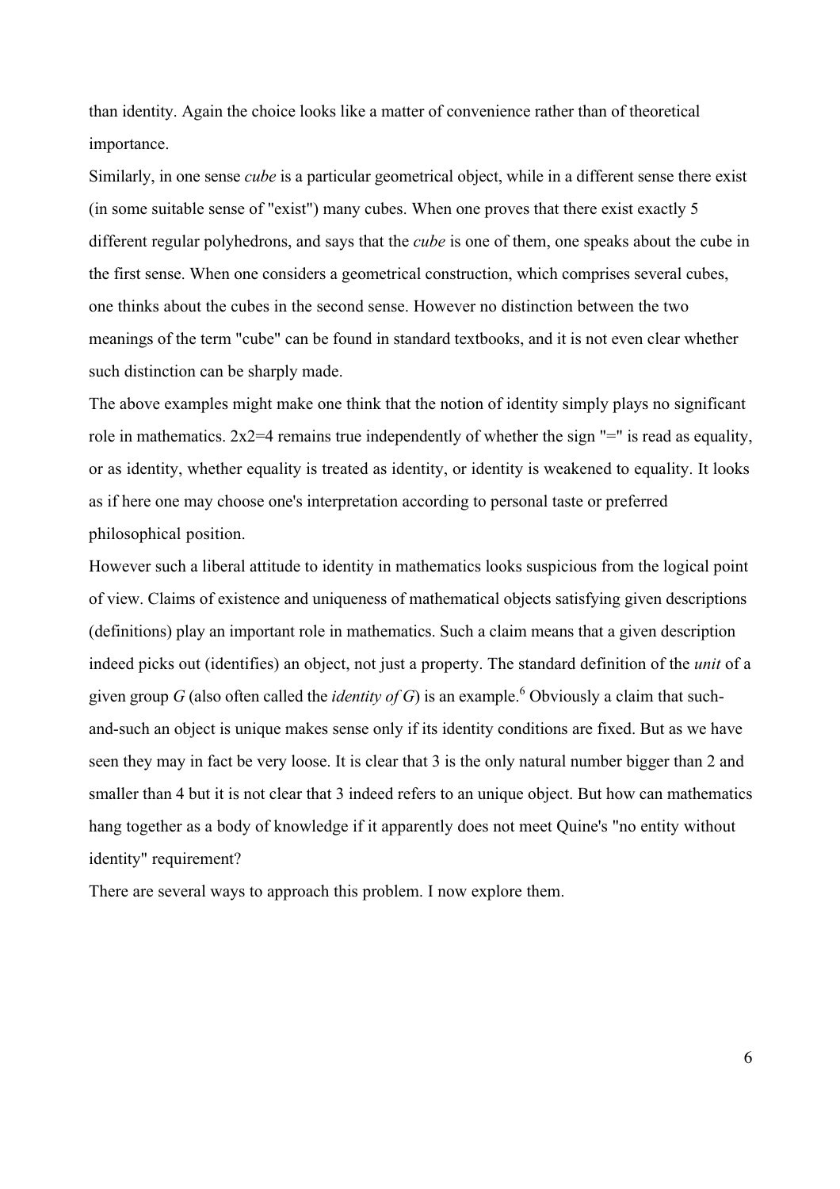than identity. Again the choice looks like a matter of convenience rather than of theoretical importance.

Similarly, in one sense *cube* is a particular geometrical object, while in a different sense there exist (in some suitable sense of "exist") many cubes. When one proves that there exist exactly 5 different regular polyhedrons, and says that the *cube* is one of them, one speaks about the cube in the first sense. When one considers a geometrical construction, which comprises several cubes, one thinks about the cubes in the second sense. However no distinction between the two meanings of the term "cube" can be found in standard textbooks, and it is not even clear whether such distinction can be sharply made.

The above examples might make one think that the notion of identity simply plays no significant role in mathematics. 2x2=4 remains true independently of whether the sign "=" is read as equality, or as identity, whether equality is treated as identity, or identity is weakened to equality. It looks as if here one may choose one's interpretation according to personal taste or preferred philosophical position.

However such a liberal attitude to identity in mathematics looks suspicious from the logical point of view. Claims of existence and uniqueness of mathematical objects satisfying given descriptions (definitions) play an important role in mathematics. Such a claim means that a given description indeed picks out (identifies) an object, not just a property. The standard definition of the *unit* of a given group *G* (also often called the *identity of G*) is an example.[6] Obviously a claim that such-and-such an object is unique makes sense only if its identity conditions are fixed. But as we have seen they may in fact be very loose. It is clear that 3 is the only natural number bigger than 2 and smaller than 4 but it is not clear that 3 indeed refers to an unique object. But how can mathematics hang together as a body of knowledge if it apparently does not meet Quine's "no entity without identity" requirement?

There are several ways to approach this problem. I now explore them.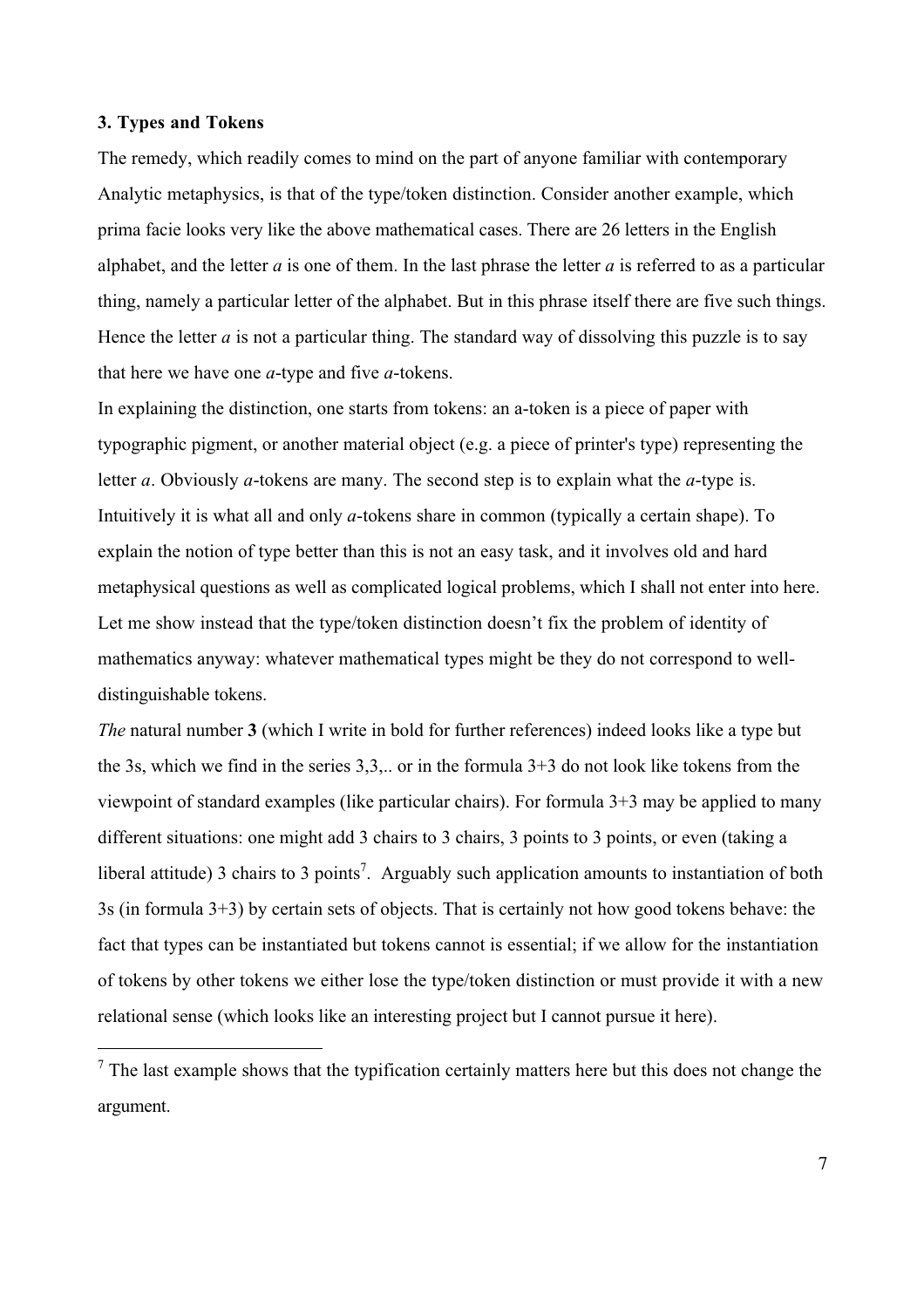### 3. Types and Tokens

The remedy, which readily comes to mind on the part of anyone familiar with contemporary Analytic metaphysics, is that of the type/token distinction. Consider another example, which prima facie looks very like the above mathematical cases. There are 26 letters in the English alphabet, and the letter *a* is one of them. In the last phrase the letter *a* is referred to as a particular thing, namely a particular letter of the alphabet. But in this phrase itself there are five such things. Hence the letter *a* is not a particular thing. The standard way of dissolving this puzzle is to say that here we have one *a*-type and five *a*-tokens.

In explaining the distinction, one starts from tokens: an a-token is a piece of paper with typographic pigment, or another material object (e.g. a piece of printer's type) representing the letter *a*. Obviously *a*-tokens are many. The second step is to explain what the *a*-type is. Intuitively it is what all and only *a*-tokens share in common (typically a certain shape). To explain the notion of type better than this is not an easy task, and it involves old and hard metaphysical questions as well as complicated logical problems, which I shall not enter into here. Let me show instead that the type/token distinction doesn't fix the problem of identity of mathematics anyway: whatever mathematical types might be they do not correspond to well-distinguishable tokens.

*The* natural number **3** (which I write in bold for further references) indeed looks like a type but the 3s, which we find in the series 3,3,.. or in the formula 3+3 do not look like tokens from the viewpoint of standard examples (like particular chairs). For formula 3+3 may be applied to many different situations: one might add 3 chairs to 3 chairs, 3 points to 3 points, or even (taking a liberal attitude) 3 chairs to 3 points[7]. Arguably such application amounts to instantiation of both 3s (in formula 3+3) by certain sets of objects. That is certainly not how good tokens behave: the fact that types can be instantiated but tokens cannot is essential; if we allow for the instantiation of tokens by other tokens we either lose the type/token distinction or must provide it with a new relational sense (which looks like an interesting project but I cannot pursue it here).

[7] The last example shows that the typification certainly matters here but this does not change the argument.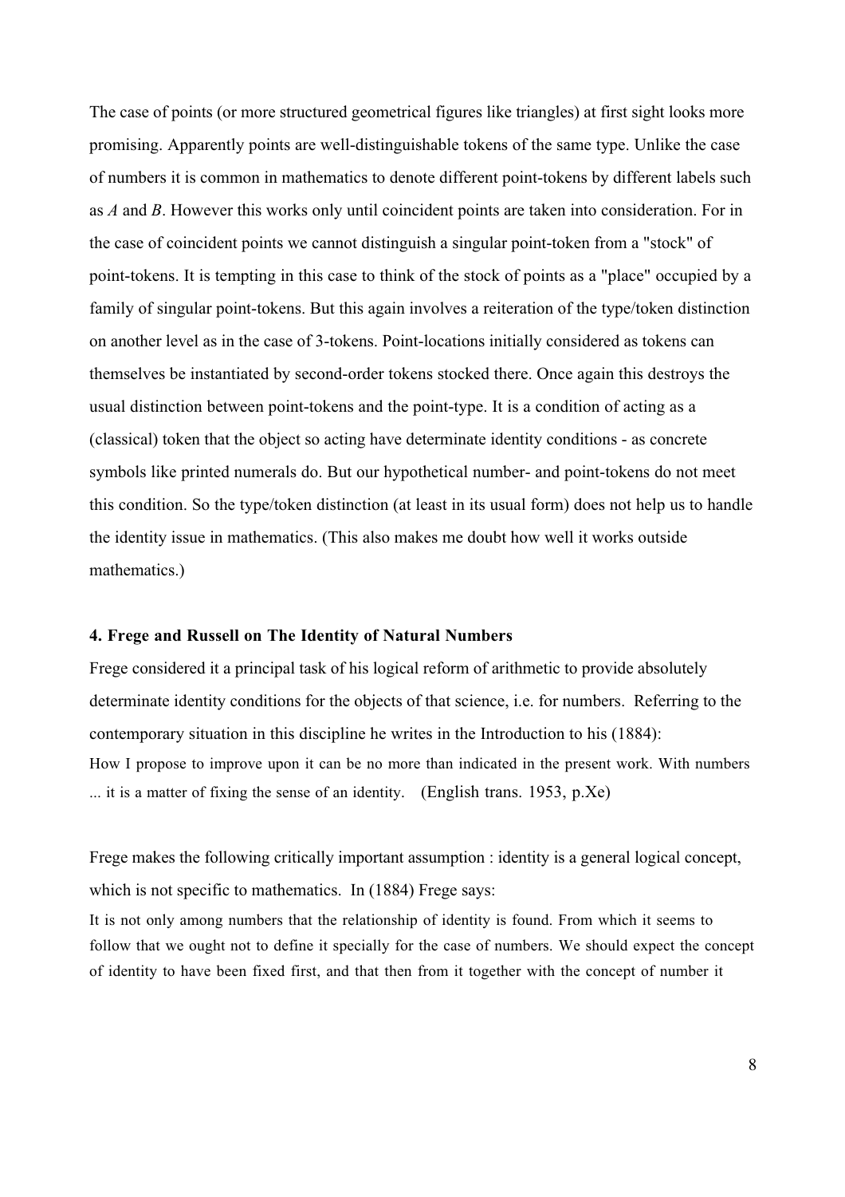The case of points (or more structured geometrical figures like triangles) at first sight looks more promising. Apparently points are well-distinguishable tokens of the same type. Unlike the case of numbers it is common in mathematics to denote different point-tokens by different labels such as *A* and *B*. However this works only until coincident points are taken into consideration. For in the case of coincident points we cannot distinguish a singular point-token from a "stock" of point-tokens. It is tempting in this case to think of the stock of points as a "place" occupied by a family of singular point-tokens. But this again involves a reiteration of the type/token distinction on another level as in the case of 3-tokens. Point-locations initially considered as tokens can themselves be instantiated by second-order tokens stocked there. Once again this destroys the usual distinction between point-tokens and the point-type. It is a condition of acting as a (classical) token that the object so acting have determinate identity conditions - as concrete symbols like printed numerals do. But our hypothetical number- and point-tokens do not meet this condition. So the type/token distinction (at least in its usual form) does not help us to handle the identity issue in mathematics. (This also makes me doubt how well it works outside mathematics.)

### 4. Frege and Russell on The Identity of Natural Numbers

Frege considered it a principal task of his logical reform of arithmetic to provide absolutely determinate identity conditions for the objects of that science, i.e. for numbers. Referring to the contemporary situation in this discipline he writes in the Introduction to his (1884):

> How I propose to improve upon it can be no more than indicated in the present work. With numbers ... it is a matter of fixing the sense of an identity. (English trans. 1953, p.Xe)

Frege makes the following critically important assumption : identity is a general logical concept, which is not specific to mathematics. In (1884) Frege says:

> It is not only among numbers that the relationship of identity is found. From which it seems to follow that we ought not to define it specially for the case of numbers. We should expect the concept of identity to have been fixed first, and that then from it together with the concept of number it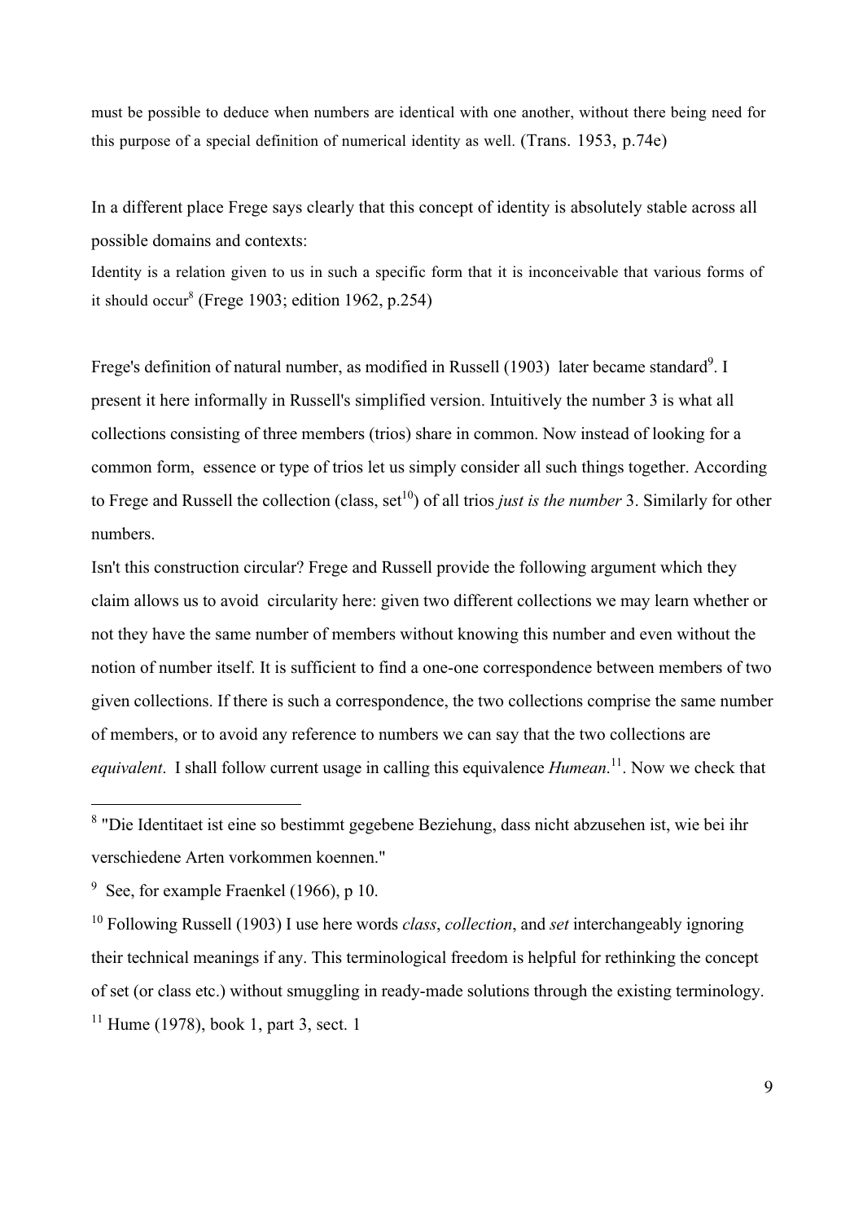must be possible to deduce when numbers are identical with one another, without there being need for this purpose of a special definition of numerical identity as well. (Trans. 1953, p.74e)

In a different place Frege says clearly that this concept of identity is absolutely stable across all possible domains and contexts:

Identity is a relation given to us in such a specific form that it is inconceivable that various forms of it should occur[8] (Frege 1903; edition 1962, p.254)

Frege's definition of natural number, as modified in Russell (1903) later became standard[9]. I present it here informally in Russell's simplified version. Intuitively the number 3 is what all collections consisting of three members (trios) share in common. Now instead of looking for a common form, essence or type of trios let us simply consider all such things together. According to Frege and Russell the collection (class, set[10]) of all trios *just is the number* 3. Similarly for other numbers.

Isn't this construction circular? Frege and Russell provide the following argument which they claim allows us to avoid circularity here: given two different collections we may learn whether or not they have the same number of members without knowing this number and even without the notion of number itself. It is sufficient to find a one-one correspondence between members of two given collections. If there is such a correspondence, the two collections comprise the same number of members, or to avoid any reference to numbers we can say that the two collections are *equivalent*. I shall follow current usage in calling this equivalence *Humean*.[11]. Now we check that

---

[8] "Die Identitaet ist eine so bestimmt gegebene Beziehung, dass nicht abzusehen ist, wie bei ihr verschiedene Arten vorkommen koennen."

[9] See, for example Fraenkel (1966), p 10.

[10] Following Russell (1903) I use here words *class*, *collection*, and *set* interchangeably ignoring their technical meanings if any. This terminological freedom is helpful for rethinking the concept of set (or class etc.) without smuggling in ready-made solutions through the existing terminology.

[11] Hume (1978), book 1, part 3, sect. 1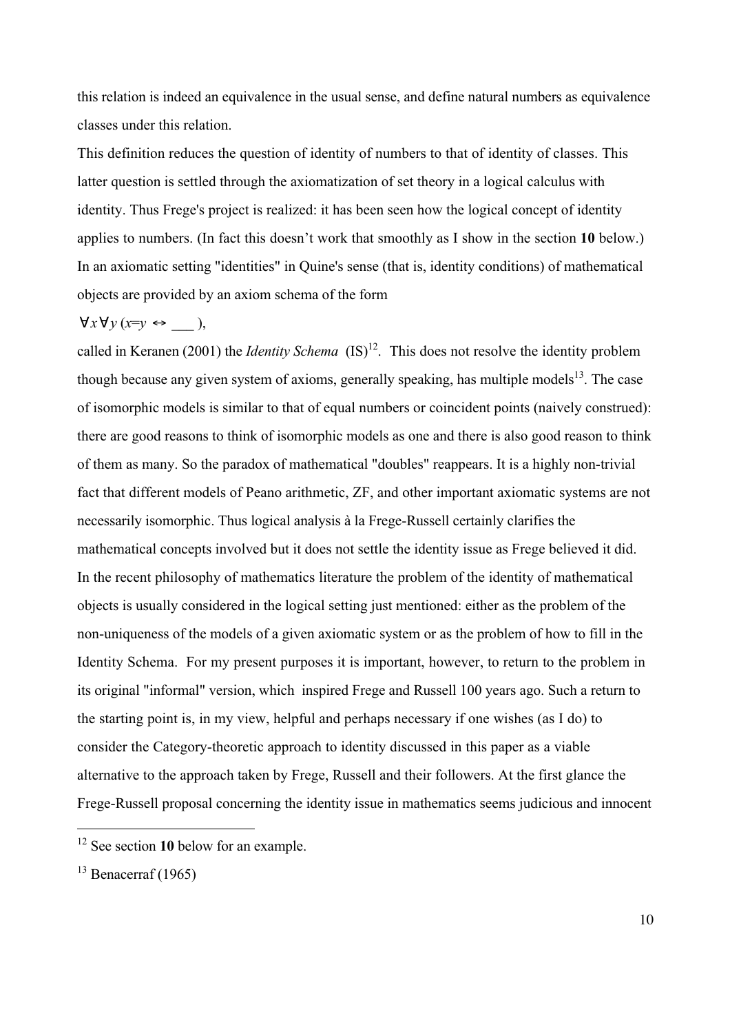this relation is indeed an equivalence in the usual sense, and define natural numbers as equivalence classes under this relation.

This definition reduces the question of identity of numbers to that of identity of classes. This latter question is settled through the axiomatization of set theory in a logical calculus with identity. Thus Frege's project is realized: it has been seen how the logical concept of identity applies to numbers. (In fact this doesn't work that smoothly as I show in the section **10** below.)

In an axiomatic setting "identities" in Quine's sense (that is, identity conditions) of mathematical objects are provided by an axiom schema of the form

$\forall x \forall y \, (x{=}y \leftrightarrow \_\_\_ \, )$,

called in Keranen (2001) the *Identity Schema* (IS)[12]. This does not resolve the identity problem though because any given system of axioms, generally speaking, has multiple models[13]. The case of isomorphic models is similar to that of equal numbers or coincident points (naively construed): there are good reasons to think of isomorphic models as one and there is also good reason to think of them as many. So the paradox of mathematical "doubles" reappears. It is a highly non-trivial fact that different models of Peano arithmetic, ZF, and other important axiomatic systems are not necessarily isomorphic. Thus logical analysis à la Frege-Russell certainly clarifies the mathematical concepts involved but it does not settle the identity issue as Frege believed it did.

In the recent philosophy of mathematics literature the problem of the identity of mathematical objects is usually considered in the logical setting just mentioned: either as the problem of the non-uniqueness of the models of a given axiomatic system or as the problem of how to fill in the Identity Schema. For my present purposes it is important, however, to return to the problem in its original "informal" version, which inspired Frege and Russell 100 years ago. Such a return to the starting point is, in my view, helpful and perhaps necessary if one wishes (as I do) to consider the Category-theoretic approach to identity discussed in this paper as a viable alternative to the approach taken by Frege, Russell and their followers. At the first glance the Frege-Russell proposal concerning the identity issue in mathematics seems judicious and innocent

---

[12] See section **10** below for an example.

[13] Benacerraf (1965)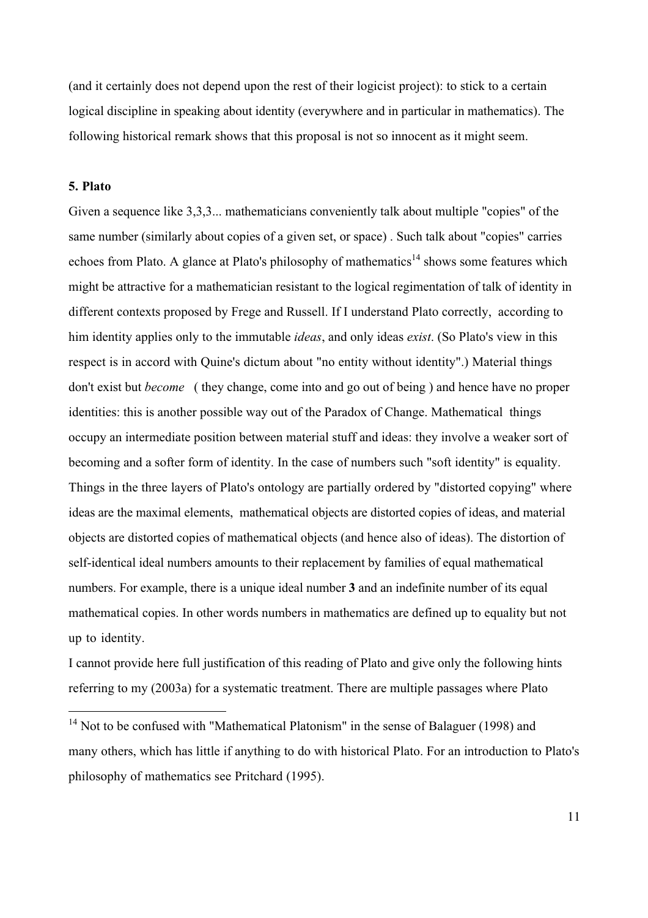(and it certainly does not depend upon the rest of their logicist project): to stick to a certain logical discipline in speaking about identity (everywhere and in particular in mathematics). The following historical remark shows that this proposal is not so innocent as it might seem.

**5. Plato**

Given a sequence like 3,3,3... mathematicians conveniently talk about multiple "copies" of the same number (similarly about copies of a given set, or space) . Such talk about "copies" carries echoes from Plato. A glance at Plato's philosophy of mathematics[14] shows some features which might be attractive for a mathematician resistant to the logical regimentation of talk of identity in different contexts proposed by Frege and Russell. If I understand Plato correctly, according to him identity applies only to the immutable *ideas*, and only ideas *exist*. (So Plato's view in this respect is in accord with Quine's dictum about "no entity without identity".) Material things don't exist but *become* ( they change, come into and go out of being ) and hence have no proper identities: this is another possible way out of the Paradox of Change. Mathematical things occupy an intermediate position between material stuff and ideas: they involve a weaker sort of becoming and a softer form of identity. In the case of numbers such "soft identity" is equality. Things in the three layers of Plato's ontology are partially ordered by "distorted copying" where ideas are the maximal elements, mathematical objects are distorted copies of ideas, and material objects are distorted copies of mathematical objects (and hence also of ideas). The distortion of self-identical ideal numbers amounts to their replacement by families of equal mathematical numbers. For example, there is a unique ideal number **3** and an indefinite number of its equal mathematical copies. In other words numbers in mathematics are defined up to equality but not up to identity.

I cannot provide here full justification of this reading of Plato and give only the following hints referring to my (2003a) for a systematic treatment. There are multiple passages where Plato

[14] Not to be confused with "Mathematical Platonism" in the sense of Balaguer (1998) and many others, which has little if anything to do with historical Plato. For an introduction to Plato's philosophy of mathematics see Pritchard (1995).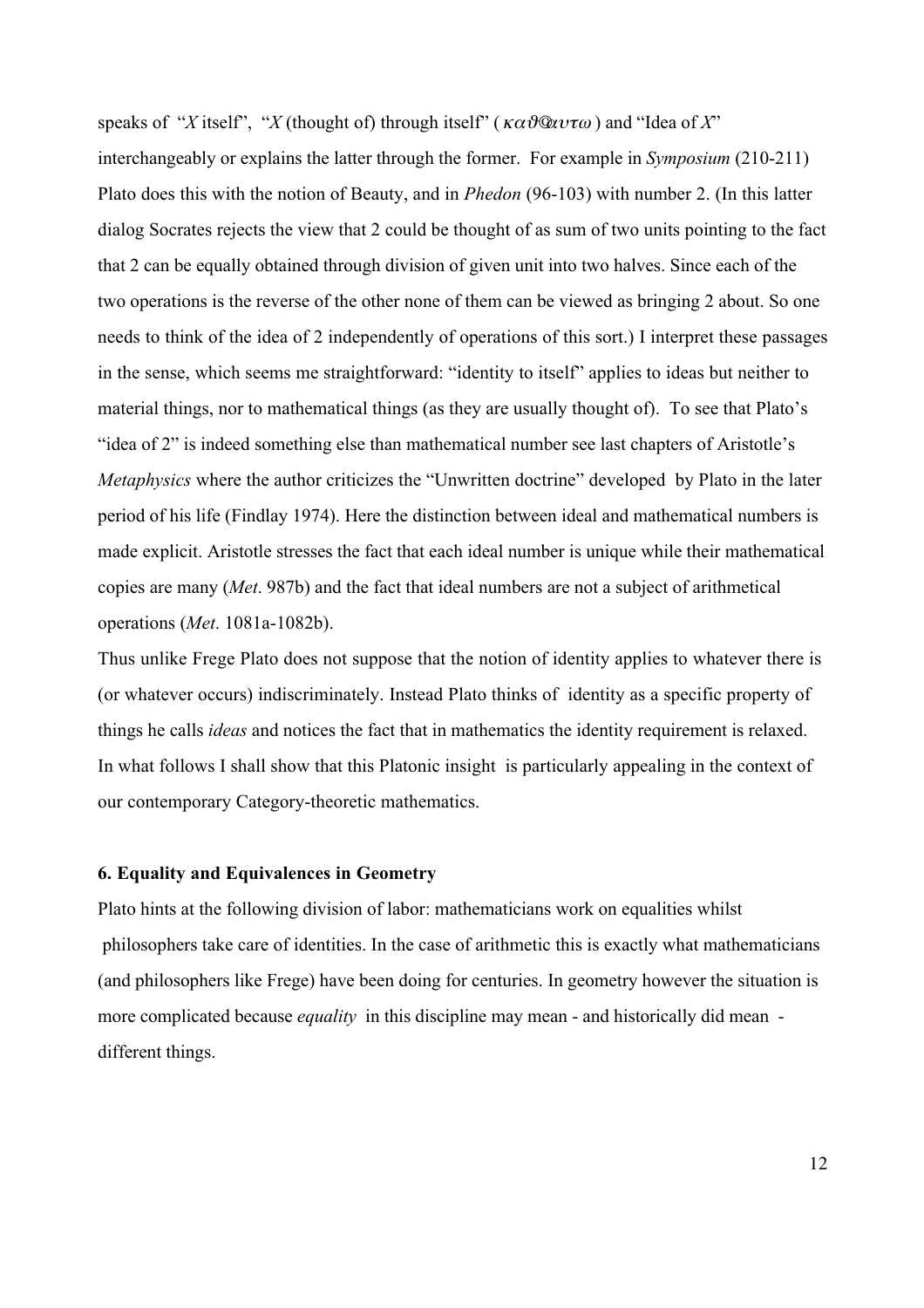speaks of "*X* itself", "*X* (thought of) through itself" ( $\kappa\alpha\vartheta$@$\alpha\upsilon\tau\omega$ ) and "Idea of *X*" interchangeably or explains the latter through the former. For example in *Symposium* (210-211) Plato does this with the notion of Beauty, and in *Phedon* (96-103) with number 2. (In this latter dialog Socrates rejects the view that 2 could be thought of as sum of two units pointing to the fact that 2 can be equally obtained through division of given unit into two halves. Since each of the two operations is the reverse of the other none of them can be viewed as bringing 2 about. So one needs to think of the idea of 2 independently of operations of this sort.) I interpret these passages in the sense, which seems me straightforward: "identity to itself" applies to ideas but neither to material things, nor to mathematical things (as they are usually thought of). To see that Plato's "idea of 2" is indeed something else than mathematical number see last chapters of Aristotle's *Metaphysics* where the author criticizes the "Unwritten doctrine" developed by Plato in the later period of his life (Findlay 1974). Here the distinction between ideal and mathematical numbers is made explicit. Aristotle stresses the fact that each ideal number is unique while their mathematical copies are many (*Met*. 987b) and the fact that ideal numbers are not a subject of arithmetical operations (*Met*. 1081a-1082b).

Thus unlike Frege Plato does not suppose that the notion of identity applies to whatever there is (or whatever occurs) indiscriminately. Instead Plato thinks of identity as a specific property of things he calls *ideas* and notices the fact that in mathematics the identity requirement is relaxed. In what follows I shall show that this Platonic insight is particularly appealing in the context of our contemporary Category-theoretic mathematics.

### 6. Equality and Equivalences in Geometry

Plato hints at the following division of labor: mathematicians work on equalities whilst philosophers take care of identities. In the case of arithmetic this is exactly what mathematicians (and philosophers like Frege) have been doing for centuries. In geometry however the situation is more complicated because *equality* in this discipline may mean - and historically did mean - different things.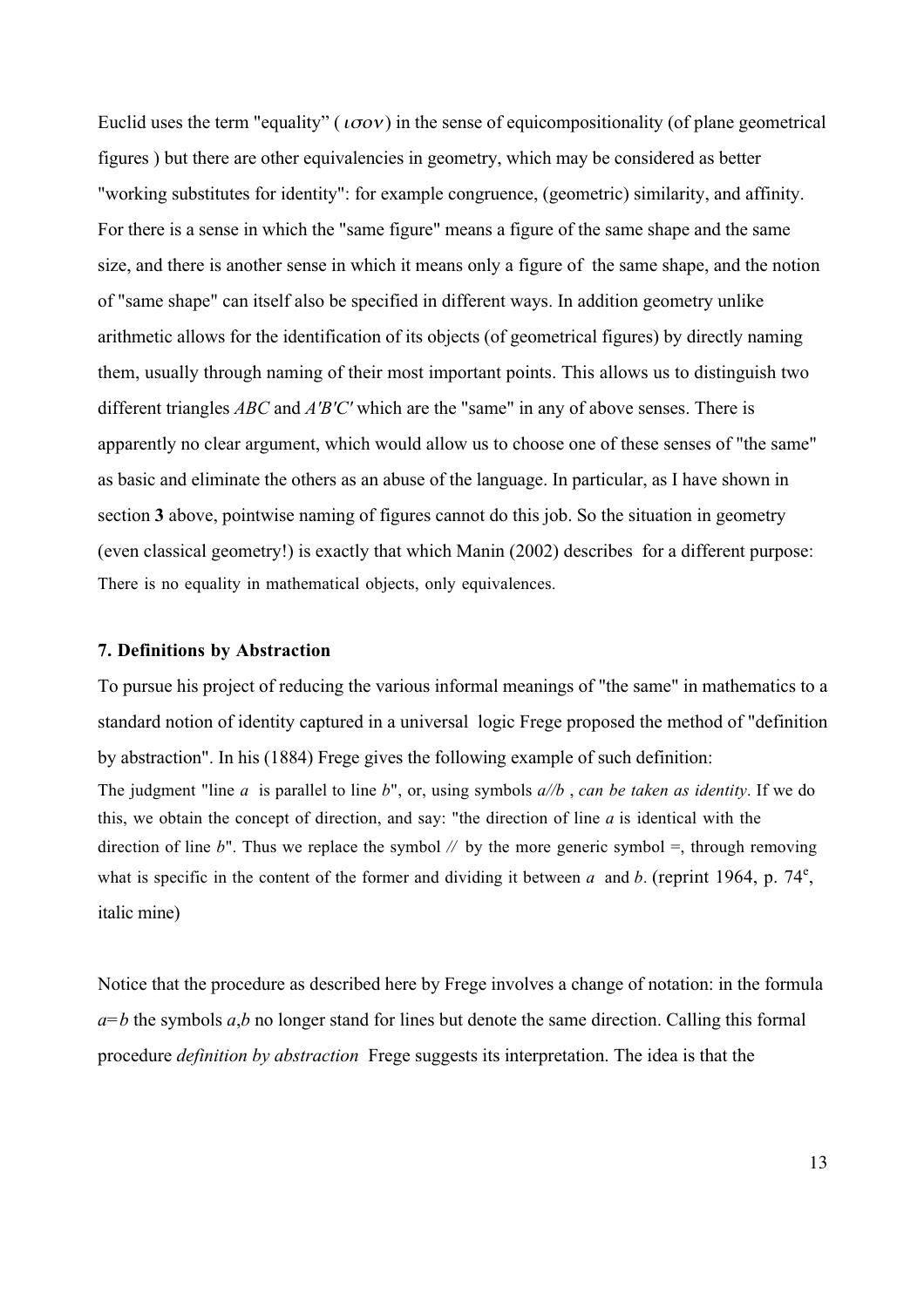Euclid uses the term "equality" ( $\iota\sigma o\nu$ ) in the sense of equicompositionality (of plane geometrical figures ) but there are other equivalencies in geometry, which may be considered as better "working substitutes for identity": for example congruence, (geometric) similarity, and affinity. For there is a sense in which the "same figure" means a figure of the same shape and the same size, and there is another sense in which it means only a figure of the same shape, and the notion of "same shape" can itself also be specified in different ways. In addition geometry unlike arithmetic allows for the identification of its objects (of geometrical figures) by directly naming them, usually through naming of their most important points. This allows us to distinguish two different triangles *ABC* and *A'B'C'* which are the "same" in any of above senses. There is apparently no clear argument, which would allow us to choose one of these senses of "the same" as basic and eliminate the others as an abuse of the language. In particular, as I have shown in section **3** above, pointwise naming of figures cannot do this job. So the situation in geometry (even classical geometry!) is exactly that which Manin (2002) describes for a different purpose:

There is no equality in mathematical objects, only equivalences.

### 7. Definitions by Abstraction

To pursue his project of reducing the various informal meanings of "the same" in mathematics to a standard notion of identity captured in a universal logic Frege proposed the method of "definition by abstraction". In his (1884) Frege gives the following example of such definition:

The judgment "line *a* is parallel to line *b*", or, using symbols *a//b* , *can be taken as identity*. If we do this, we obtain the concept of direction, and say: "the direction of line *a* is identical with the direction of line *b*". Thus we replace the symbol // by the more generic symbol =, through removing what is specific in the content of the former and dividing it between *a* and *b*. (reprint 1964, p. 74[e], italic mine)

Notice that the procedure as described here by Frege involves a change of notation: in the formula $a=b$ the symbols $a$,$b$ no longer stand for lines but denote the same direction. Calling this formal procedure *definition by abstraction* Frege suggests its interpretation. The idea is that the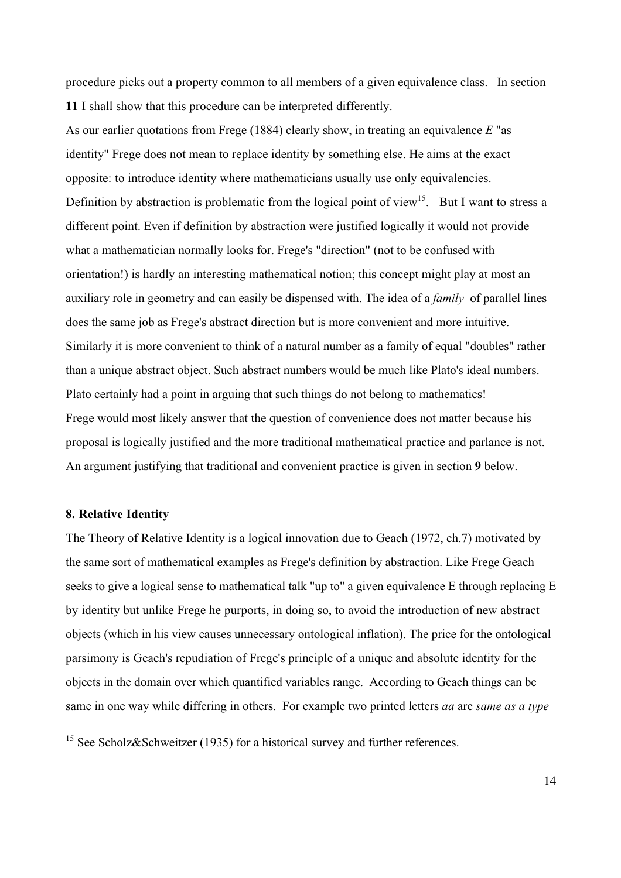procedure picks out a property common to all members of a given equivalence class. In section **11** I shall show that this procedure can be interpreted differently.

As our earlier quotations from Frege (1884) clearly show, in treating an equivalence $E$ "as identity" Frege does not mean to replace identity by something else. He aims at the exact opposite: to introduce identity where mathematicians usually use only equivalencies. Definition by abstraction is problematic from the logical point of view[15]. But I want to stress a different point. Even if definition by abstraction were justified logically it would not provide what a mathematician normally looks for. Frege's "direction" (not to be confused with orientation!) is hardly an interesting mathematical notion; this concept might play at most an auxiliary role in geometry and can easily be dispensed with. The idea of a *family* of parallel lines does the same job as Frege's abstract direction but is more convenient and more intuitive. Similarly it is more convenient to think of a natural number as a family of equal "doubles" rather than a unique abstract object. Such abstract numbers would be much like Plato's ideal numbers. Plato certainly had a point in arguing that such things do not belong to mathematics!

Frege would most likely answer that the question of convenience does not matter because his proposal is logically justified and the more traditional mathematical practice and parlance is not. An argument justifying that traditional and convenient practice is given in section **9** below.

## 8. Relative Identity

The Theory of Relative Identity is a logical innovation due to Geach (1972, ch.7) motivated by the same sort of mathematical examples as Frege's definition by abstraction. Like Frege Geach seeks to give a logical sense to mathematical talk "up to" a given equivalence E through replacing E by identity but unlike Frege he purports, in doing so, to avoid the introduction of new abstract objects (which in his view causes unnecessary ontological inflation). The price for the ontological parsimony is Geach's repudiation of Frege's principle of a unique and absolute identity for the objects in the domain over which quantified variables range. According to Geach things can be same in one way while differing in others. For example two printed letters *aa* are *same as a type*

[15] See Scholz&Schweitzer (1935) for a historical survey and further references.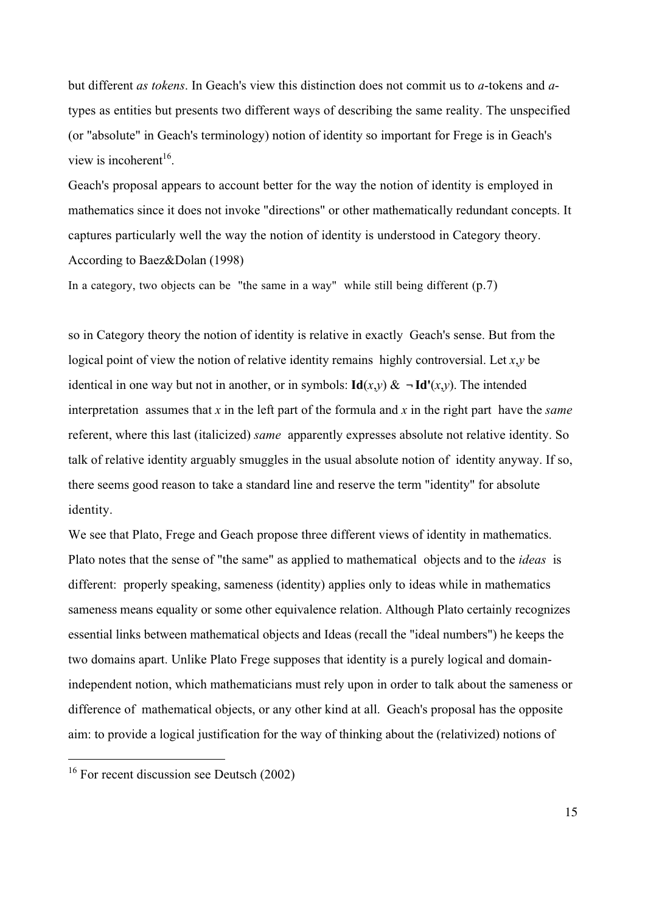but different *as tokens*. In Geach's view this distinction does not commit us to *a*-tokens and *a*-types as entities but presents two different ways of describing the same reality. The unspecified (or "absolute" in Geach's terminology) notion of identity so important for Frege is in Geach's view is incoherent[16].

Geach's proposal appears to account better for the way the notion of identity is employed in mathematics since it does not invoke "directions" or other mathematically redundant concepts. It captures particularly well the way the notion of identity is understood in Category theory. According to Baez&Dolan (1998)

> In a category, two objects can be "the same in a way" while still being different (p.7)

so in Category theory the notion of identity is relative in exactly Geach's sense. But from the logical point of view the notion of relative identity remains highly controversial. Let $x,y$ be identical in one way but not in another, or in symbols: $\mathbf{Id}(x,y)$ & $\neg\,\mathbf{Id'}(x,y)$. The intended interpretation assumes that $x$ in the left part of the formula and $x$ in the right part have the *same* referent, where this last (italicized) *same* apparently expresses absolute not relative identity. So talk of relative identity arguably smuggles in the usual absolute notion of identity anyway. If so, there seems good reason to take a standard line and reserve the term "identity" for absolute identity.

We see that Plato, Frege and Geach propose three different views of identity in mathematics. Plato notes that the sense of "the same" as applied to mathematical objects and to the *ideas* is different: properly speaking, sameness (identity) applies only to ideas while in mathematics sameness means equality or some other equivalence relation. Although Plato certainly recognizes essential links between mathematical objects and Ideas (recall the "ideal numbers") he keeps the two domains apart. Unlike Plato Frege supposes that identity is a purely logical and domain-independent notion, which mathematicians must rely upon in order to talk about the sameness or difference of mathematical objects, or any other kind at all. Geach's proposal has the opposite aim: to provide a logical justification for the way of thinking about the (relativized) notions of

---

[16] For recent discussion see Deutsch (2002)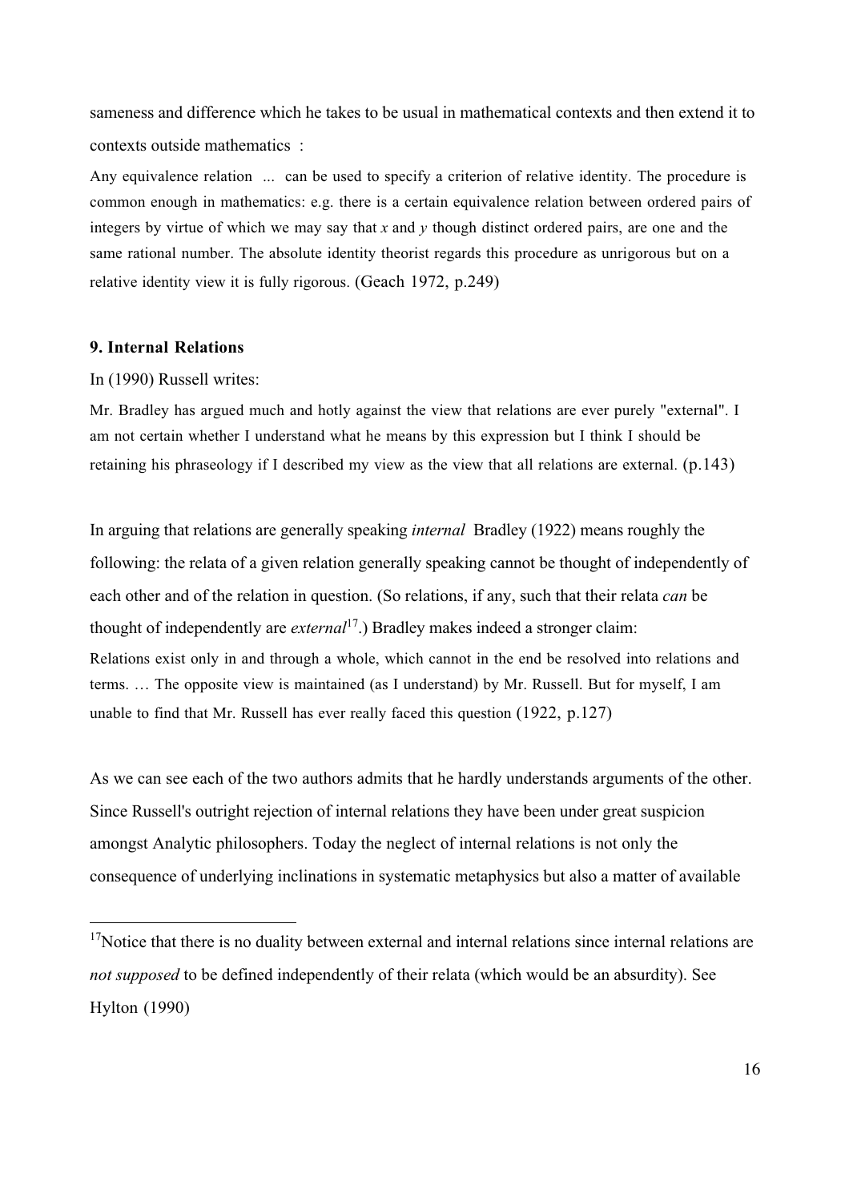sameness and difference which he takes to be usual in mathematical contexts and then extend it to contexts outside mathematics :

> Any equivalence relation ... can be used to specify a criterion of relative identity. The procedure is common enough in mathematics: e.g. there is a certain equivalence relation between ordered pairs of integers by virtue of which we may say that *x* and *y* though distinct ordered pairs, are one and the same rational number. The absolute identity theorist regards this procedure as unrigorous but on a relative identity view it is fully rigorous. (Geach 1972, p.249)

### 9. Internal Relations

In (1990) Russell writes:

> Mr. Bradley has argued much and hotly against the view that relations are ever purely "external". I am not certain whether I understand what he means by this expression but I think I should be retaining his phraseology if I described my view as the view that all relations are external. (p.143)

In arguing that relations are generally speaking *internal* Bradley (1922) means roughly the following: the relata of a given relation generally speaking cannot be thought of independently of each other and of the relation in question. (So relations, if any, such that their relata *can* be thought of independently are *external*[17].) Bradley makes indeed a stronger claim:

> Relations exist only in and through a whole, which cannot in the end be resolved into relations and terms. … The opposite view is maintained (as I understand) by Mr. Russell. But for myself, I am unable to find that Mr. Russell has ever really faced this question (1922, p.127)

As we can see each of the two authors admits that he hardly understands arguments of the other. Since Russell's outright rejection of internal relations they have been under great suspicion amongst Analytic philosophers. Today the neglect of internal relations is not only the consequence of underlying inclinations in systematic metaphysics but also a matter of available

---

[17] Notice that there is no duality between external and internal relations since internal relations are *not supposed* to be defined independently of their relata (which would be an absurdity). See Hylton (1990)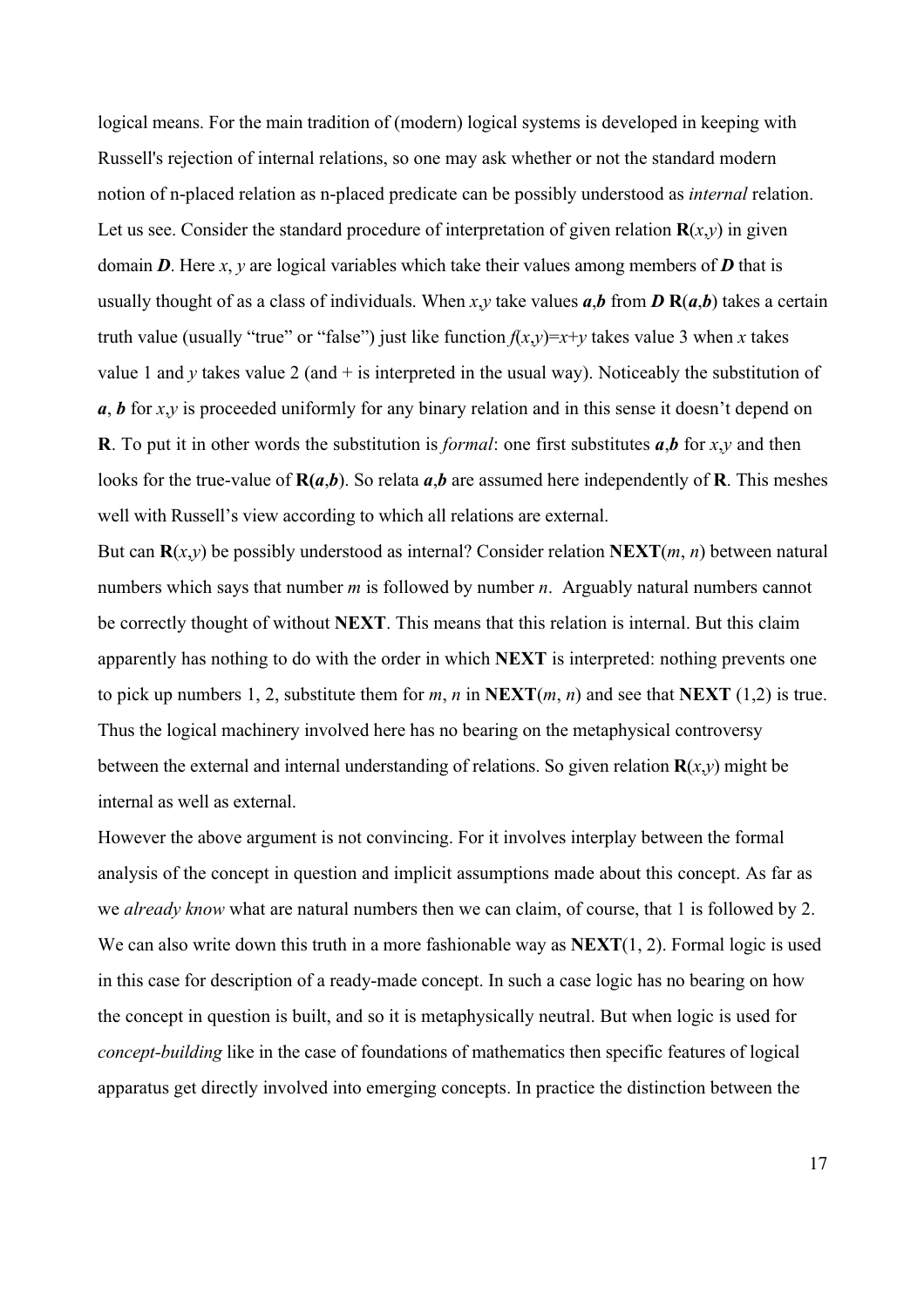logical means. For the main tradition of (modern) logical systems is developed in keeping with Russell's rejection of internal relations, so one may ask whether or not the standard modern notion of n-placed relation as n-placed predicate can be possibly understood as *internal* relation. Let us see. Consider the standard procedure of interpretation of given relation $\mathbf{R}(x,y)$ in given domain $\boldsymbol{D}$. Here $x$, $y$ are logical variables which take their values among members of $\boldsymbol{D}$ that is usually thought of as a class of individuals. When $x$,$y$ take values $\boldsymbol{a}$,$\boldsymbol{b}$ from $\boldsymbol{D}$ $\mathbf{R}(\boldsymbol{a},\boldsymbol{b})$ takes a certain truth value (usually "true" or "false") just like function $f(x,y)=x+y$ takes value 3 when $x$ takes value 1 and $y$ takes value 2 (and + is interpreted in the usual way). Noticeably the substitution of $\boldsymbol{a}$, $\boldsymbol{b}$ for $x$,$y$ is proceeded uniformly for any binary relation and in this sense it doesn't depend on $\mathbf{R}$. To put it in other words the substitution is *formal*: one first substitutes $\boldsymbol{a}$,$\boldsymbol{b}$ for $x$,$y$ and then looks for the true-value of $\mathbf{R}(\boldsymbol{a},\boldsymbol{b})$. So relata $\boldsymbol{a}$,$\boldsymbol{b}$ are assumed here independently of $\mathbf{R}$. This meshes well with Russell's view according to which all relations are external.

But can $\mathbf{R}(x,y)$ be possibly understood as internal? Consider relation $\mathbf{NEXT}(m, n)$ between natural numbers which says that number $m$ is followed by number $n$. Arguably natural numbers cannot be correctly thought of without **NEXT**. This means that this relation is internal. But this claim apparently has nothing to do with the order in which **NEXT** is interpreted: nothing prevents one to pick up numbers 1, 2, substitute them for $m$, $n$ in $\mathbf{NEXT}(m, n)$ and see that **NEXT** (1,2) is true. Thus the logical machinery involved here has no bearing on the metaphysical controversy between the external and internal understanding of relations. So given relation $\mathbf{R}(x,y)$ might be internal as well as external.

However the above argument is not convincing. For it involves interplay between the formal analysis of the concept in question and implicit assumptions made about this concept. As far as we *already know* what are natural numbers then we can claim, of course, that 1 is followed by 2. We can also write down this truth in a more fashionable way as **NEXT**(1, 2). Formal logic is used in this case for description of a ready-made concept. In such a case logic has no bearing on how the concept in question is built, and so it is metaphysically neutral. But when logic is used for *concept-building* like in the case of foundations of mathematics then specific features of logical apparatus get directly involved into emerging concepts. In practice the distinction between the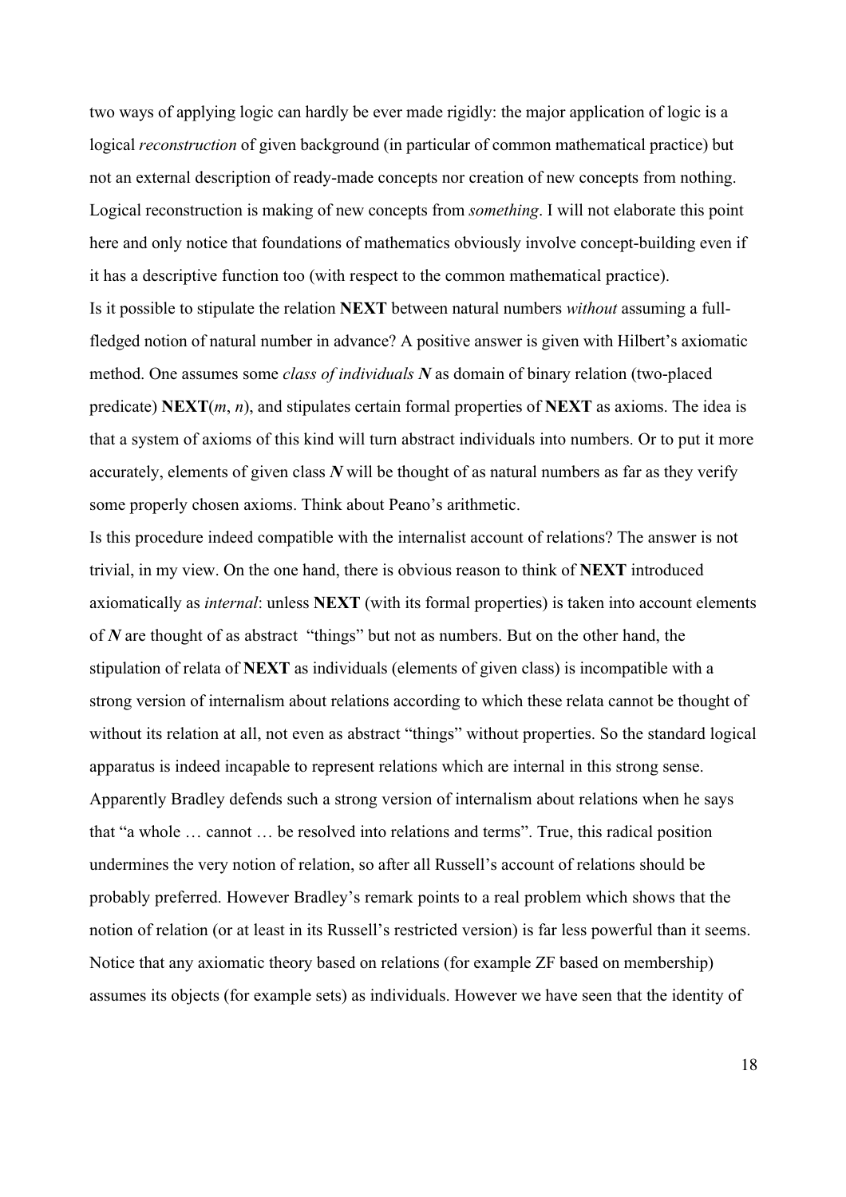two ways of applying logic can hardly be ever made rigidly: the major application of logic is a logical *reconstruction* of given background (in particular of common mathematical practice) but not an external description of ready-made concepts nor creation of new concepts from nothing. Logical reconstruction is making of new concepts from *something*. I will not elaborate this point here and only notice that foundations of mathematics obviously involve concept-building even if it has a descriptive function too (with respect to the common mathematical practice).

Is it possible to stipulate the relation **NEXT** between natural numbers *without* assuming a full-fledged notion of natural number in advance? A positive answer is given with Hilbert's axiomatic method. One assumes some *class of individuals* ***N*** as domain of binary relation (two-placed predicate) **NEXT**($m$, $n$), and stipulates certain formal properties of **NEXT** as axioms. The idea is that a system of axioms of this kind will turn abstract individuals into numbers. Or to put it more accurately, elements of given class ***N*** will be thought of as natural numbers as far as they verify some properly chosen axioms. Think about Peano's arithmetic.

Is this procedure indeed compatible with the internalist account of relations? The answer is not trivial, in my view. On the one hand, there is obvious reason to think of **NEXT** introduced axiomatically as *internal*: unless **NEXT** (with its formal properties) is taken into account elements of ***N*** are thought of as abstract "things" but not as numbers. But on the other hand, the stipulation of relata of **NEXT** as individuals (elements of given class) is incompatible with a strong version of internalism about relations according to which these relata cannot be thought of without its relation at all, not even as abstract "things" without properties. So the standard logical apparatus is indeed incapable to represent relations which are internal in this strong sense. Apparently Bradley defends such a strong version of internalism about relations when he says that "a whole … cannot … be resolved into relations and terms". True, this radical position undermines the very notion of relation, so after all Russell's account of relations should be probably preferred. However Bradley's remark points to a real problem which shows that the notion of relation (or at least in its Russell's restricted version) is far less powerful than it seems. Notice that any axiomatic theory based on relations (for example ZF based on membership) assumes its objects (for example sets) as individuals. However we have seen that the identity of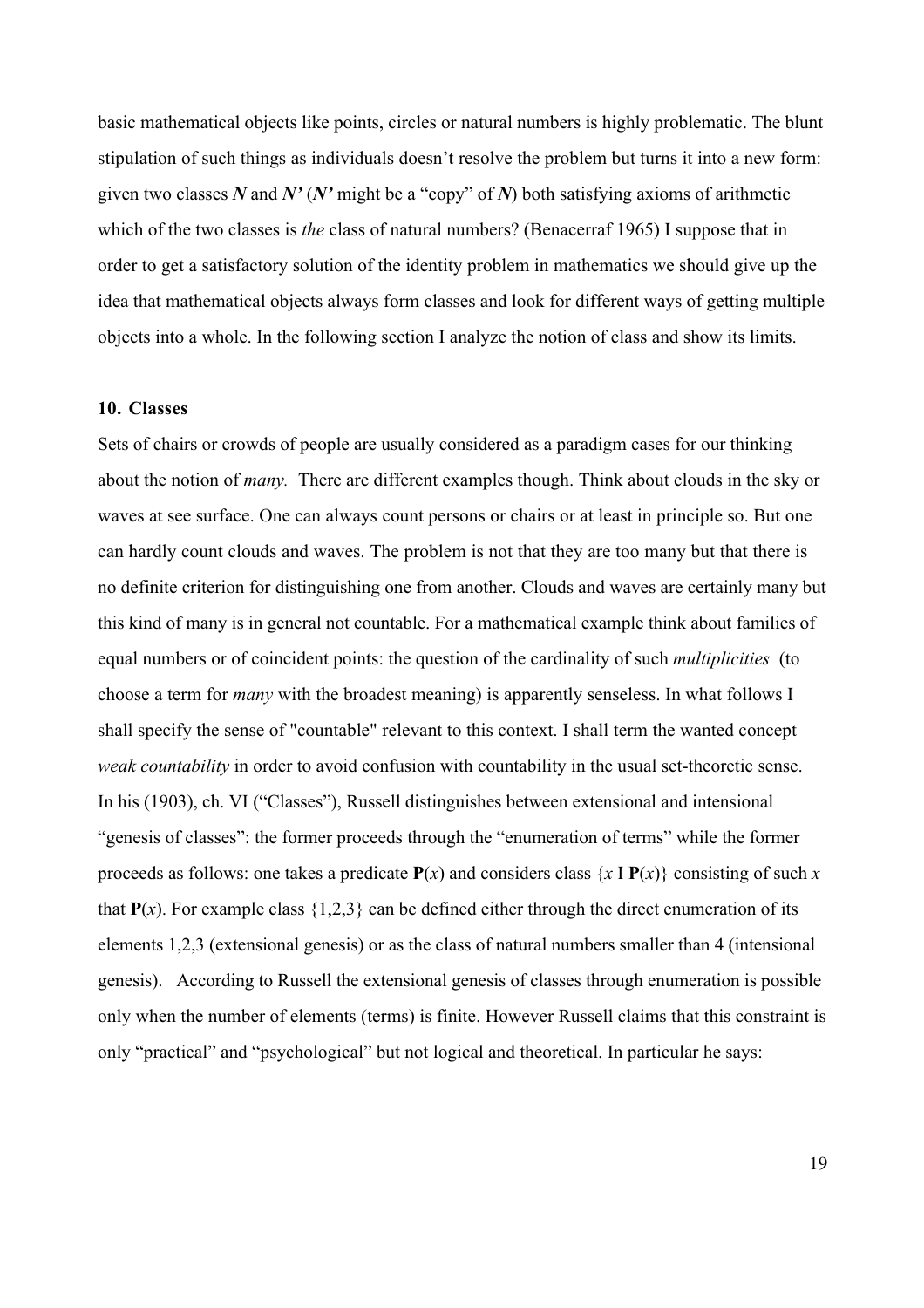basic mathematical objects like points, circles or natural numbers is highly problematic. The blunt stipulation of such things as individuals doesn't resolve the problem but turns it into a new form: given two classes ***N*** and ***N'*** (***N'*** might be a "copy" of ***N***) both satisfying axioms of arithmetic which of the two classes is *the* class of natural numbers? (Benacerraf 1965) I suppose that in order to get a satisfactory solution of the identity problem in mathematics we should give up the idea that mathematical objects always form classes and look for different ways of getting multiple objects into a whole. In the following section I analyze the notion of class and show its limits.

## 10. Classes

Sets of chairs or crowds of people are usually considered as a paradigm cases for our thinking about the notion of *many.* There are different examples though. Think about clouds in the sky or waves at see surface. One can always count persons or chairs or at least in principle so. But one can hardly count clouds and waves. The problem is not that they are too many but that there is no definite criterion for distinguishing one from another. Clouds and waves are certainly many but this kind of many is in general not countable. For a mathematical example think about families of equal numbers or of coincident points: the question of the cardinality of such *multiplicities* (to choose a term for *many* with the broadest meaning) is apparently senseless. In what follows I shall specify the sense of "countable" relevant to this context. I shall term the wanted concept *weak countability* in order to avoid confusion with countability in the usual set-theoretic sense.

In his (1903), ch. VI ("Classes"), Russell distinguishes between extensional and intensional "genesis of classes": the former proceeds through the "enumeration of terms" while the former proceeds as follows: one takes a predicate $\mathbf{P}(x)$ and considers class $\{x \text{ I } \mathbf{P}(x)\}$ consisting of such $x$ that $\mathbf{P}(x)$. For example class $\{1,2,3\}$ can be defined either through the direct enumeration of its elements 1,2,3 (extensional genesis) or as the class of natural numbers smaller than 4 (intensional genesis). According to Russell the extensional genesis of classes through enumeration is possible only when the number of elements (terms) is finite. However Russell claims that this constraint is only "practical" and "psychological" but not logical and theoretical. In particular he says: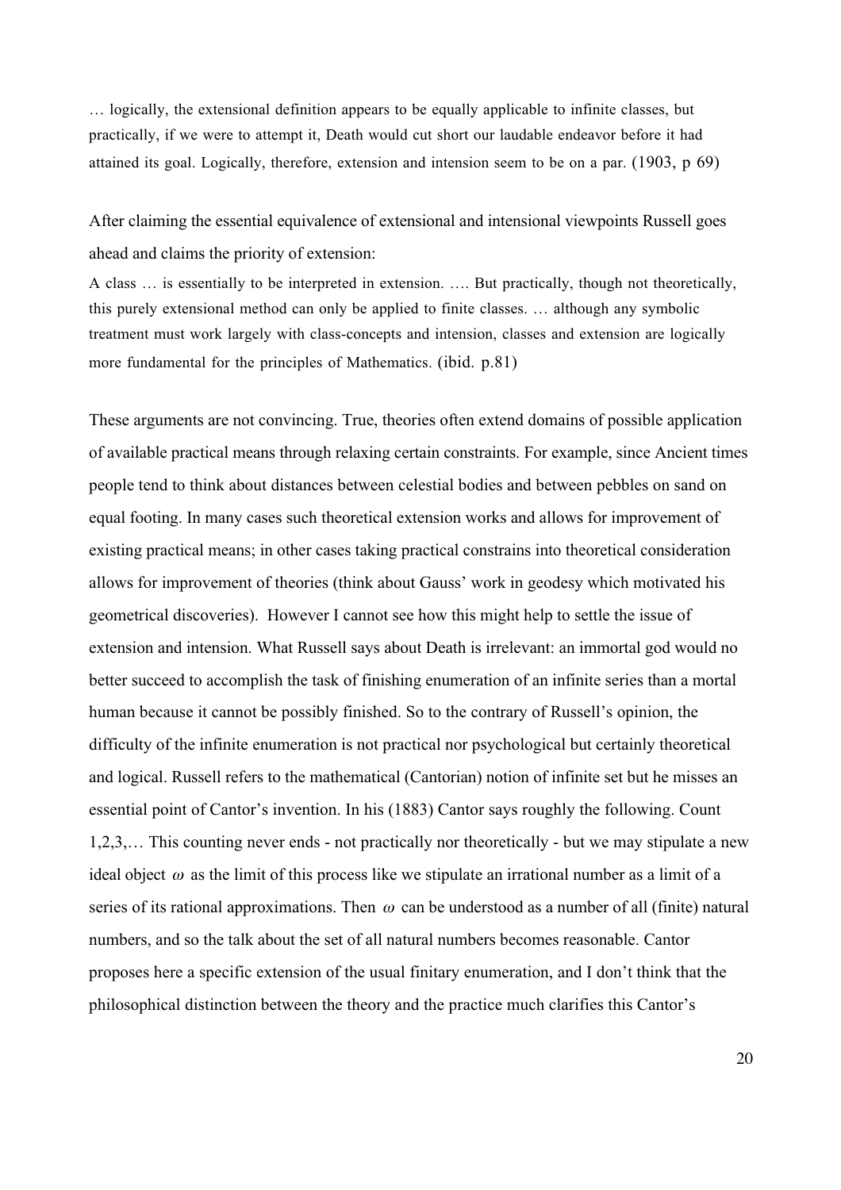> … logically, the extensional definition appears to be equally applicable to infinite classes, but practically, if we were to attempt it, Death would cut short our laudable endeavor before it had attained its goal. Logically, therefore, extension and intension seem to be on a par. (1903, p 69)

After claiming the essential equivalence of extensional and intensional viewpoints Russell goes ahead and claims the priority of extension:

> A class … is essentially to be interpreted in extension. …. But practically, though not theoretically, this purely extensional method can only be applied to finite classes. … although any symbolic treatment must work largely with class-concepts and intension, classes and extension are logically more fundamental for the principles of Mathematics. (ibid. p.81)

These arguments are not convincing. True, theories often extend domains of possible application of available practical means through relaxing certain constraints. For example, since Ancient times people tend to think about distances between celestial bodies and between pebbles on sand on equal footing. In many cases such theoretical extension works and allows for improvement of existing practical means; in other cases taking practical constrains into theoretical consideration allows for improvement of theories (think about Gauss' work in geodesy which motivated his geometrical discoveries). However I cannot see how this might help to settle the issue of extension and intension. What Russell says about Death is irrelevant: an immortal god would no better succeed to accomplish the task of finishing enumeration of an infinite series than a mortal human because it cannot be possibly finished. So to the contrary of Russell's opinion, the difficulty of the infinite enumeration is not practical nor psychological but certainly theoretical and logical. Russell refers to the mathematical (Cantorian) notion of infinite set but he misses an essential point of Cantor's invention. In his (1883) Cantor says roughly the following. Count 1,2,3,… This counting never ends - not practically nor theoretically - but we may stipulate a new ideal object $\omega$ as the limit of this process like we stipulate an irrational number as a limit of a series of its rational approximations. Then $\omega$ can be understood as a number of all (finite) natural numbers, and so the talk about the set of all natural numbers becomes reasonable. Cantor proposes here a specific extension of the usual finitary enumeration, and I don't think that the philosophical distinction between the theory and the practice much clarifies this Cantor's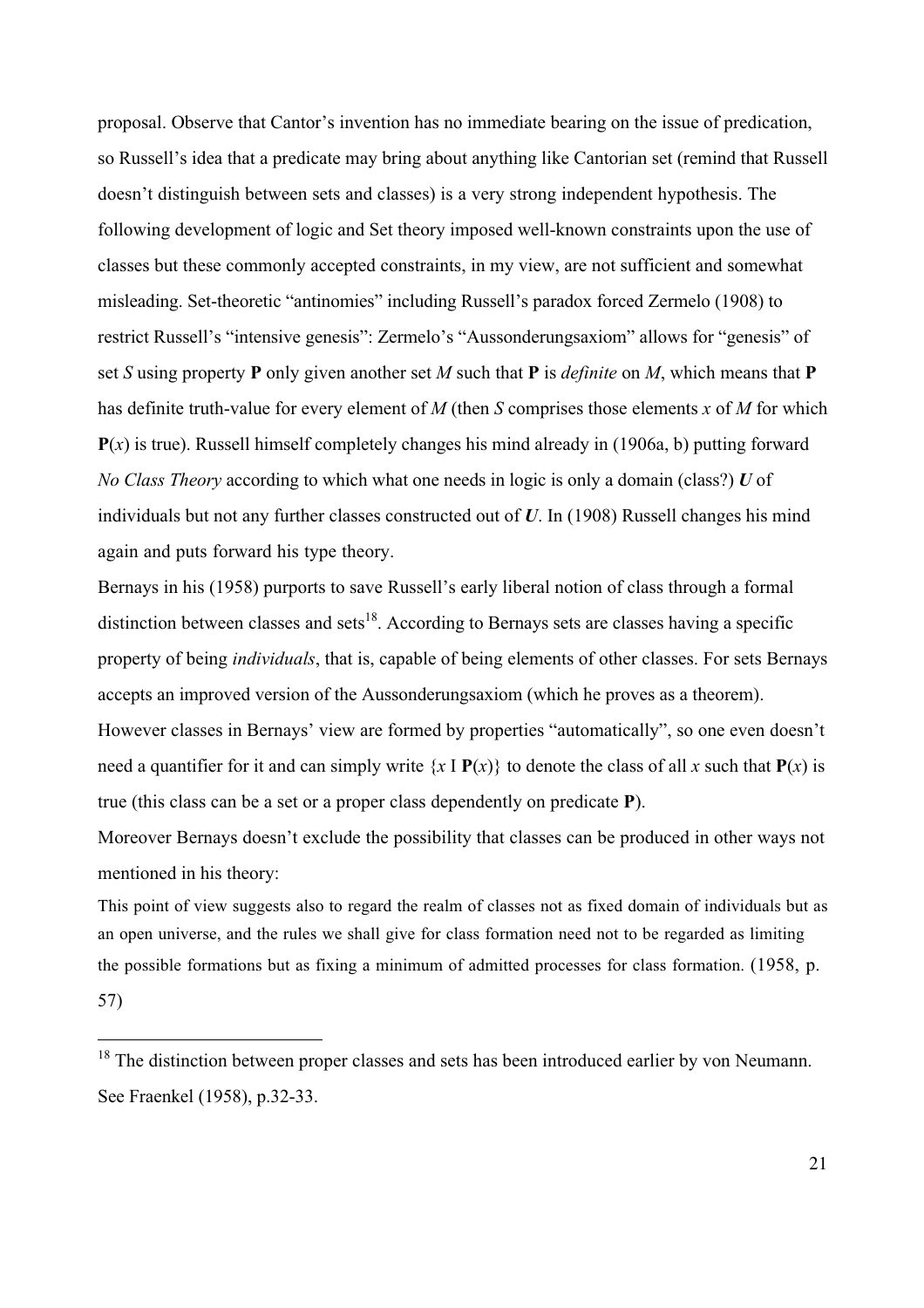proposal. Observe that Cantor's invention has no immediate bearing on the issue of predication, so Russell's idea that a predicate may bring about anything like Cantorian set (remind that Russell doesn't distinguish between sets and classes) is a very strong independent hypothesis. The following development of logic and Set theory imposed well-known constraints upon the use of classes but these commonly accepted constraints, in my view, are not sufficient and somewhat misleading. Set-theoretic "antinomies" including Russell's paradox forced Zermelo (1908) to restrict Russell's "intensive genesis": Zermelo's "Aussonderungsaxiom" allows for "genesis" of set *S* using property **P** only given another set *M* such that **P** is *definite* on *M*, which means that **P** has definite truth-value for every element of *M* (then *S* comprises those elements *x* of *M* for which **P**(*x*) is true). Russell himself completely changes his mind already in (1906a, b) putting forward *No Class Theory* according to which what one needs in logic is only a domain (class?) ***U*** of individuals but not any further classes constructed out of ***U***. In (1908) Russell changes his mind again and puts forward his type theory.

Bernays in his (1958) purports to save Russell's early liberal notion of class through a formal distinction between classes and sets[18]. According to Bernays sets are classes having a specific property of being *individuals*, that is, capable of being elements of other classes. For sets Bernays accepts an improved version of the Aussonderungsaxiom (which he proves as a theorem). However classes in Bernays' view are formed by properties "automatically", so one even doesn't need a quantifier for it and can simply write {*x* I **P**(*x*)} to denote the class of all *x* such that **P**(*x*) is true (this class can be a set or a proper class dependently on predicate **P**).

Moreover Bernays doesn't exclude the possibility that classes can be produced in other ways not mentioned in his theory:

> This point of view suggests also to regard the realm of classes not as fixed domain of individuals but as an open universe, and the rules we shall give for class formation need not to be regarded as limiting the possible formations but as fixing a minimum of admitted processes for class formation. (1958, p. 57)

---

[18] The distinction between proper classes and sets has been introduced earlier by von Neumann. See Fraenkel (1958), p.32-33.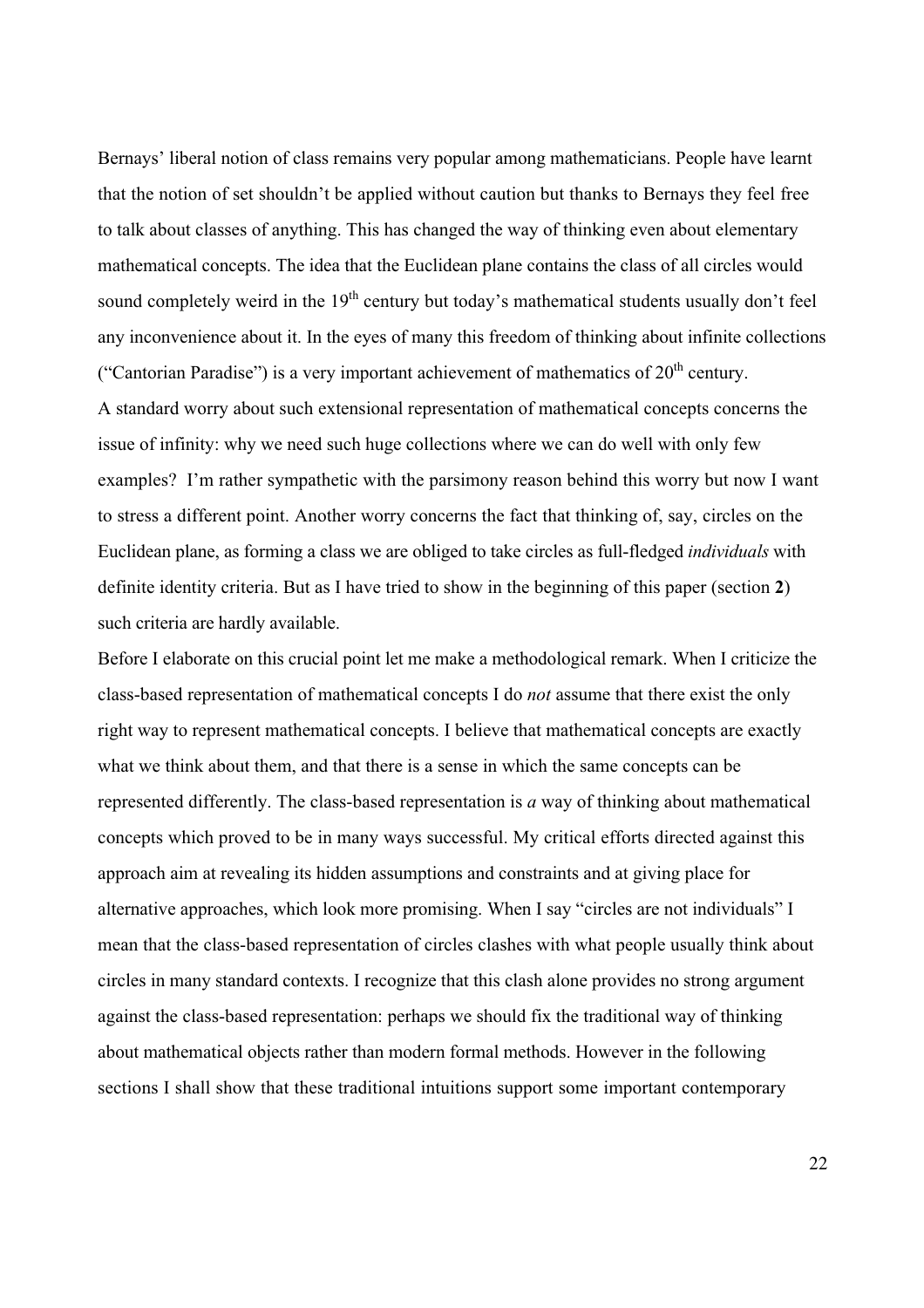Bernays' liberal notion of class remains very popular among mathematicians. People have learnt that the notion of set shouldn't be applied without caution but thanks to Bernays they feel free to talk about classes of anything. This has changed the way of thinking even about elementary mathematical concepts. The idea that the Euclidean plane contains the class of all circles would sound completely weird in the 19th century but today's mathematical students usually don't feel any inconvenience about it. In the eyes of many this freedom of thinking about infinite collections ("Cantorian Paradise") is a very important achievement of mathematics of 20th century.

A standard worry about such extensional representation of mathematical concepts concerns the issue of infinity: why we need such huge collections where we can do well with only few examples? I'm rather sympathetic with the parsimony reason behind this worry but now I want to stress a different point. Another worry concerns the fact that thinking of, say, circles on the Euclidean plane, as forming a class we are obliged to take circles as full-fledged *individuals* with definite identity criteria. But as I have tried to show in the beginning of this paper (section **2**) such criteria are hardly available.

Before I elaborate on this crucial point let me make a methodological remark. When I criticize the class-based representation of mathematical concepts I do *not* assume that there exist the only right way to represent mathematical concepts. I believe that mathematical concepts are exactly what we think about them, and that there is a sense in which the same concepts can be represented differently. The class-based representation is *a* way of thinking about mathematical concepts which proved to be in many ways successful. My critical efforts directed against this approach aim at revealing its hidden assumptions and constraints and at giving place for alternative approaches, which look more promising. When I say "circles are not individuals" I mean that the class-based representation of circles clashes with what people usually think about circles in many standard contexts. I recognize that this clash alone provides no strong argument against the class-based representation: perhaps we should fix the traditional way of thinking about mathematical objects rather than modern formal methods. However in the following sections I shall show that these traditional intuitions support some important contemporary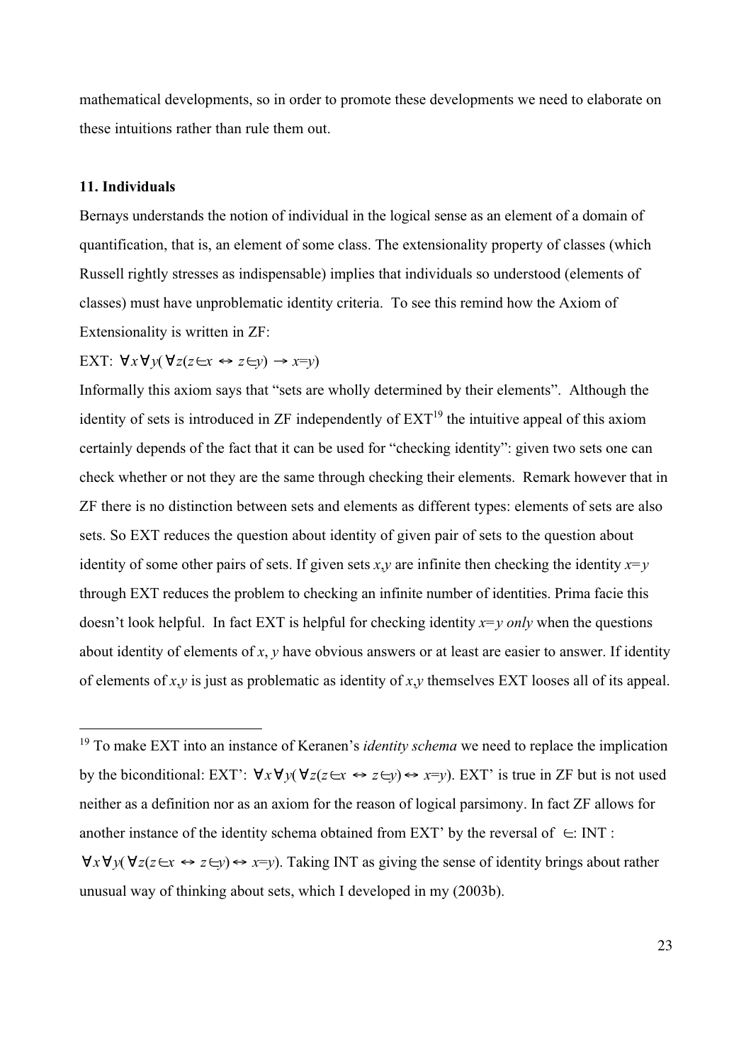mathematical developments, so in order to promote these developments we need to elaborate on these intuitions rather than rule them out.

### 11. Individuals

Bernays understands the notion of individual in the logical sense as an element of a domain of quantification, that is, an element of some class. The extensionality property of classes (which Russell rightly stresses as indispensable) implies that individuals so understood (elements of classes) must have unproblematic identity criteria. To see this remind how the Axiom of Extensionality is written in ZF:

EXT: $\forall x \forall y (\forall z (z \in x \leftrightarrow z \in y) \rightarrow x = y)$

Informally this axiom says that "sets are wholly determined by their elements". Although the identity of sets is introduced in ZF independently of EXT[19] the intuitive appeal of this axiom certainly depends of the fact that it can be used for "checking identity": given two sets one can check whether or not they are the same through checking their elements. Remark however that in ZF there is no distinction between sets and elements as different types: elements of sets are also sets. So EXT reduces the question about identity of given pair of sets to the question about identity of some other pairs of sets. If given sets $x,y$ are infinite then checking the identity $x=y$ through EXT reduces the problem to checking an infinite number of identities. Prima facie this doesn't look helpful. In fact EXT is helpful for checking identity $x=y$ *only* when the questions about identity of elements of $x$, $y$ have obvious answers or at least are easier to answer. If identity of elements of $x,y$ is just as problematic as identity of $x,y$ themselves EXT looses all of its appeal.

---

[19] To make EXT into an instance of Keranen's *identity schema* we need to replace the implication by the biconditional: EXT': $\forall x \forall y (\forall z (z \in x \leftrightarrow z \in y) \leftrightarrow x = y)$. EXT' is true in ZF but is not used neither as a definition nor as an axiom for the reason of logical parsimony. In fact ZF allows for another instance of the identity schema obtained from EXT' by the reversal of $\in$: INT : $\forall x \forall y (\forall z (z \in x \leftrightarrow z \in y) \leftrightarrow x = y)$. Taking INT as giving the sense of identity brings about rather unusual way of thinking about sets, which I developed in my (2003b).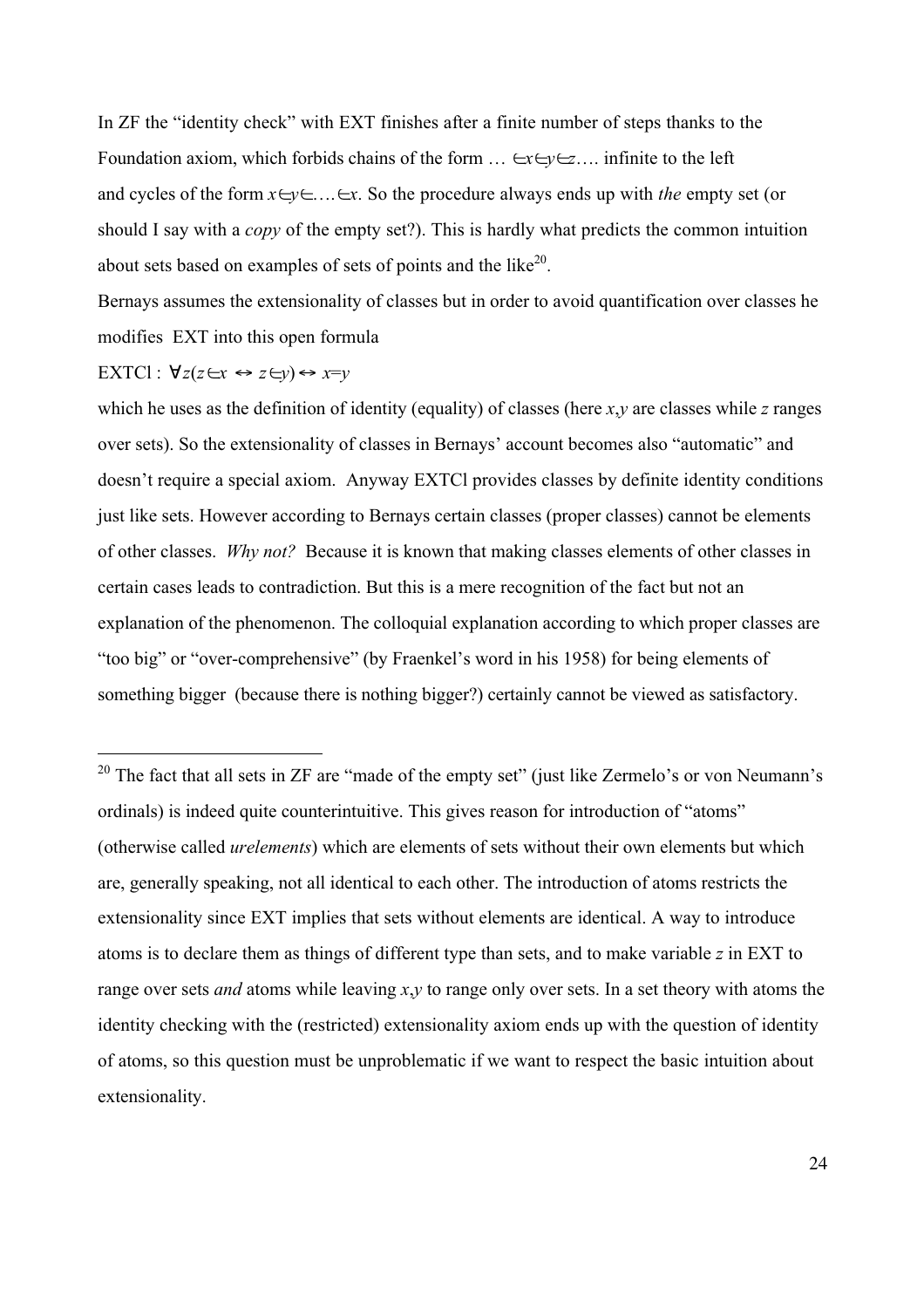In ZF the "identity check" with EXT finishes after a finite number of steps thanks to the Foundation axiom, which forbids chains of the form $\ldots \in x \in y \in z \ldots$ infinite to the left and cycles of the form $x \in y \in \ldots \in x$. So the procedure always ends up with *the* empty set (or should I say with a *copy* of the empty set?). This is hardly what predicts the common intuition about sets based on examples of sets of points and the like[20].

Bernays assumes the extensionality of classes but in order to avoid quantification over classes he modifies EXT into this open formula

EXTCl : $\forall z(z \in x \leftrightarrow z \in y) \leftrightarrow x=y$

which he uses as the definition of identity (equality) of classes (here $x,y$ are classes while $z$ ranges over sets). So the extensionality of classes in Bernays' account becomes also "automatic" and doesn't require a special axiom. Anyway EXTCl provides classes by definite identity conditions just like sets. However according to Bernays certain classes (proper classes) cannot be elements of other classes. *Why not?* Because it is known that making classes elements of other classes in certain cases leads to contradiction. But this is a mere recognition of the fact but not an explanation of the phenomenon. The colloquial explanation according to which proper classes are "too big" or "over-comprehensive" (by Fraenkel's word in his 1958) for being elements of something bigger (because there is nothing bigger?) certainly cannot be viewed as satisfactory.

---

[20] The fact that all sets in ZF are "made of the empty set" (just like Zermelo's or von Neumann's ordinals) is indeed quite counterintuitive. This gives reason for introduction of "atoms" (otherwise called *urelements*) which are elements of sets without their own elements but which are, generally speaking, not all identical to each other. The introduction of atoms restricts the extensionality since EXT implies that sets without elements are identical. A way to introduce atoms is to declare them as things of different type than sets, and to make variable $z$ in EXT to range over sets *and* atoms while leaving $x,y$ to range only over sets. In a set theory with atoms the identity checking with the (restricted) extensionality axiom ends up with the question of identity of atoms, so this question must be unproblematic if we want to respect the basic intuition about extensionality.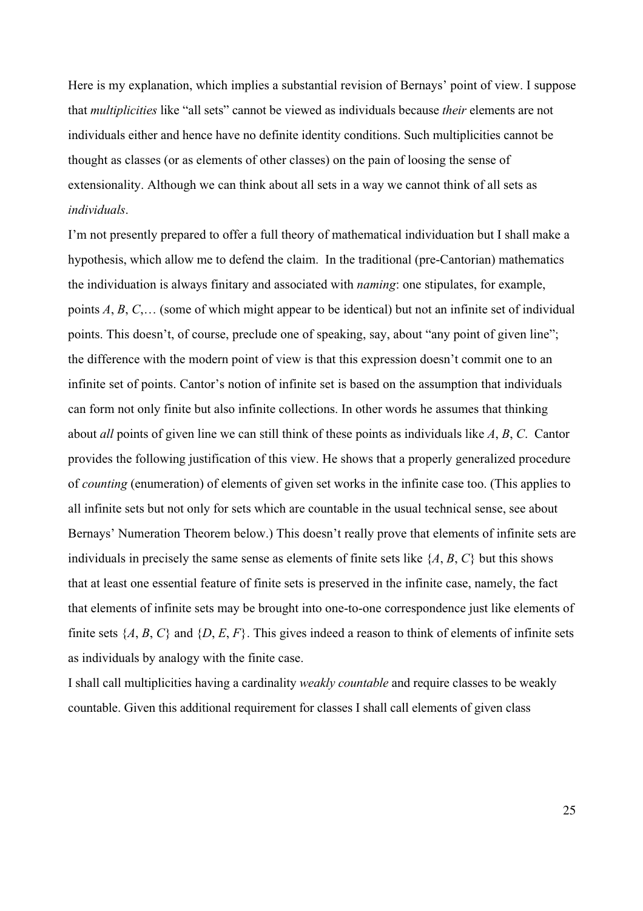Here is my explanation, which implies a substantial revision of Bernays' point of view. I suppose that *multiplicities* like "all sets" cannot be viewed as individuals because *their* elements are not individuals either and hence have no definite identity conditions. Such multiplicities cannot be thought as classes (or as elements of other classes) on the pain of loosing the sense of extensionality. Although we can think about all sets in a way we cannot think of all sets as *individuals*.

I'm not presently prepared to offer a full theory of mathematical individuation but I shall make a hypothesis, which allow me to defend the claim. In the traditional (pre-Cantorian) mathematics the individuation is always finitary and associated with *naming*: one stipulates, for example, points *A*, *B*, *C*,… (some of which might appear to be identical) but not an infinite set of individual points. This doesn't, of course, preclude one of speaking, say, about "any point of given line"; the difference with the modern point of view is that this expression doesn't commit one to an infinite set of points. Cantor's notion of infinite set is based on the assumption that individuals can form not only finite but also infinite collections. In other words he assumes that thinking about *all* points of given line we can still think of these points as individuals like *A*, *B*, *C*. Cantor provides the following justification of this view. He shows that a properly generalized procedure of *counting* (enumeration) of elements of given set works in the infinite case too. (This applies to all infinite sets but not only for sets which are countable in the usual technical sense, see about Bernays' Numeration Theorem below.) This doesn't really prove that elements of infinite sets are individuals in precisely the same sense as elements of finite sets like {*A*, *B*, *C*} but this shows that at least one essential feature of finite sets is preserved in the infinite case, namely, the fact that elements of infinite sets may be brought into one-to-one correspondence just like elements of finite sets {*A*, *B*, *C*} and {*D*, *E*, *F*}. This gives indeed a reason to think of elements of infinite sets as individuals by analogy with the finite case.

I shall call multiplicities having a cardinality *weakly countable* and require classes to be weakly countable. Given this additional requirement for classes I shall call elements of given class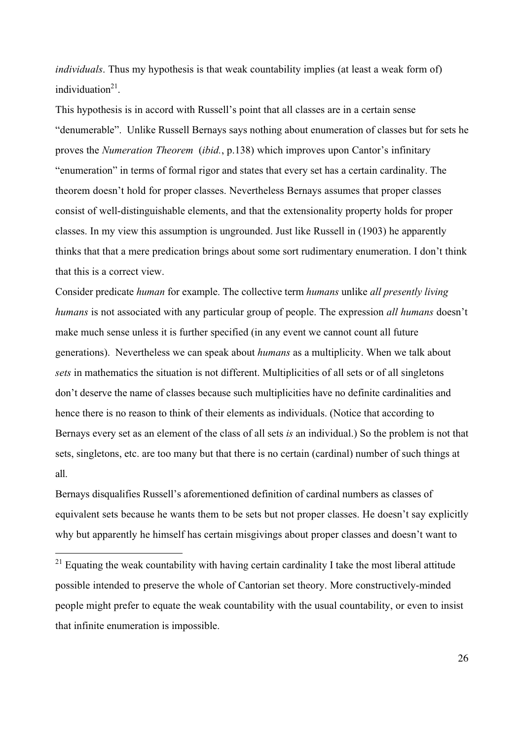*individuals*. Thus my hypothesis is that weak countability implies (at least a weak form of) individuation[21].

This hypothesis is in accord with Russell's point that all classes are in a certain sense "denumerable". Unlike Russell Bernays says nothing about enumeration of classes but for sets he proves the *Numeration Theorem* (*ibid.*, p.138) which improves upon Cantor's infinitary "enumeration" in terms of formal rigor and states that every set has a certain cardinality. The theorem doesn't hold for proper classes. Nevertheless Bernays assumes that proper classes consist of well-distinguishable elements, and that the extensionality property holds for proper classes. In my view this assumption is ungrounded. Just like Russell in (1903) he apparently thinks that that a mere predication brings about some sort rudimentary enumeration. I don't think that this is a correct view.

Consider predicate *human* for example. The collective term *humans* unlike *all presently living humans* is not associated with any particular group of people. The expression *all humans* doesn't make much sense unless it is further specified (in any event we cannot count all future generations). Nevertheless we can speak about *humans* as a multiplicity. When we talk about *sets* in mathematics the situation is not different. Multiplicities of all sets or of all singletons don't deserve the name of classes because such multiplicities have no definite cardinalities and hence there is no reason to think of their elements as individuals. (Notice that according to Bernays every set as an element of the class of all sets *is* an individual.) So the problem is not that sets, singletons, etc. are too many but that there is no certain (cardinal) number of such things at all.

Bernays disqualifies Russell's aforementioned definition of cardinal numbers as classes of equivalent sets because he wants them to be sets but not proper classes. He doesn't say explicitly why but apparently he himself has certain misgivings about proper classes and doesn't want to

---

[21] Equating the weak countability with having certain cardinality I take the most liberal attitude possible intended to preserve the whole of Cantorian set theory. More constructively-minded people might prefer to equate the weak countability with the usual countability, or even to insist that infinite enumeration is impossible.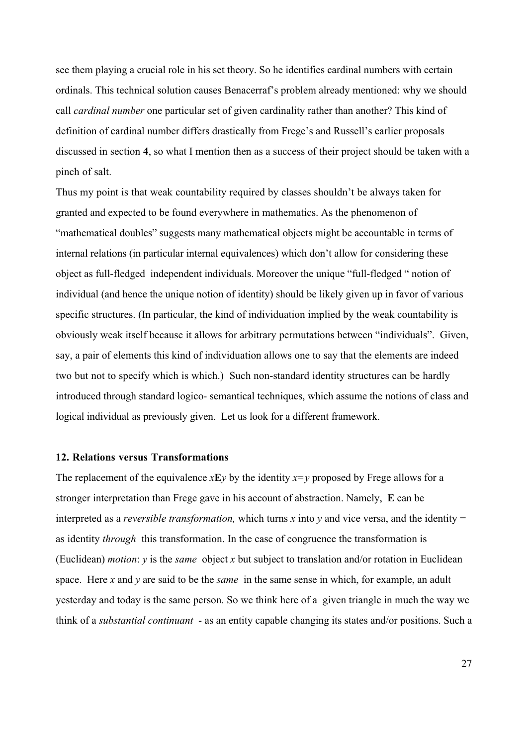see them playing a crucial role in his set theory. So he identifies cardinal numbers with certain ordinals. This technical solution causes Benacerraf's problem already mentioned: why we should call *cardinal number* one particular set of given cardinality rather than another? This kind of definition of cardinal number differs drastically from Frege's and Russell's earlier proposals discussed in section **4**, so what I mention then as a success of their project should be taken with a pinch of salt.

Thus my point is that weak countability required by classes shouldn't be always taken for granted and expected to be found everywhere in mathematics. As the phenomenon of "mathematical doubles" suggests many mathematical objects might be accountable in terms of internal relations (in particular internal equivalences) which don't allow for considering these object as full-fledged independent individuals. Moreover the unique "full-fledged " notion of individual (and hence the unique notion of identity) should be likely given up in favor of various specific structures. (In particular, the kind of individuation implied by the weak countability is obviously weak itself because it allows for arbitrary permutations between "individuals". Given, say, a pair of elements this kind of individuation allows one to say that the elements are indeed two but not to specify which is which.) Such non-standard identity structures can be hardly introduced through standard logico- semantical techniques, which assume the notions of class and logical individual as previously given. Let us look for a different framework.

## 12. Relations versus Transformations

The replacement of the equivalence $x\mathbf{E}y$ by the identity $x=y$ proposed by Frege allows for a stronger interpretation than Frege gave in his account of abstraction. Namely, $\mathbf{E}$ can be interpreted as a *reversible transformation,* which turns $x$ into $y$ and vice versa, and the identity $=$ as identity *through* this transformation. In the case of congruence the transformation is (Euclidean) *motion*: $y$ is the *same* object $x$ but subject to translation and/or rotation in Euclidean space. Here $x$ and $y$ are said to be the *same* in the same sense in which, for example, an adult yesterday and today is the same person. So we think here of a given triangle in much the way we think of a *substantial continuant* - as an entity capable changing its states and/or positions. Such a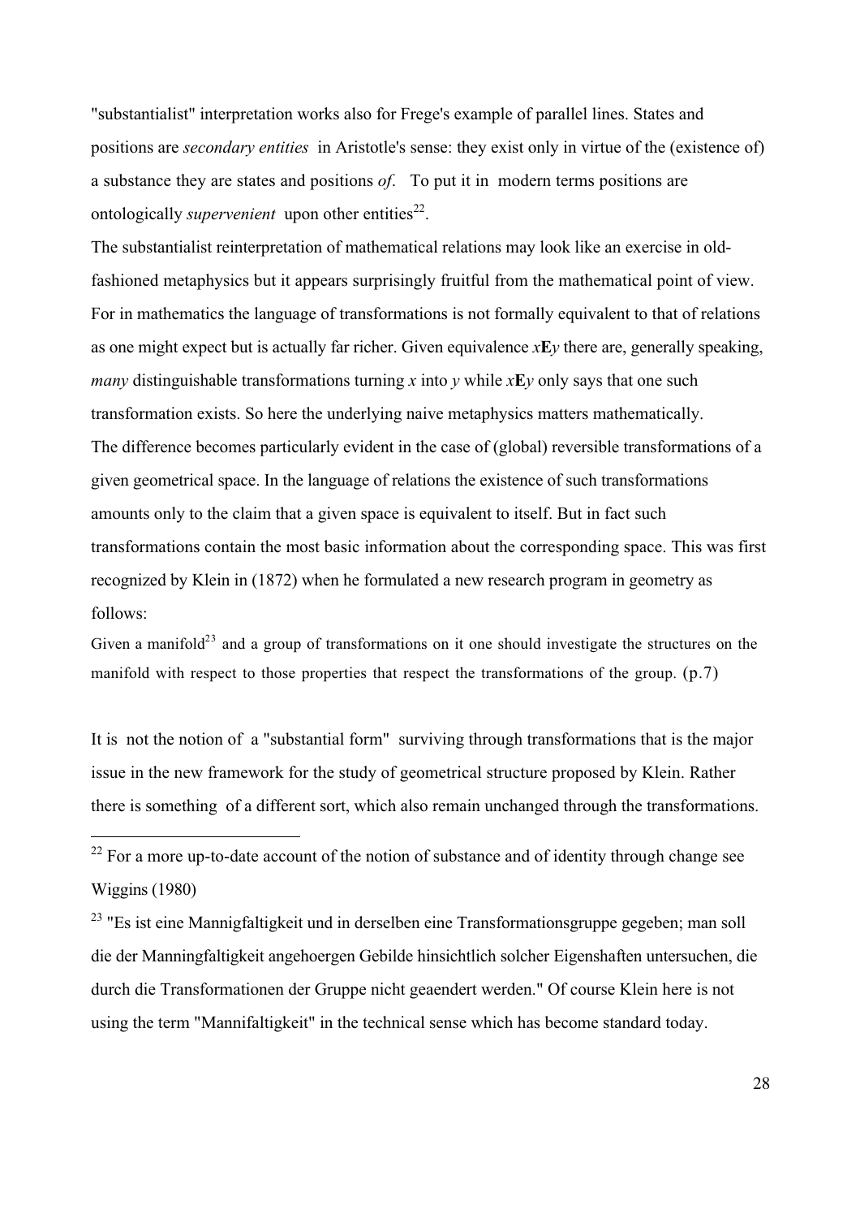"substantialist" interpretation works also for Frege's example of parallel lines. States and positions are *secondary entities* in Aristotle's sense: they exist only in virtue of the (existence of) a substance they are states and positions *of*. To put it in modern terms positions are ontologically *supervenient* upon other entities[22].

The substantialist reinterpretation of mathematical relations may look like an exercise in old-fashioned metaphysics but it appears surprisingly fruitful from the mathematical point of view. For in mathematics the language of transformations is not formally equivalent to that of relations as one might expect but is actually far richer. Given equivalence $x\mathbf{E}y$ there are, generally speaking, *many* distinguishable transformations turning $x$ into $y$ while $x\mathbf{E}y$ only says that one such transformation exists. So here the underlying naive metaphysics matters mathematically.

The difference becomes particularly evident in the case of (global) reversible transformations of a given geometrical space. In the language of relations the existence of such transformations amounts only to the claim that a given space is equivalent to itself. But in fact such transformations contain the most basic information about the corresponding space. This was first recognized by Klein in (1872) when he formulated a new research program in geometry as follows:

Given a manifold[23] and a group of transformations on it one should investigate the structures on the manifold with respect to those properties that respect the transformations of the group. (p.7)

It is not the notion of a "substantial form" surviving through transformations that is the major issue in the new framework for the study of geometrical structure proposed by Klein. Rather there is something of a different sort, which also remain unchanged through the transformations.

---

[22] For a more up-to-date account of the notion of substance and of identity through change see Wiggins (1980)

[23] "Es ist eine Mannigfaltigkeit und in derselben eine Transformationsgruppe gegeben; man soll die der Manningfaltigkeit angehoergen Gebilde hinsichtlich solcher Eigenshaften untersuchen, die durch die Transformationen der Gruppe nicht geaendert werden." Of course Klein here is not using the term "Mannifaltigkeit" in the technical sense which has become standard today.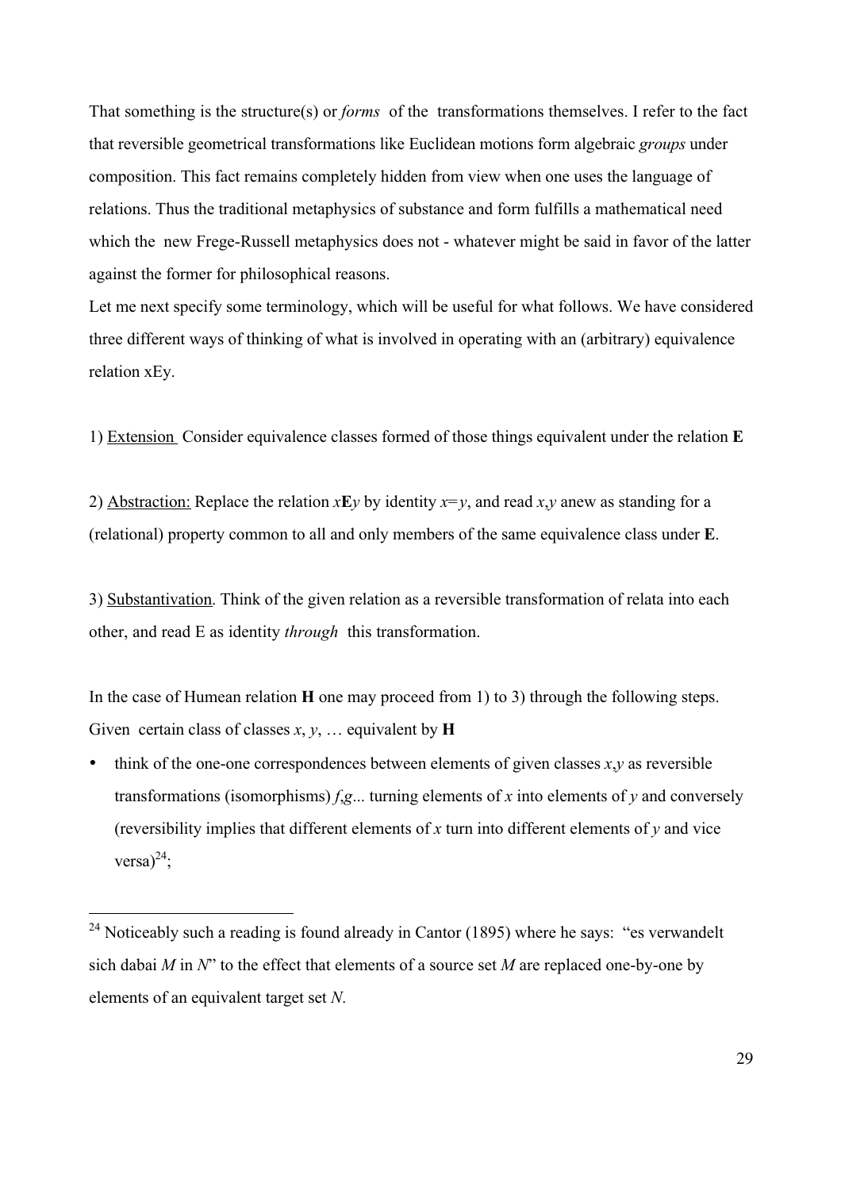That something is the structure(s) or *forms* of the transformations themselves. I refer to the fact that reversible geometrical transformations like Euclidean motions form algebraic *groups* under composition. This fact remains completely hidden from view when one uses the language of relations. Thus the traditional metaphysics of substance and form fulfills a mathematical need which the new Frege-Russell metaphysics does not - whatever might be said in favor of the latter against the former for philosophical reasons.

Let me next specify some terminology, which will be useful for what follows. We have considered three different ways of thinking of what is involved in operating with an (arbitrary) equivalence relation xEy.

1) Extension Consider equivalence classes formed of those things equivalent under the relation **E**

2) Abstraction: Replace the relation $x\mathbf{E}y$ by identity $x=y$, and read $x,y$ anew as standing for a (relational) property common to all and only members of the same equivalence class under **E**.

3) Substantivation. Think of the given relation as a reversible transformation of relata into each other, and read E as identity *through* this transformation.

In the case of Humean relation **H** one may proceed from 1) to 3) through the following steps. Given certain class of classes $x$, $y$, … equivalent by **H**

- think of the one-one correspondences between elements of given classes $x$,$y$ as reversible transformations (isomorphisms) $f$,$g$... turning elements of $x$ into elements of $y$ and conversely (reversibility implies that different elements of $x$ turn into different elements of $y$ and vice versa)[24];

[24] Noticeably such a reading is found already in Cantor (1895) where he says: "es verwandelt sich dabai $M$ in $N$" to the effect that elements of a source set $M$ are replaced one-by-one by elements of an equivalent target set $N$.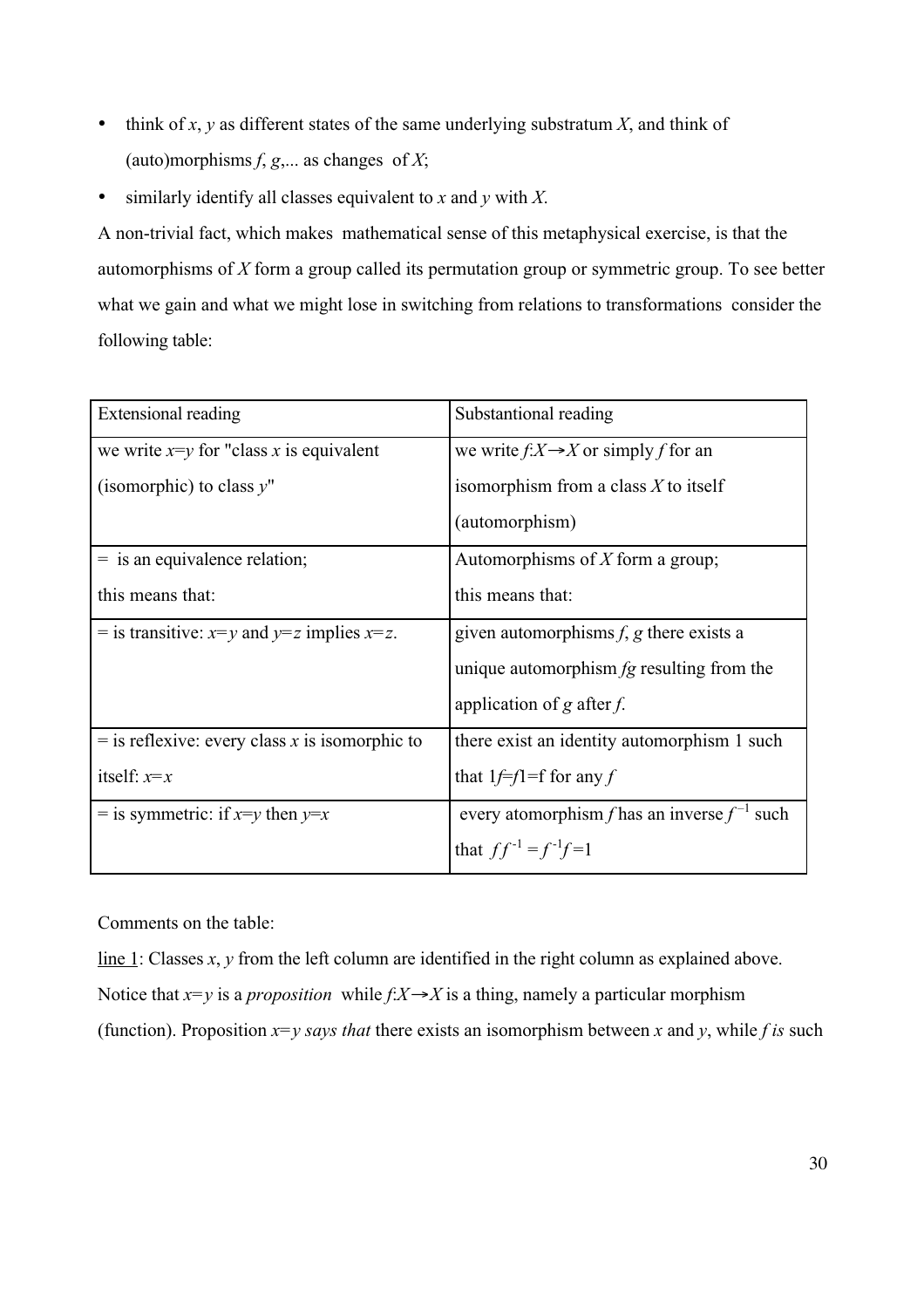- think of $x$, $y$ as different states of the same underlying substratum $X$, and think of (auto)morphisms $f$, $g$,... as changes of $X$;
- similarly identify all classes equivalent to $x$ and $y$ with $X$.

A non-trivial fact, which makes mathematical sense of this metaphysical exercise, is that the automorphisms of $X$ form a group called its permutation group or symmetric group. To see better what we gain and what we might lose in switching from relations to transformations consider the following table:

| Extensional reading | Substantional reading |
|---|---|
| we write $x=y$ for "class $x$ is equivalent (isomorphic) to class $y$" | we write $f:X\rightarrow X$ or simply $f$ for an isomorphism from a class $X$ to itself (automorphism) |
| = is an equivalence relation; this means that: | Automorphisms of $X$ form a group; this means that: |
| = is transitive: $x=y$ and $y=z$ implies $x=z$. | given automorphisms $f$, $g$ there exists a unique automorphism $fg$ resulting from the application of $g$ after $f$. |
| = is reflexive: every class $x$ is isomorphic to itself: $x=x$ | there exist an identity automorphism 1 such that $1f=f1=f$ for any $f$ |
| = is symmetric: if $x=y$ then $y=x$ | every atomorphism $f$ has an inverse $f^{-1}$ such that $ff^{-1}=f^{-1}f=1$ |

Comments on the table:

line 1: Classes $x$, $y$ from the left column are identified in the right column as explained above. Notice that $x=y$ is a *proposition* while $f:X\rightarrow X$ is a thing, namely a particular morphism (function). Proposition $x=y$ *says that* there exists an isomorphism between $x$ and $y$, while $f$ *is* such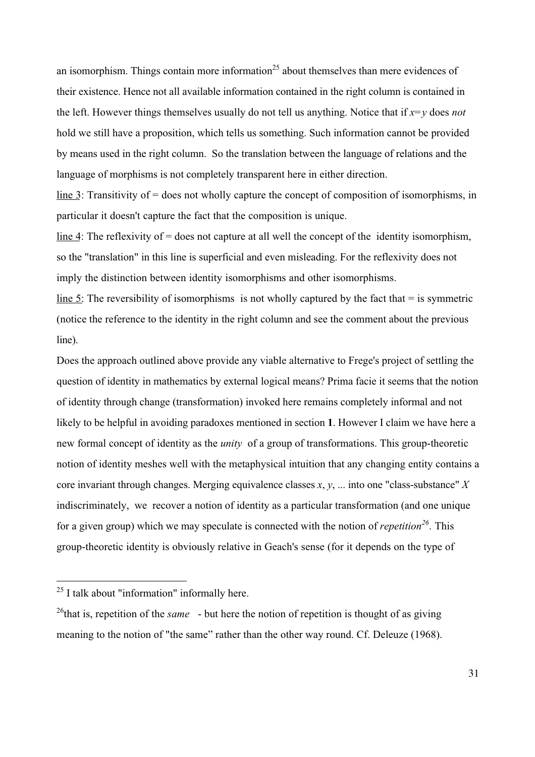an isomorphism. Things contain more information[25] about themselves than mere evidences of their existence. Hence not all available information contained in the right column is contained in the left. However things themselves usually do not tell us anything. Notice that if $x=y$ does *not* hold we still have a proposition, which tells us something. Such information cannot be provided by means used in the right column. So the translation between the language of relations and the language of morphisms is not completely transparent here in either direction.

line 3: Transitivity of = does not wholly capture the concept of composition of isomorphisms, in particular it doesn't capture the fact that the composition is unique.

line 4: The reflexivity of = does not capture at all well the concept of the identity isomorphism, so the "translation" in this line is superficial and even misleading. For the reflexivity does not imply the distinction between identity isomorphisms and other isomorphisms.

line 5: The reversibility of isomorphisms is not wholly captured by the fact that = is symmetric (notice the reference to the identity in the right column and see the comment about the previous line).

Does the approach outlined above provide any viable alternative to Frege's project of settling the question of identity in mathematics by external logical means? Prima facie it seems that the notion of identity through change (transformation) invoked here remains completely informal and not likely to be helpful in avoiding paradoxes mentioned in section **1**. However I claim we have here a new formal concept of identity as the *unity* of a group of transformations. This group-theoretic notion of identity meshes well with the metaphysical intuition that any changing entity contains a core invariant through changes. Merging equivalence classes $x$, $y$, ... into one "class-substance" $X$ indiscriminately, we recover a notion of identity as a particular transformation (and one unique for a given group) which we may speculate is connected with the notion of *repetition*[26]. This group-theoretic identity is obviously relative in Geach's sense (for it depends on the type of

---

[25] I talk about "information" informally here.

[26] that is, repetition of the *same* - but here the notion of repetition is thought of as giving meaning to the notion of "the same" rather than the other way round. Cf. Deleuze (1968).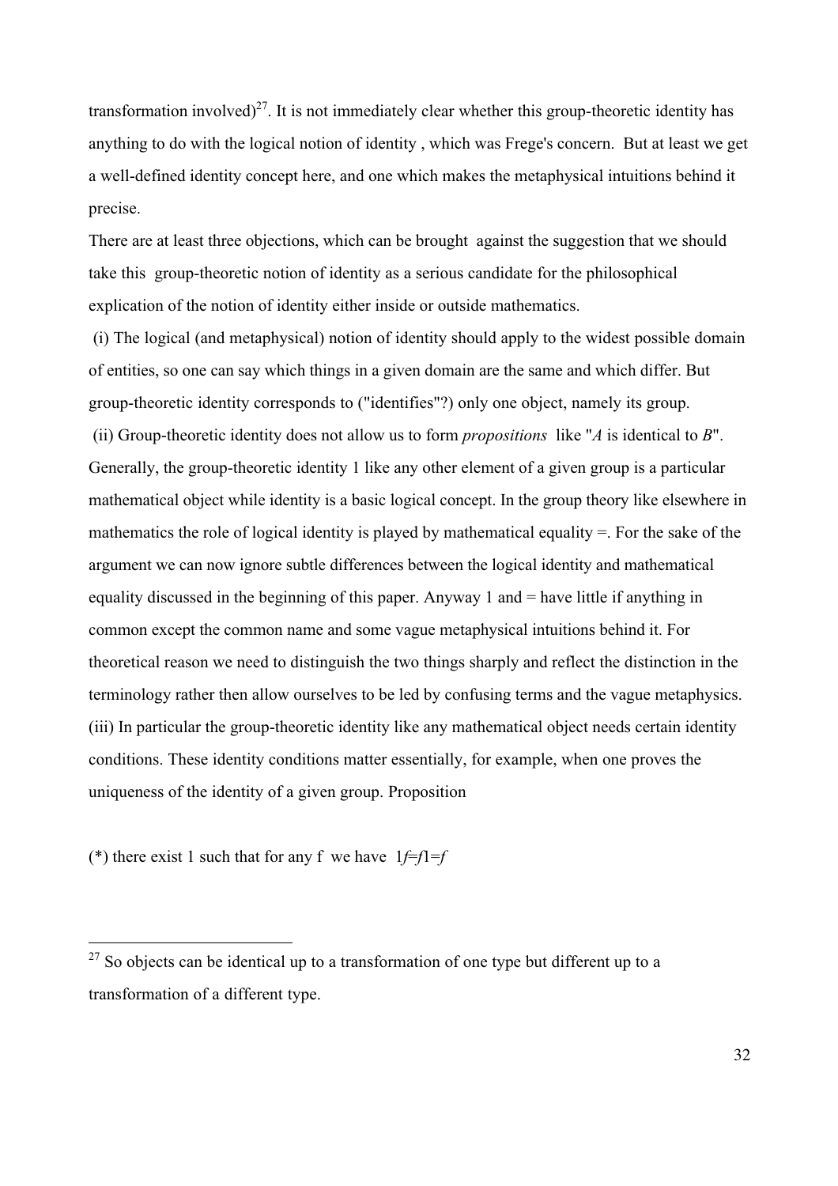transformation involved)[27]. It is not immediately clear whether this group-theoretic identity has anything to do with the logical notion of identity , which was Frege's concern. But at least we get a well-defined identity concept here, and one which makes the metaphysical intuitions behind it precise.

There are at least three objections, which can be brought against the suggestion that we should take this group-theoretic notion of identity as a serious candidate for the philosophical explication of the notion of identity either inside or outside mathematics.

(i) The logical (and metaphysical) notion of identity should apply to the widest possible domain of entities, so one can say which things in a given domain are the same and which differ. But group-theoretic identity corresponds to ("identifies"?) only one object, namely its group.

(ii) Group-theoretic identity does not allow us to form *propositions* like "*A* is identical to *B*". Generally, the group-theoretic identity 1 like any other element of a given group is a particular mathematical object while identity is a basic logical concept. In the group theory like elsewhere in mathematics the role of logical identity is played by mathematical equality =. For the sake of the argument we can now ignore subtle differences between the logical identity and mathematical equality discussed in the beginning of this paper. Anyway 1 and = have little if anything in common except the common name and some vague metaphysical intuitions behind it. For theoretical reason we need to distinguish the two things sharply and reflect the distinction in the terminology rather then allow ourselves to be led by confusing terms and the vague metaphysics.

(iii) In particular the group-theoretic identity like any mathematical object needs certain identity conditions. These identity conditions matter essentially, for example, when one proves the uniqueness of the identity of a given group. Proposition

(*) there exist 1 such that for any f we have $1f=f1=f$

[27] So objects can be identical up to a transformation of one type but different up to a transformation of a different type.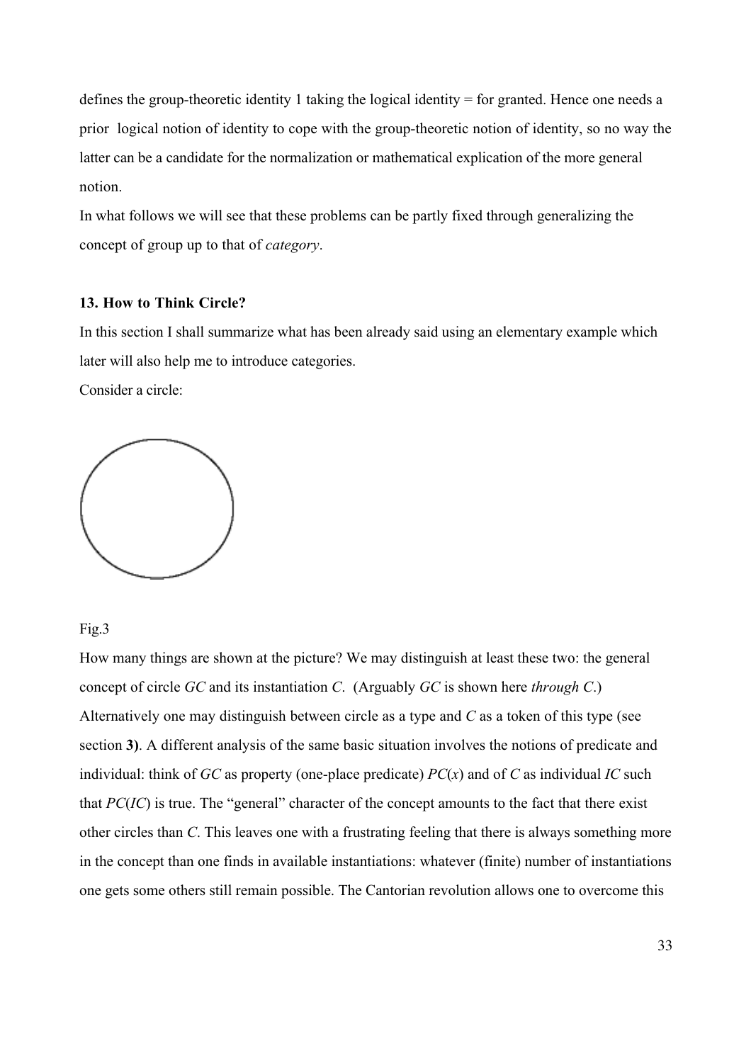defines the group-theoretic identity 1 taking the logical identity = for granted. Hence one needs a prior logical notion of identity to cope with the group-theoretic notion of identity, so no way the latter can be a candidate for the normalization or mathematical explication of the more general notion.

In what follows we will see that these problems can be partly fixed through generalizing the concept of group up to that of *category*.

### 13. How to Think Circle?

In this section I shall summarize what has been already said using an elementary example which later will also help me to introduce categories.

Consider a circle:

Fig.3

How many things are shown at the picture? We may distinguish at least these two: the general concept of circle *GC* and its instantiation *C*. (Arguably *GC* is shown here *through C*.) Alternatively one may distinguish between circle as a type and *C* as a token of this type (see section **3)**. A different analysis of the same basic situation involves the notions of predicate and individual: think of *GC* as property (one-place predicate) $PC(x)$ and of *C* as individual *IC* such that $PC(IC)$ is true. The "general" character of the concept amounts to the fact that there exist other circles than *C*. This leaves one with a frustrating feeling that there is always something more in the concept than one finds in available instantiations: whatever (finite) number of instantiations one gets some others still remain possible. The Cantorian revolution allows one to overcome this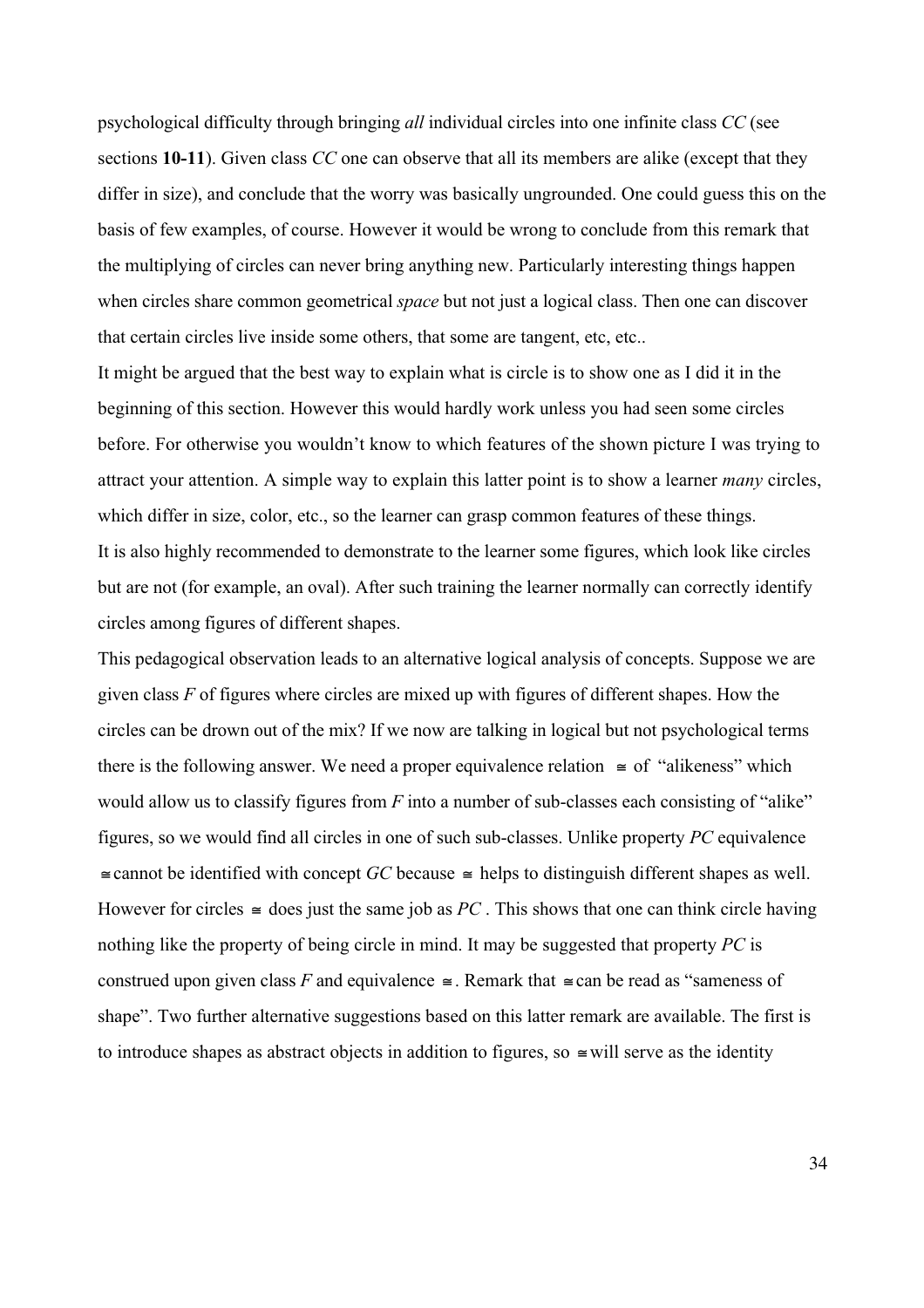psychological difficulty through bringing *all* individual circles into one infinite class *CC* (see sections **10-11**). Given class *CC* one can observe that all its members are alike (except that they differ in size), and conclude that the worry was basically ungrounded. One could guess this on the basis of few examples, of course. However it would be wrong to conclude from this remark that the multiplying of circles can never bring anything new. Particularly interesting things happen when circles share common geometrical *space* but not just a logical class. Then one can discover that certain circles live inside some others, that some are tangent, etc, etc..

It might be argued that the best way to explain what is circle is to show one as I did it in the beginning of this section. However this would hardly work unless you had seen some circles before. For otherwise you wouldn't know to which features of the shown picture I was trying to attract your attention. A simple way to explain this latter point is to show a learner *many* circles, which differ in size, color, etc., so the learner can grasp common features of these things.

It is also highly recommended to demonstrate to the learner some figures, which look like circles but are not (for example, an oval). After such training the learner normally can correctly identify circles among figures of different shapes.

This pedagogical observation leads to an alternative logical analysis of concepts. Suppose we are given class *F* of figures where circles are mixed up with figures of different shapes. How the circles can be drown out of the mix? If we now are talking in logical but not psychological terms there is the following answer. We need a proper equivalence relation $\cong$ of "alikeness" which would allow us to classify figures from *F* into a number of sub-classes each consisting of "alike" figures, so we would find all circles in one of such sub-classes. Unlike property *PC* equivalence $\cong$ cannot be identified with concept *GC* because $\cong$ helps to distinguish different shapes as well. However for circles $\cong$ does just the same job as *PC* . This shows that one can think circle having nothing like the property of being circle in mind. It may be suggested that property *PC* is construed upon given class *F* and equivalence $\cong$. Remark that $\cong$ can be read as "sameness of shape". Two further alternative suggestions based on this latter remark are available. The first is to introduce shapes as abstract objects in addition to figures, so $\cong$ will serve as the identity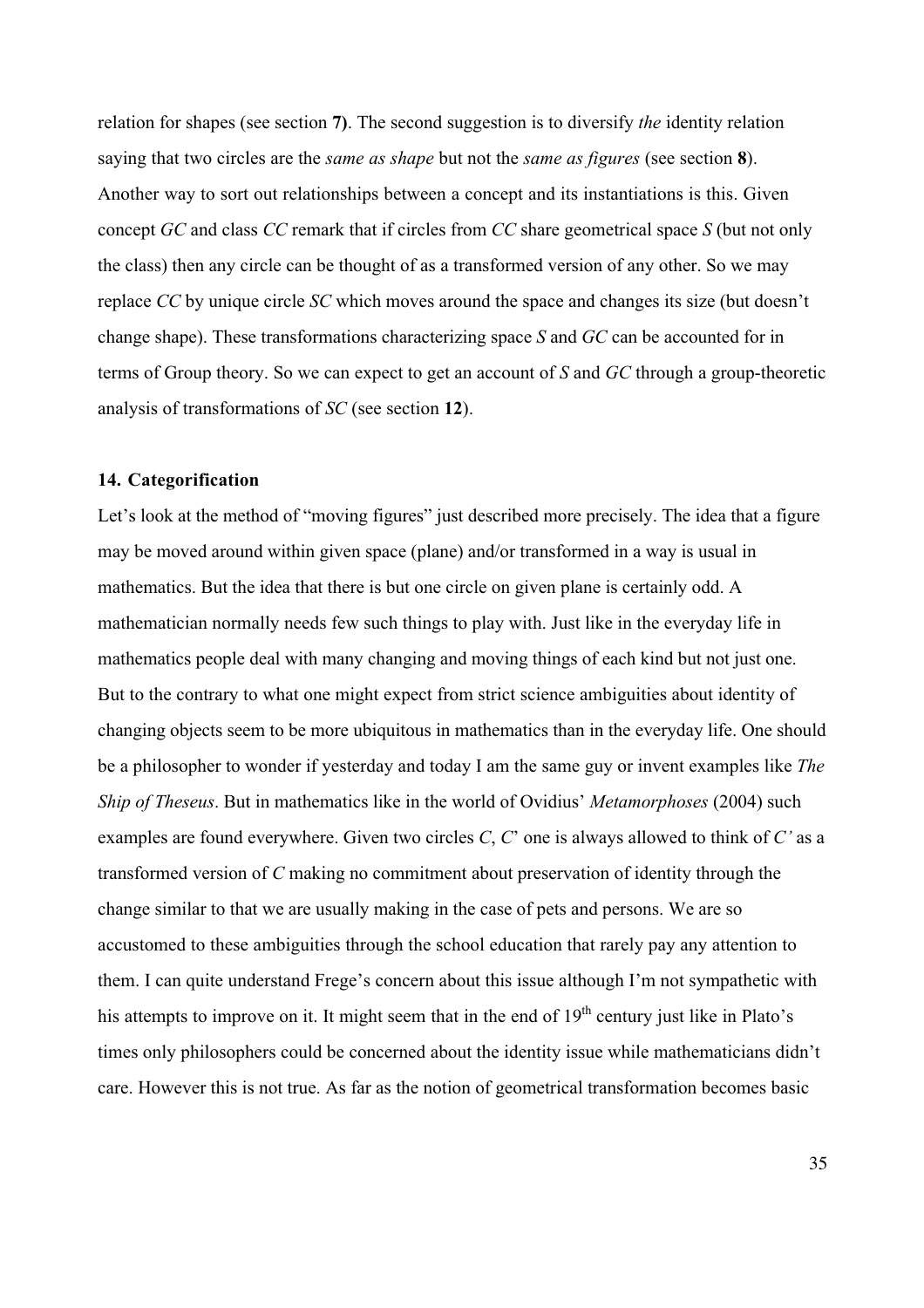relation for shapes (see section **7)**. The second suggestion is to diversify *the* identity relation saying that two circles are the *same as shape* but not the *same as figures* (see section **8**). Another way to sort out relationships between a concept and its instantiations is this. Given concept *GC* and class *CC* remark that if circles from *CC* share geometrical space *S* (but not only the class) then any circle can be thought of as a transformed version of any other. So we may replace *CC* by unique circle *SC* which moves around the space and changes its size (but doesn't change shape). These transformations characterizing space *S* and *GC* can be accounted for in terms of Group theory. So we can expect to get an account of *S* and *GC* through a group-theoretic analysis of transformations of *SC* (see section **12**).

### 14. Categorification

Let's look at the method of "moving figures" just described more precisely. The idea that a figure may be moved around within given space (plane) and/or transformed in a way is usual in mathematics. But the idea that there is but one circle on given plane is certainly odd. A mathematician normally needs few such things to play with. Just like in the everyday life in mathematics people deal with many changing and moving things of each kind but not just one. But to the contrary to what one might expect from strict science ambiguities about identity of changing objects seem to be more ubiquitous in mathematics than in the everyday life. One should be a philosopher to wonder if yesterday and today I am the same guy or invent examples like *The Ship of Theseus*. But in mathematics like in the world of Ovidius' *Metamorphoses* (2004) such examples are found everywhere. Given two circles *C*, *C*' one is always allowed to think of *C'* as a transformed version of *C* making no commitment about preservation of identity through the change similar to that we are usually making in the case of pets and persons. We are so accustomed to these ambiguities through the school education that rarely pay any attention to them. I can quite understand Frege's concern about this issue although I'm not sympathetic with his attempts to improve on it. It might seem that in the end of 19th century just like in Plato's times only philosophers could be concerned about the identity issue while mathematicians didn't care. However this is not true. As far as the notion of geometrical transformation becomes basic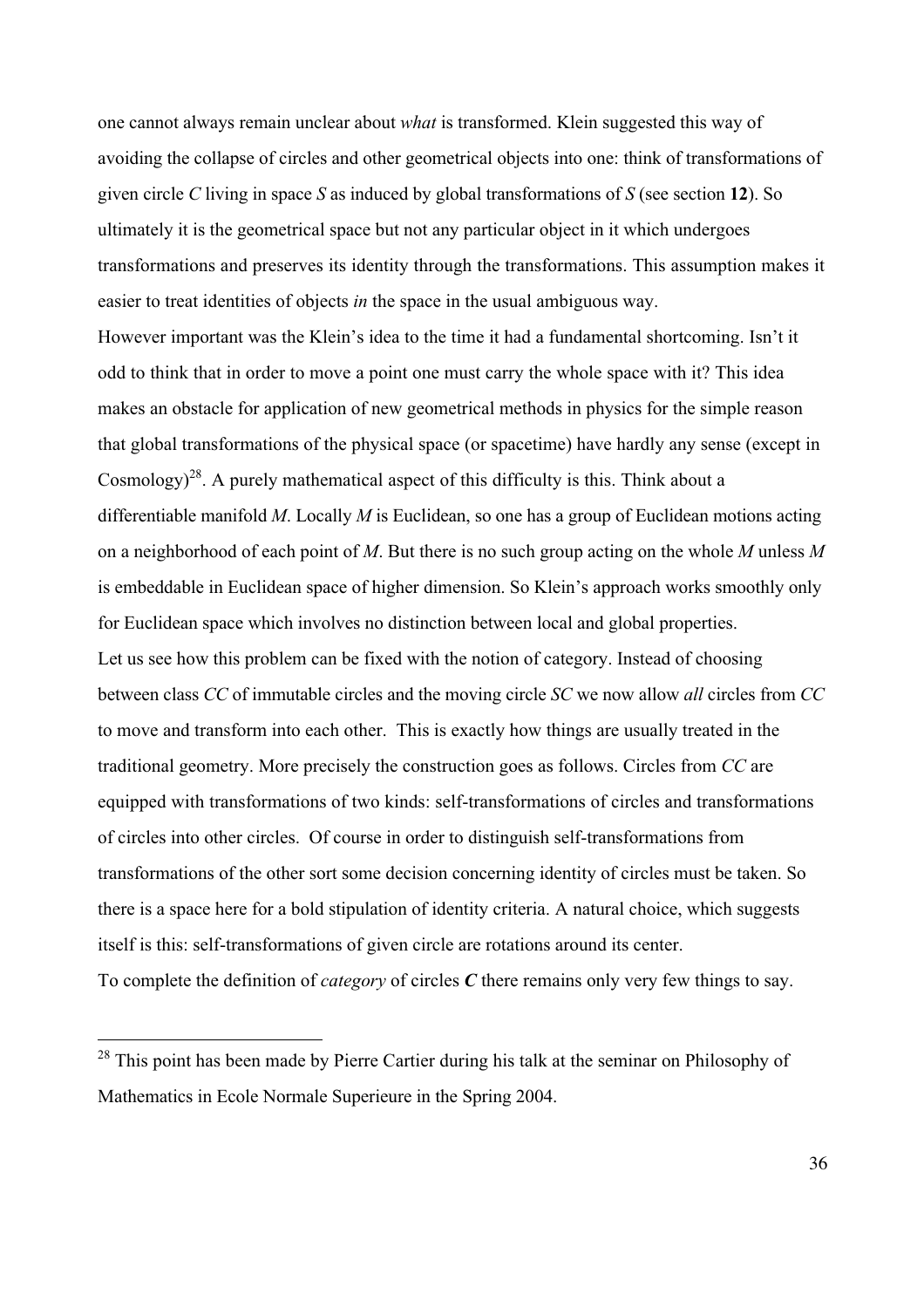one cannot always remain unclear about *what* is transformed. Klein suggested this way of avoiding the collapse of circles and other geometrical objects into one: think of transformations of given circle *C* living in space *S* as induced by global transformations of *S* (see section **12**). So ultimately it is the geometrical space but not any particular object in it which undergoes transformations and preserves its identity through the transformations. This assumption makes it easier to treat identities of objects *in* the space in the usual ambiguous way.

However important was the Klein's idea to the time it had a fundamental shortcoming. Isn't it odd to think that in order to move a point one must carry the whole space with it? This idea makes an obstacle for application of new geometrical methods in physics for the simple reason that global transformations of the physical space (or spacetime) have hardly any sense (except in Cosmology)[28]. A purely mathematical aspect of this difficulty is this. Think about a differentiable manifold *M*. Locally *M* is Euclidean, so one has a group of Euclidean motions acting on a neighborhood of each point of *M*. But there is no such group acting on the whole *M* unless *M* is embeddable in Euclidean space of higher dimension. So Klein's approach works smoothly only for Euclidean space which involves no distinction between local and global properties.

Let us see how this problem can be fixed with the notion of category. Instead of choosing between class *CC* of immutable circles and the moving circle *SC* we now allow *all* circles from *CC* to move and transform into each other. This is exactly how things are usually treated in the traditional geometry. More precisely the construction goes as follows. Circles from *CC* are equipped with transformations of two kinds: self-transformations of circles and transformations of circles into other circles. Of course in order to distinguish self-transformations from transformations of the other sort some decision concerning identity of circles must be taken. So there is a space here for a bold stipulation of identity criteria. A natural choice, which suggests itself is this: self-transformations of given circle are rotations around its center.

To complete the definition of *category* of circles ***C*** there remains only very few things to say.

---

[28] This point has been made by Pierre Cartier during his talk at the seminar on Philosophy of Mathematics in Ecole Normale Superieure in the Spring 2004.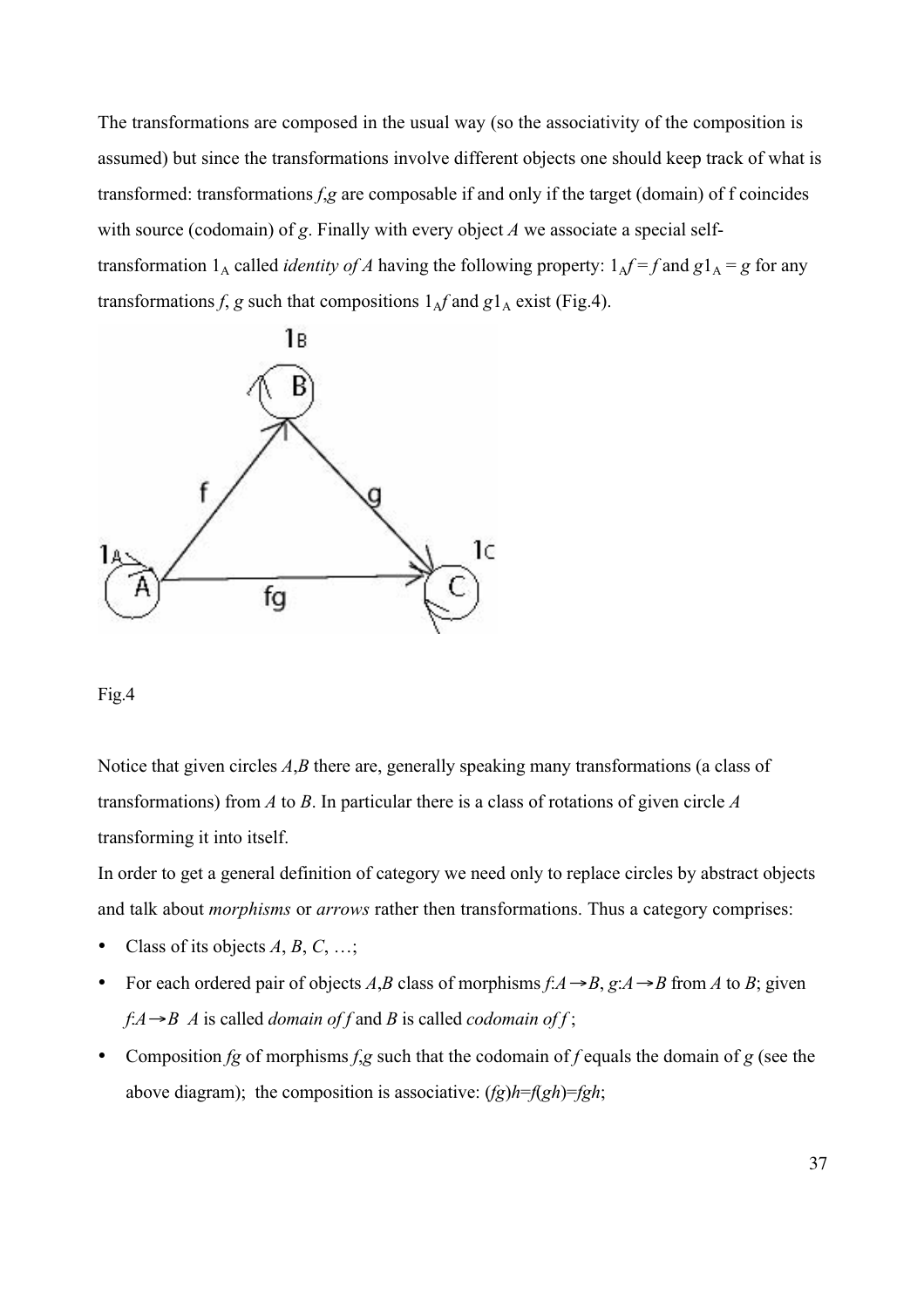The transformations are composed in the usual way (so the associativity of the composition is assumed) but since the transformations involve different objects one should keep track of what is transformed: transformations $f$,$g$ are composable if and only if the target (domain) of f coincides with source (codomain) of $g$. Finally with every object $A$ we associate a special self-transformation $1_A$ called *identity of A* having the following property: $1_A f = f$ and $g 1_A = g$ for any transformations $f$, $g$ such that compositions $1_A f$ and $g 1_A$ exist (Fig.4).

Fig.4

Notice that given circles $A$,$B$ there are, generally speaking many transformations (a class of transformations) from $A$ to $B$. In particular there is a class of rotations of given circle $A$ transforming it into itself.

In order to get a general definition of category we need only to replace circles by abstract objects and talk about *morphisms* or *arrows* rather then transformations. Thus a category comprises:

- Class of its objects $A$, $B$, $C$, …;
- For each ordered pair of objects $A$,$B$ class of morphisms $f{:}A \rightarrow B$, $g{:}A \rightarrow B$ from $A$ to $B$; given $f{:}A \rightarrow B$ $A$ is called *domain of f* and $B$ is called *codomain of f* ;
- Composition $fg$ of morphisms $f$,$g$ such that the codomain of $f$ equals the domain of $g$ (see the above diagram); the composition is associative: $(fg)h=f(gh)=fgh$;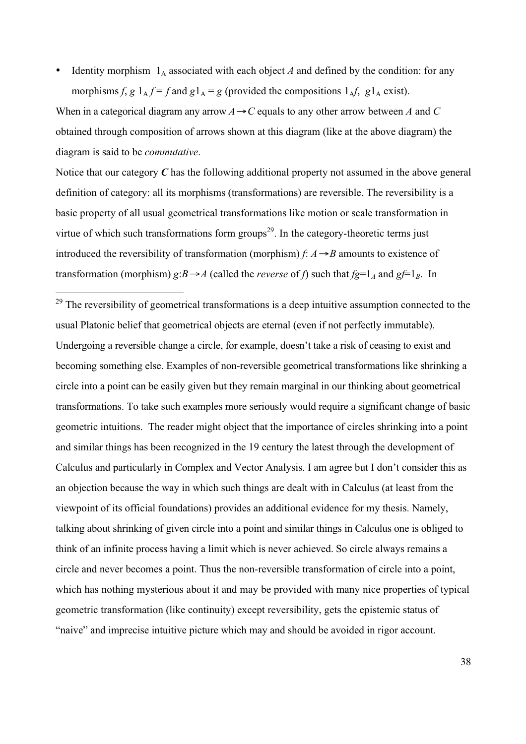- Identity morphism $1_A$ associated with each object $A$ and defined by the condition: for any morphisms $f$, $g$ $1_A f = f$ and $g1_A = g$ (provided the compositions $1_A f$, $g1_A$ exist).

When in a categorical diagram any arrow $A \rightarrow C$ equals to any other arrow between $A$ and $C$ obtained through composition of arrows shown at this diagram (like at the above diagram) the diagram is said to be *commutative*.

Notice that our category ***C*** has the following additional property not assumed in the above general definition of category: all its morphisms (transformations) are reversible. The reversibility is a basic property of all usual geometrical transformations like motion or scale transformation in virtue of which such transformations form groups[29]. In the category-theoretic terms just introduced the reversibility of transformation (morphism) $f: A \rightarrow B$ amounts to existence of transformation (morphism) $g:B \rightarrow A$ (called the *reverse* of $f$) such that $fg=1_A$ and $gf=1_B$. In

[29] The reversibility of geometrical transformations is a deep intuitive assumption connected to the usual Platonic belief that geometrical objects are eternal (even if not perfectly immutable). Undergoing a reversible change a circle, for example, doesn't take a risk of ceasing to exist and becoming something else. Examples of non-reversible geometrical transformations like shrinking a circle into a point can be easily given but they remain marginal in our thinking about geometrical transformations. To take such examples more seriously would require a significant change of basic geometric intuitions. The reader might object that the importance of circles shrinking into a point and similar things has been recognized in the 19 century the latest through the development of Calculus and particularly in Complex and Vector Analysis. I am agree but I don't consider this as an objection because the way in which such things are dealt with in Calculus (at least from the viewpoint of its official foundations) provides an additional evidence for my thesis. Namely, talking about shrinking of given circle into a point and similar things in Calculus one is obliged to think of an infinite process having a limit which is never achieved. So circle always remains a circle and never becomes a point. Thus the non-reversible transformation of circle into a point, which has nothing mysterious about it and may be provided with many nice properties of typical geometric transformation (like continuity) except reversibility, gets the epistemic status of "naive" and imprecise intuitive picture which may and should be avoided in rigor account.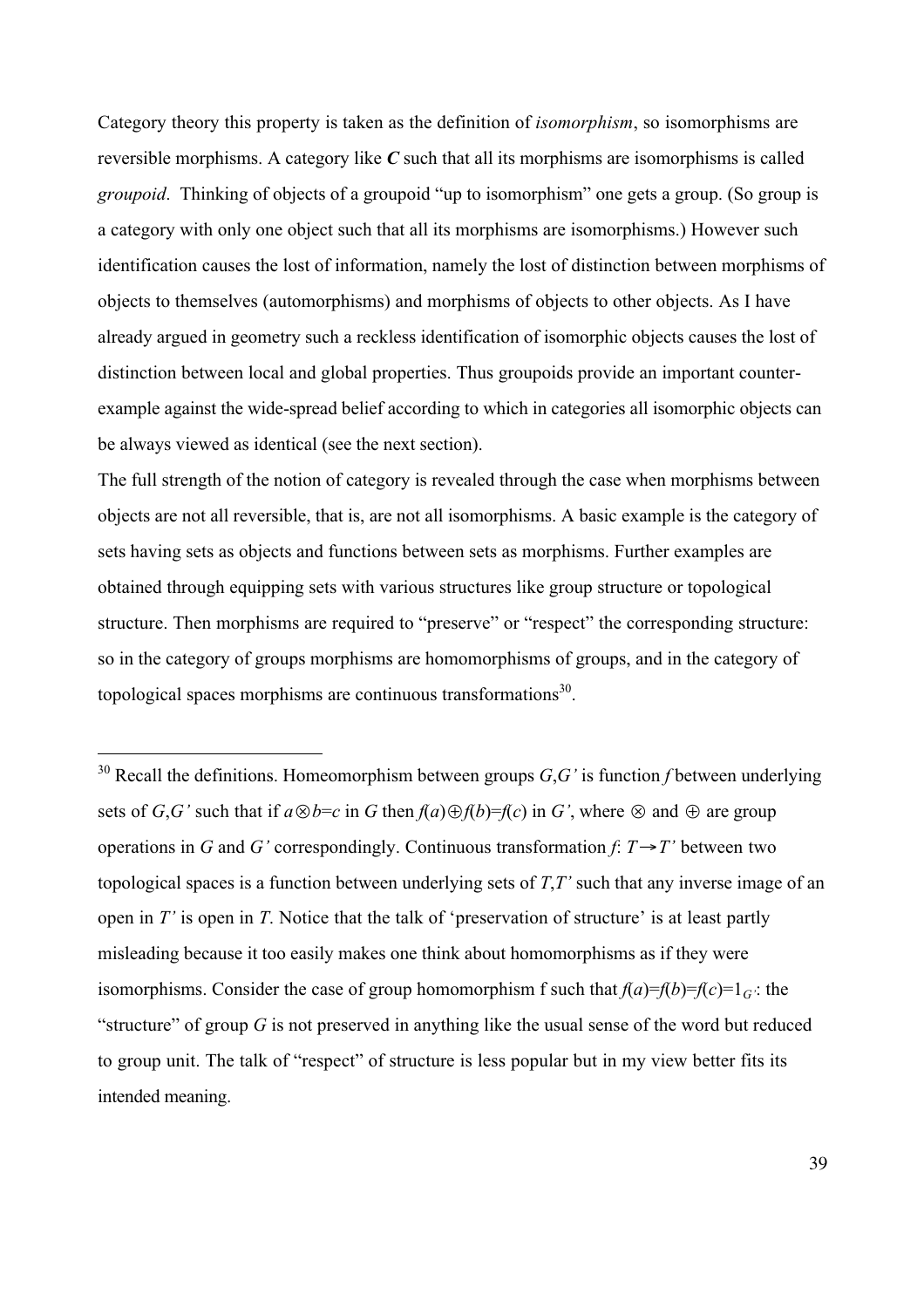Category theory this property is taken as the definition of *isomorphism*, so isomorphisms are reversible morphisms. A category like ***C*** such that all its morphisms are isomorphisms is called *groupoid*. Thinking of objects of a groupoid "up to isomorphism" one gets a group. (So group is a category with only one object such that all its morphisms are isomorphisms.) However such identification causes the lost of information, namely the lost of distinction between morphisms of objects to themselves (automorphisms) and morphisms of objects to other objects. As I have already argued in geometry such a reckless identification of isomorphic objects causes the lost of distinction between local and global properties. Thus groupoids provide an important counter-example against the wide-spread belief according to which in categories all isomorphic objects can be always viewed as identical (see the next section).

The full strength of the notion of category is revealed through the case when morphisms between objects are not all reversible, that is, are not all isomorphisms. A basic example is the category of sets having sets as objects and functions between sets as morphisms. Further examples are obtained through equipping sets with various structures like group structure or topological structure. Then morphisms are required to "preserve" or "respect" the corresponding structure: so in the category of groups morphisms are homomorphisms of groups, and in the category of topological spaces morphisms are continuous transformations[30].

---

[30] Recall the definitions. Homeomorphism between groups $G,G'$ is function $f$ between underlying sets of $G,G'$ such that if $a\otimes b=c$ in $G$ then $f(a)\oplus f(b)=f(c)$ in $G'$, where $\otimes$ and $\oplus$ are group operations in $G$ and $G'$ correspondingly. Continuous transformation $f: T\rightarrow T'$ between two topological spaces is a function between underlying sets of $T,T'$ such that any inverse image of an open in $T'$ is open in $T$. Notice that the talk of 'preservation of structure' is at least partly misleading because it too easily makes one think about homomorphisms as if they were isomorphisms. Consider the case of group homomorphism f such that $f(a)=f(b)=f(c)=1_{G'}$: the "structure" of group $G$ is not preserved in anything like the usual sense of the word but reduced to group unit. The talk of "respect" of structure is less popular but in my view better fits its intended meaning.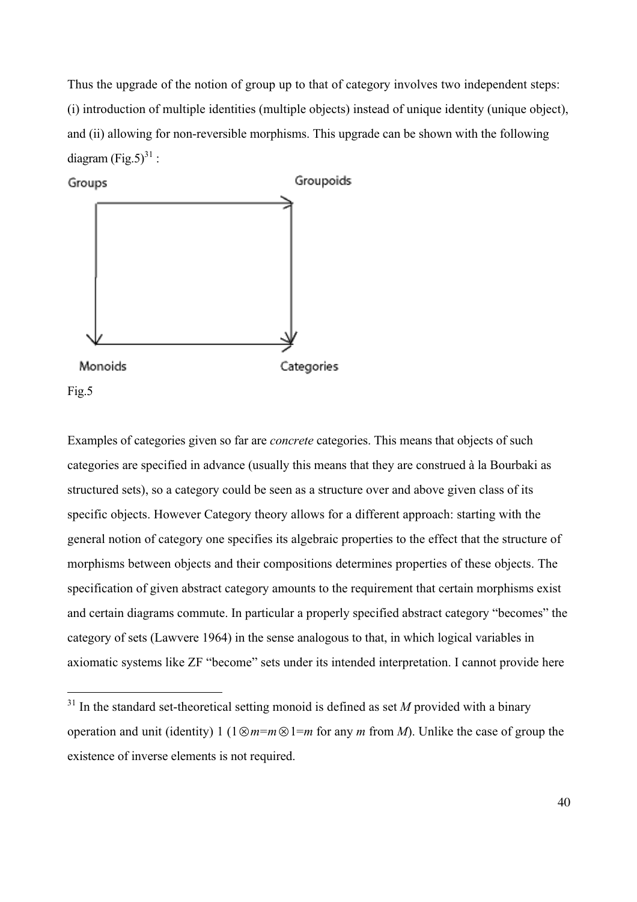Thus the upgrade of the notion of group up to that of category involves two independent steps: (i) introduction of multiple identities (multiple objects) instead of unique identity (unique object), and (ii) allowing for non-reversible morphisms. This upgrade can be shown with the following diagram (Fig.5)[31] :

Groups → Groupoids

Monoids → Categories

Fig.5

Examples of categories given so far are *concrete* categories. This means that objects of such categories are specified in advance (usually this means that they are construed à la Bourbaki as structured sets), so a category could be seen as a structure over and above given class of its specific objects. However Category theory allows for a different approach: starting with the general notion of category one specifies its algebraic properties to the effect that the structure of morphisms between objects and their compositions determines properties of these objects. The specification of given abstract category amounts to the requirement that certain morphisms exist and certain diagrams commute. In particular a properly specified abstract category "becomes" the category of sets (Lawvere 1964) in the sense analogous to that, in which logical variables in axiomatic systems like ZF "become" sets under its intended interpretation. I cannot provide here

---

[31] In the standard set-theoretical setting monoid is defined as set $M$ provided with a binary operation and unit (identity) 1 ($1 \otimes m = m \otimes 1 = m$ for any $m$ from $M$). Unlike the case of group the existence of inverse elements is not required.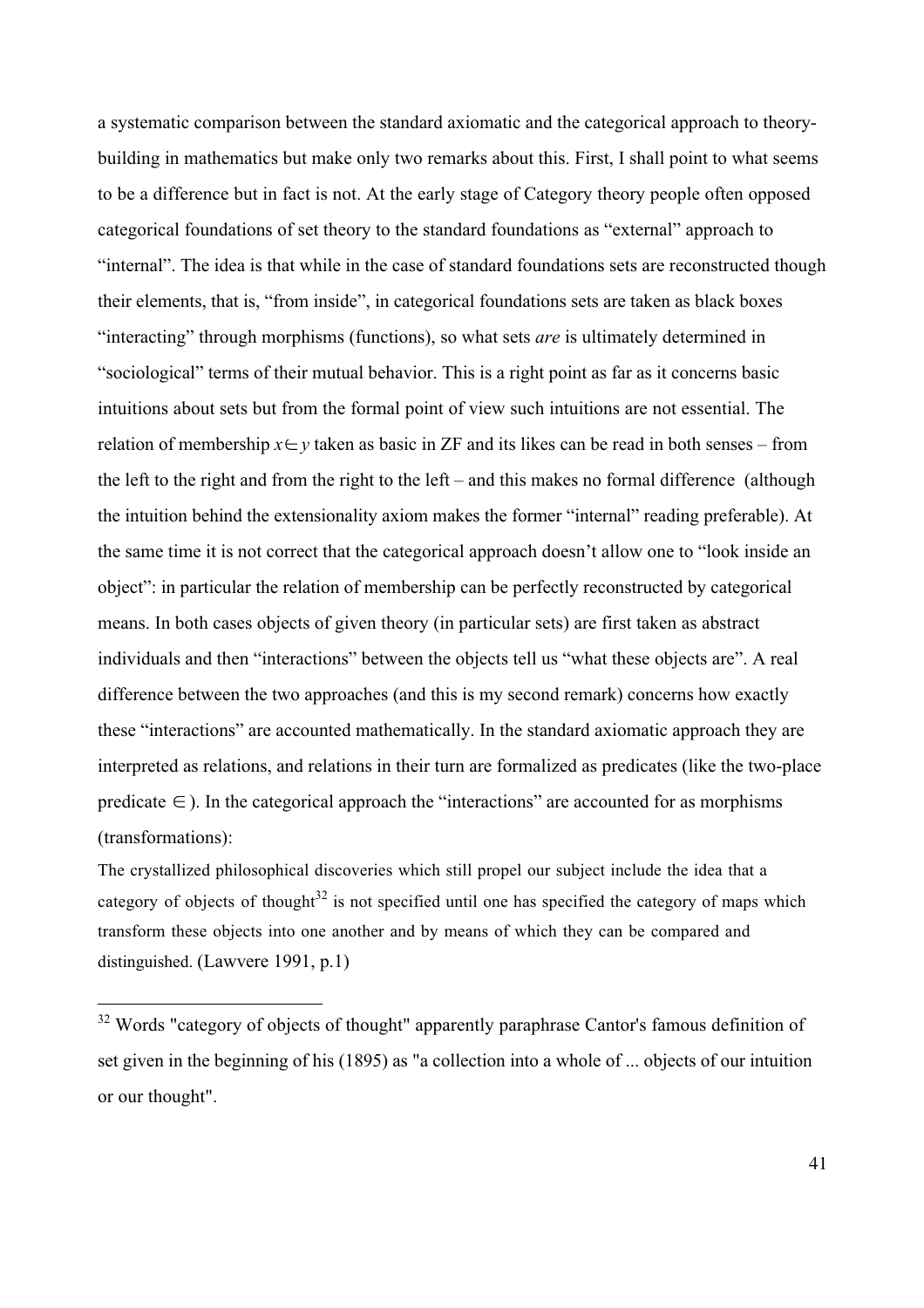a systematic comparison between the standard axiomatic and the categorical approach to theory-building in mathematics but make only two remarks about this. First, I shall point to what seems to be a difference but in fact is not. At the early stage of Category theory people often opposed categorical foundations of set theory to the standard foundations as "external" approach to "internal". The idea is that while in the case of standard foundations sets are reconstructed though their elements, that is, "from inside", in categorical foundations sets are taken as black boxes "interacting" through morphisms (functions), so what sets *are* is ultimately determined in "sociological" terms of their mutual behavior. This is a right point as far as it concerns basic intuitions about sets but from the formal point of view such intuitions are not essential. The relation of membership $x \in y$ taken as basic in ZF and its likes can be read in both senses – from the left to the right and from the right to the left – and this makes no formal difference (although the intuition behind the extensionality axiom makes the former "internal" reading preferable). At the same time it is not correct that the categorical approach doesn't allow one to "look inside an object": in particular the relation of membership can be perfectly reconstructed by categorical means. In both cases objects of given theory (in particular sets) are first taken as abstract individuals and then "interactions" between the objects tell us "what these objects are". A real difference between the two approaches (and this is my second remark) concerns how exactly these "interactions" are accounted mathematically. In the standard axiomatic approach they are interpreted as relations, and relations in their turn are formalized as predicates (like the two-place predicate $\in$). In the categorical approach the "interactions" are accounted for as morphisms (transformations):

> The crystallized philosophical discoveries which still propel our subject include the idea that a category of objects of thought[32] is not specified until one has specified the category of maps which transform these objects into one another and by means of which they can be compared and distinguished. (Lawvere 1991, p.1)

---

[32] Words "category of objects of thought" apparently paraphrase Cantor's famous definition of set given in the beginning of his (1895) as "a collection into a whole of ... objects of our intuition or our thought".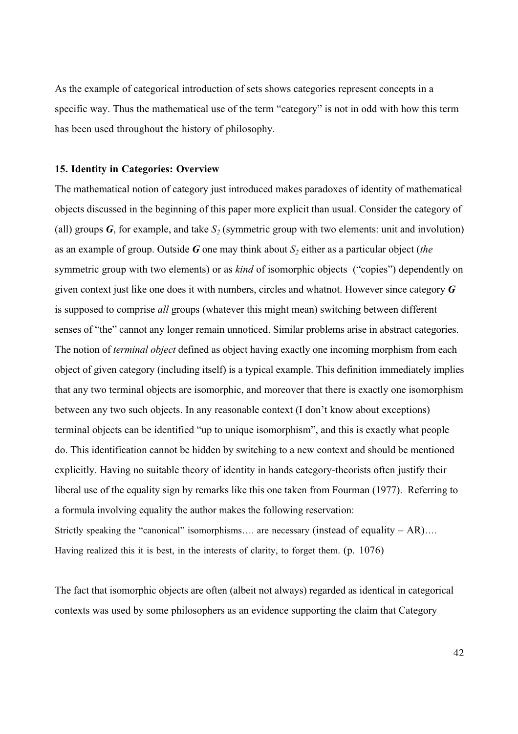As the example of categorical introduction of sets shows categories represent concepts in a specific way. Thus the mathematical use of the term "category" is not in odd with how this term has been used throughout the history of philosophy.

### 15. Identity in Categories: Overview

The mathematical notion of category just introduced makes paradoxes of identity of mathematical objects discussed in the beginning of this paper more explicit than usual. Consider the category of (all) groups $\boldsymbol{G}$, for example, and take $S_2$ (symmetric group with two elements: unit and involution) as an example of group. Outside $\boldsymbol{G}$ one may think about $S_2$ either as a particular object (*the* symmetric group with two elements) or as *kind* of isomorphic objects ("copies") dependently on given context just like one does it with numbers, circles and whatnot. However since category $\boldsymbol{G}$ is supposed to comprise *all* groups (whatever this might mean) switching between different senses of "the" cannot any longer remain unnoticed. Similar problems arise in abstract categories. The notion of *terminal object* defined as object having exactly one incoming morphism from each object of given category (including itself) is a typical example. This definition immediately implies that any two terminal objects are isomorphic, and moreover that there is exactly one isomorphism between any two such objects. In any reasonable context (I don't know about exceptions) terminal objects can be identified "up to unique isomorphism", and this is exactly what people do. This identification cannot be hidden by switching to a new context and should be mentioned explicitly. Having no suitable theory of identity in hands category-theorists often justify their liberal use of the equality sign by remarks like this one taken from Fourman (1977). Referring to a formula involving equality the author makes the following reservation:

Strictly speaking the "canonical" isomorphisms…. are necessary (instead of equality – AR)…. Having realized this it is best, in the interests of clarity, to forget them. (p. 1076)

The fact that isomorphic objects are often (albeit not always) regarded as identical in categorical contexts was used by some philosophers as an evidence supporting the claim that Category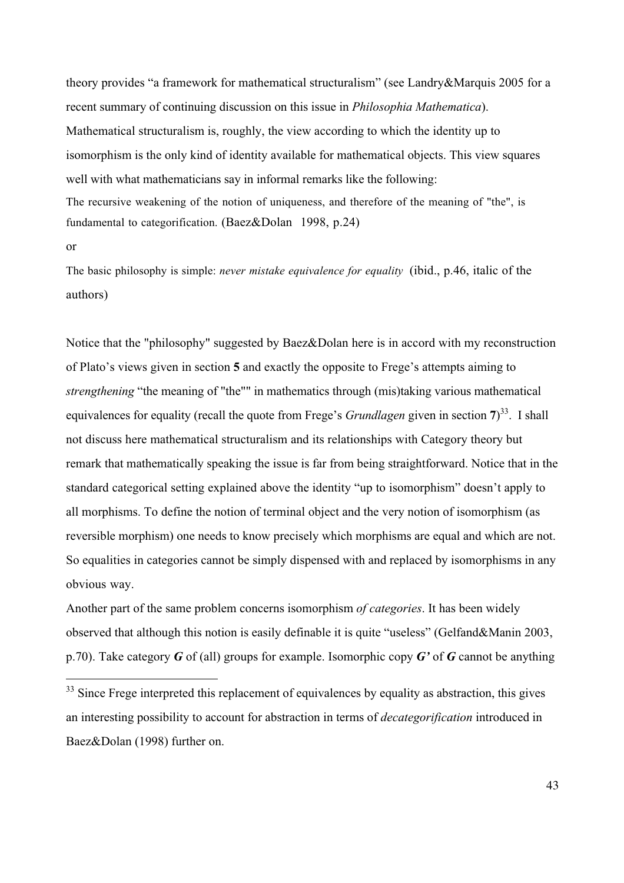theory provides “a framework for mathematical structuralism” (see Landry&Marquis 2005 for a recent summary of continuing discussion on this issue in *Philosophia Mathematica*). Mathematical structuralism is, roughly, the view according to which the identity up to isomorphism is the only kind of identity available for mathematical objects. This view squares well with what mathematicians say in informal remarks like the following:

The recursive weakening of the notion of uniqueness, and therefore of the meaning of "the", is fundamental to categorification. (Baez&Dolan 1998, p.24)

or

The basic philosophy is simple: *never mistake equivalence for equality* (ibid., p.46, italic of the authors)

Notice that the "philosophy" suggested by Baez&Dolan here is in accord with my reconstruction of Plato’s views given in section **5** and exactly the opposite to Frege’s attempts aiming to *strengthening* “the meaning of "the"" in mathematics through (mis)taking various mathematical equivalences for equality (recall the quote from Frege’s *Grundlagen* given in section **7**)[33]. I shall not discuss here mathematical structuralism and its relationships with Category theory but remark that mathematically speaking the issue is far from being straightforward. Notice that in the standard categorical setting explained above the identity “up to isomorphism” doesn’t apply to all morphisms. To define the notion of terminal object and the very notion of isomorphism (as reversible morphism) one needs to know precisely which morphisms are equal and which are not. So equalities in categories cannot be simply dispensed with and replaced by isomorphisms in any obvious way.

Another part of the same problem concerns isomorphism *of categories*. It has been widely observed that although this notion is easily definable it is quite “useless” (Gelfand&Manin 2003, p.70). Take category ***G*** of (all) groups for example. Isomorphic copy ***G’*** of ***G*** cannot be anything

[33] Since Frege interpreted this replacement of equivalences by equality as abstraction, this gives an interesting possibility to account for abstraction in terms of *decategorification* introduced in Baez&Dolan (1998) further on.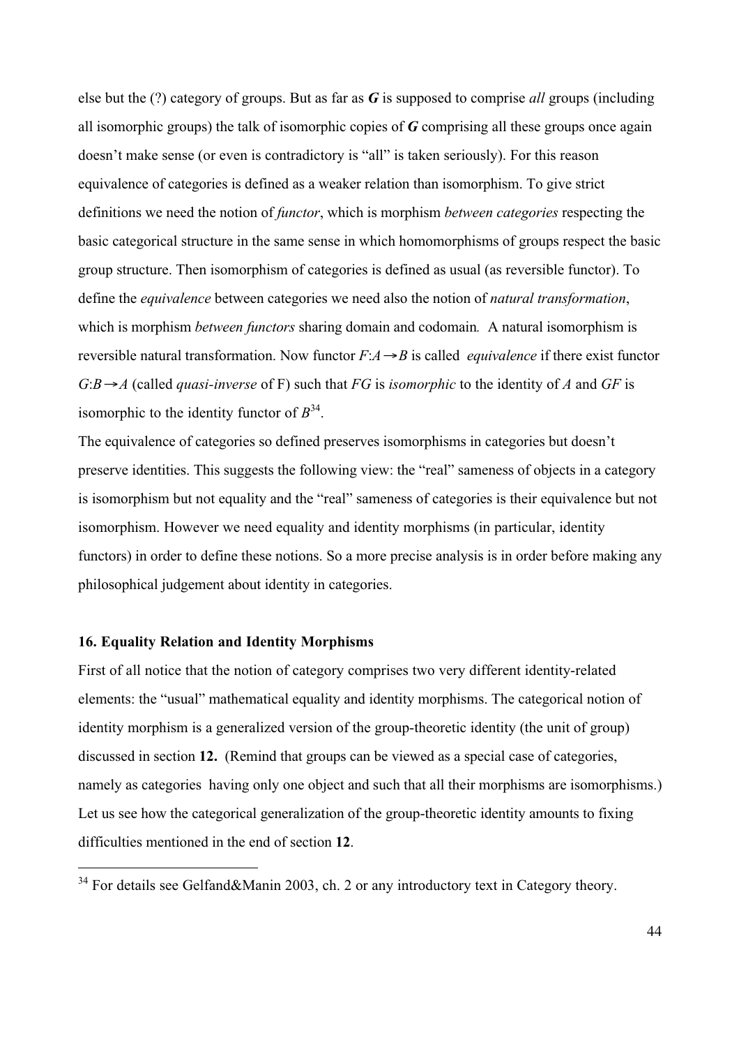else but the (?) category of groups. But as far as ***G*** is supposed to comprise *all* groups (including all isomorphic groups) the talk of isomorphic copies of ***G*** comprising all these groups once again doesn't make sense (or even is contradictory is "all" is taken seriously). For this reason equivalence of categories is defined as a weaker relation than isomorphism. To give strict definitions we need the notion of *functor*, which is morphism *between categories* respecting the basic categorical structure in the same sense in which homomorphisms of groups respect the basic group structure. Then isomorphism of categories is defined as usual (as reversible functor). To define the *equivalence* between categories we need also the notion of *natural transformation*, which is morphism *between functors* sharing domain and codomain. A natural isomorphism is reversible natural transformation. Now functor $F:A \rightarrow B$ is called *equivalence* if there exist functor $G:B \rightarrow A$ (called *quasi-inverse* of F) such that $FG$ is *isomorphic* to the identity of $A$ and $GF$ is isomorphic to the identity functor of $B$[34].

The equivalence of categories so defined preserves isomorphisms in categories but doesn't preserve identities. This suggests the following view: the "real" sameness of objects in a category is isomorphism but not equality and the "real" sameness of categories is their equivalence but not isomorphism. However we need equality and identity morphisms (in particular, identity functors) in order to define these notions. So a more precise analysis is in order before making any philosophical judgement about identity in categories.

### 16. Equality Relation and Identity Morphisms

First of all notice that the notion of category comprises two very different identity-related elements: the "usual" mathematical equality and identity morphisms. The categorical notion of identity morphism is a generalized version of the group-theoretic identity (the unit of group) discussed in section **12.** (Remind that groups can be viewed as a special case of categories, namely as categories having only one object and such that all their morphisms are isomorphisms.) Let us see how the categorical generalization of the group-theoretic identity amounts to fixing difficulties mentioned in the end of section **12**.

---

[34] For details see Gelfand&Manin 2003, ch. 2 or any introductory text in Category theory.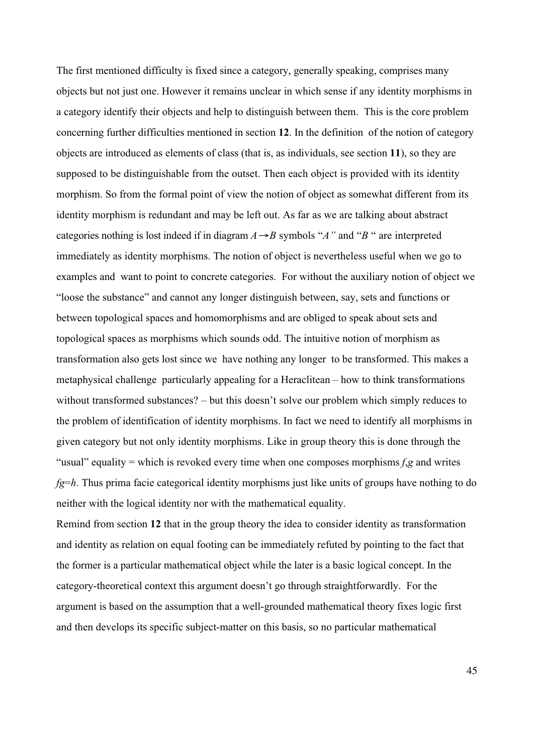The first mentioned difficulty is fixed since a category, generally speaking, comprises many objects but not just one. However it remains unclear in which sense if any identity morphisms in a category identify their objects and help to distinguish between them. This is the core problem concerning further difficulties mentioned in section **12**. In the definition of the notion of category objects are introduced as elements of class (that is, as individuals, see section **11**), so they are supposed to be distinguishable from the outset. Then each object is provided with its identity morphism. So from the formal point of view the notion of object as somewhat different from its identity morphism is redundant and may be left out. As far as we are talking about abstract categories nothing is lost indeed if in diagram $A \rightarrow B$ symbols "*A"* and "*B* " are interpreted immediately as identity morphisms. The notion of object is nevertheless useful when we go to examples and want to point to concrete categories. For without the auxiliary notion of object we "loose the substance" and cannot any longer distinguish between, say, sets and functions or between topological spaces and homomorphisms and are obliged to speak about sets and topological spaces as morphisms which sounds odd. The intuitive notion of morphism as transformation also gets lost since we have nothing any longer to be transformed. This makes a metaphysical challenge particularly appealing for a Heraclitean – how to think transformations without transformed substances? – but this doesn't solve our problem which simply reduces to the problem of identification of identity morphisms. In fact we need to identify all morphisms in given category but not only identity morphisms. Like in group theory this is done through the "usual" equality = which is revoked every time when one composes morphisms $f$,$g$ and writes $fg=h$. Thus prima facie categorical identity morphisms just like units of groups have nothing to do neither with the logical identity nor with the mathematical equality.

Remind from section **12** that in the group theory the idea to consider identity as transformation and identity as relation on equal footing can be immediately refuted by pointing to the fact that the former is a particular mathematical object while the later is a basic logical concept. In the category-theoretical context this argument doesn't go through straightforwardly. For the argument is based on the assumption that a well-grounded mathematical theory fixes logic first and then develops its specific subject-matter on this basis, so no particular mathematical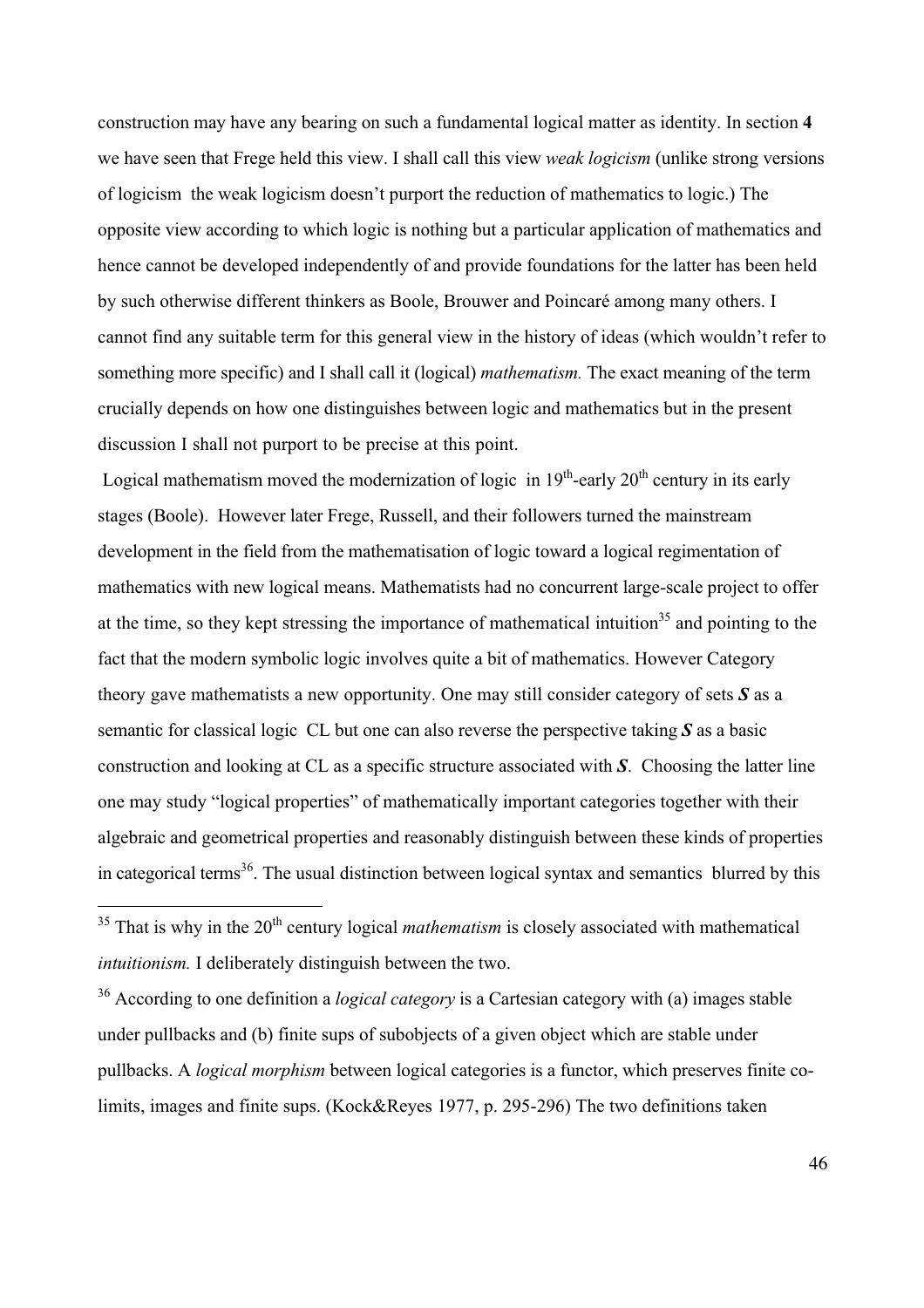construction may have any bearing on such a fundamental logical matter as identity. In section **4** we have seen that Frege held this view. I shall call this view *weak logicism* (unlike strong versions of logicism the weak logicism doesn't purport the reduction of mathematics to logic.) The opposite view according to which logic is nothing but a particular application of mathematics and hence cannot be developed independently of and provide foundations for the latter has been held by such otherwise different thinkers as Boole, Brouwer and Poincaré among many others. I cannot find any suitable term for this general view in the history of ideas (which wouldn't refer to something more specific) and I shall call it (logical) *mathematism.* The exact meaning of the term crucially depends on how one distinguishes between logic and mathematics but in the present discussion I shall not purport to be precise at this point.

Logical mathematism moved the modernization of logic in 19th-early 20th century in its early stages (Boole). However later Frege, Russell, and their followers turned the mainstream development in the field from the mathematisation of logic toward a logical regimentation of mathematics with new logical means. Mathematists had no concurrent large-scale project to offer at the time, so they kept stressing the importance of mathematical intuition[35] and pointing to the fact that the modern symbolic logic involves quite a bit of mathematics. However Category theory gave mathematists a new opportunity. One may still consider category of sets ***S*** as a semantic for classical logic CL but one can also reverse the perspective taking ***S*** as a basic construction and looking at CL as a specific structure associated with ***S***. Choosing the latter line one may study "logical properties" of mathematically important categories together with their algebraic and geometrical properties and reasonably distinguish between these kinds of properties in categorical terms[36]. The usual distinction between logical syntax and semantics blurred by this

[35] That is why in the 20th century logical *mathematism* is closely associated with mathematical *intuitionism.* I deliberately distinguish between the two.

[36] According to one definition a *logical category* is a Cartesian category with (a) images stable under pullbacks and (b) finite sups of subobjects of a given object which are stable under pullbacks. A *logical morphism* between logical categories is a functor, which preserves finite co-limits, images and finite sups. (Kock&Reyes 1977, p. 295-296) The two definitions taken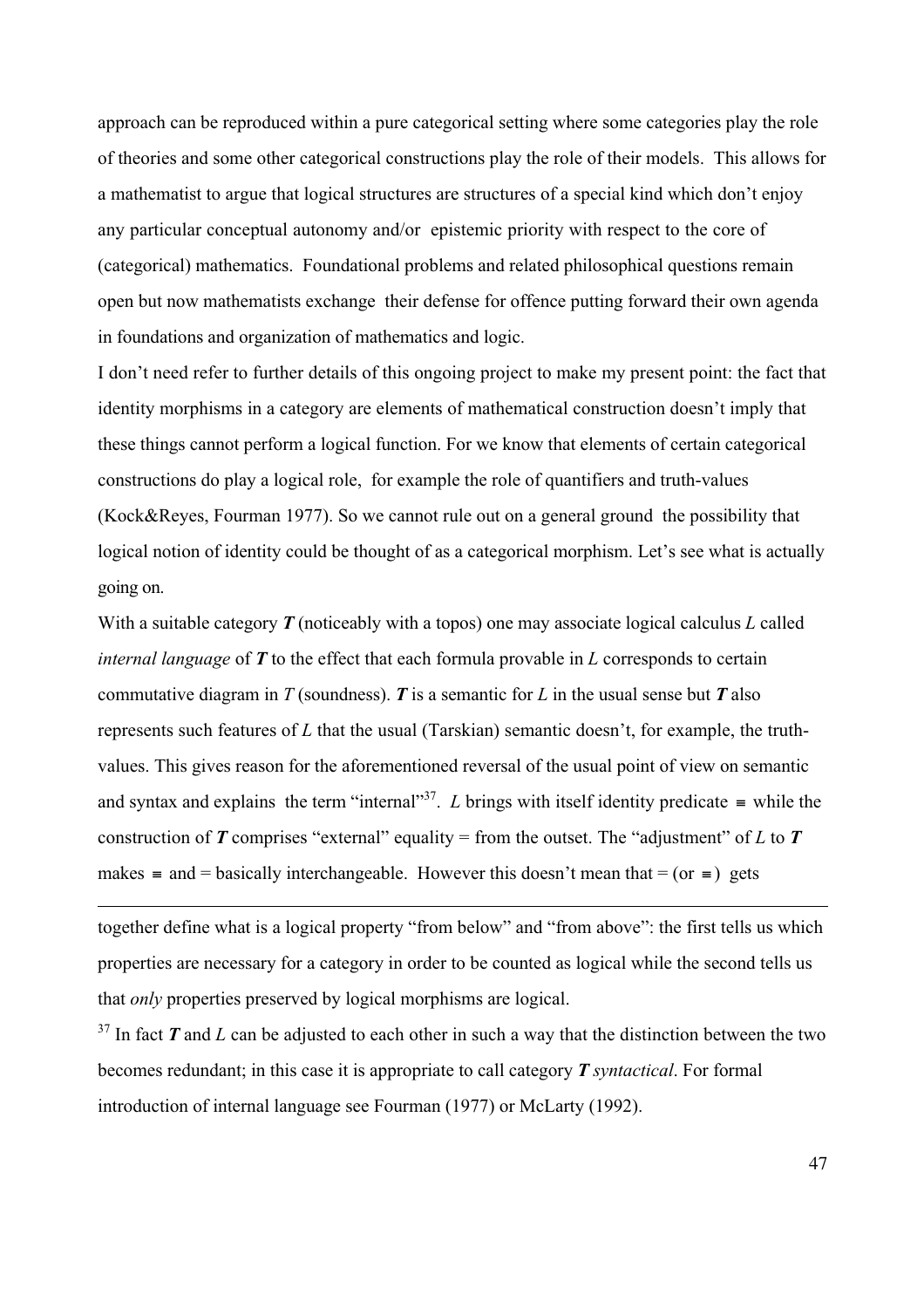approach can be reproduced within a pure categorical setting where some categories play the role of theories and some other categorical constructions play the role of their models. This allows for a mathematist to argue that logical structures are structures of a special kind which don't enjoy any particular conceptual autonomy and/or epistemic priority with respect to the core of (categorical) mathematics. Foundational problems and related philosophical questions remain open but now mathematists exchange their defense for offence putting forward their own agenda in foundations and organization of mathematics and logic.

I don't need refer to further details of this ongoing project to make my present point: the fact that identity morphisms in a category are elements of mathematical construction doesn't imply that these things cannot perform a logical function. For we know that elements of certain categorical constructions do play a logical role, for example the role of quantifiers and truth-values (Kock&Reyes, Fourman 1977). So we cannot rule out on a general ground the possibility that logical notion of identity could be thought of as a categorical morphism. Let's see what is actually going on.

With a suitable category ***T*** (noticeably with a topos) one may associate logical calculus *L* called *internal language* of ***T*** to the effect that each formula provable in *L* corresponds to certain commutative diagram in *T* (soundness). ***T*** is a semantic for *L* in the usual sense but ***T*** also represents such features of *L* that the usual (Tarskian) semantic doesn't, for example, the truth-values. This gives reason for the aforementioned reversal of the usual point of view on semantic and syntax and explains the term "internal"[37]. *L* brings with itself identity predicate $\equiv$ while the construction of ***T*** comprises "external" equality = from the outset. The "adjustment" of *L* to ***T*** makes $\equiv$ and = basically interchangeable. However this doesn't mean that = (or $\equiv$) gets

---

together define what is a logical property "from below" and "from above": the first tells us which properties are necessary for a category in order to be counted as logical while the second tells us that *only* properties preserved by logical morphisms are logical.

[37] In fact ***T*** and *L* can be adjusted to each other in such a way that the distinction between the two becomes redundant; in this case it is appropriate to call category ***T*** *syntactical*. For formal introduction of internal language see Fourman (1977) or McLarty (1992).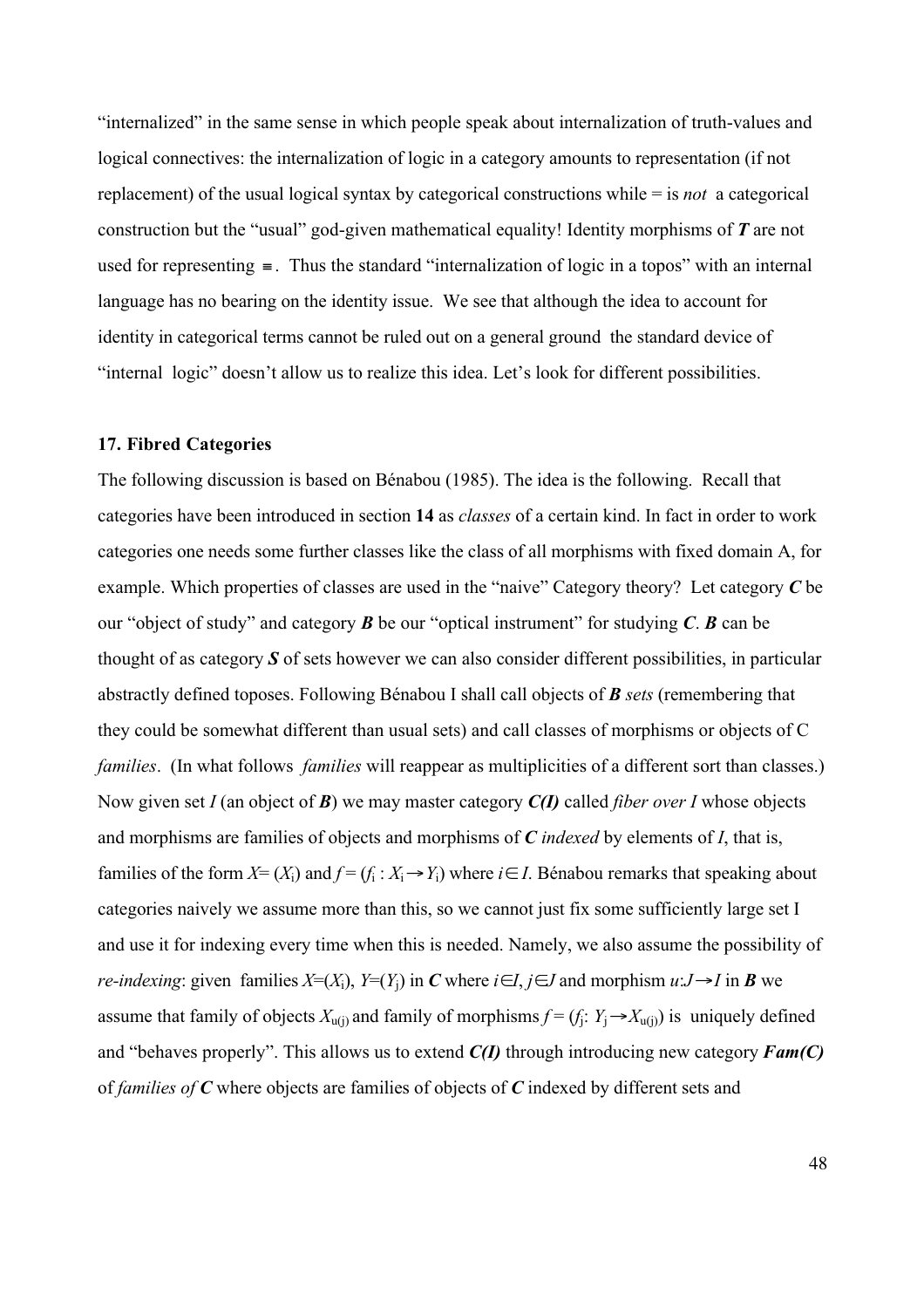"internalized" in the same sense in which people speak about internalization of truth-values and logical connectives: the internalization of logic in a category amounts to representation (if not replacement) of the usual logical syntax by categorical constructions while = is *not* a categorical construction but the "usual" god-given mathematical equality! Identity morphisms of ***T*** are not used for representing $\equiv$. Thus the standard "internalization of logic in a topos" with an internal language has no bearing on the identity issue. We see that although the idea to account for identity in categorical terms cannot be ruled out on a general ground the standard device of "internal logic" doesn't allow us to realize this idea. Let's look for different possibilities.

### 17. Fibred Categories

The following discussion is based on Bénabou (1985). The idea is the following. Recall that categories have been introduced in section **14** as *classes* of a certain kind. In fact in order to work categories one needs some further classes like the class of all morphisms with fixed domain A, for example. Which properties of classes are used in the "naive" Category theory? Let category ***C*** be our "object of study" and category ***B*** be our "optical instrument" for studying ***C***. ***B*** can be thought of as category ***S*** of sets however we can also consider different possibilities, in particular abstractly defined toposes. Following Bénabou I shall call objects of ***B*** *sets* (remembering that they could be somewhat different than usual sets) and call classes of morphisms or objects of C *families*. (In what follows *families* will reappear as multiplicities of a different sort than classes.) Now given set $I$ (an object of ***B***) we may master category ***C(I)*** called *fiber over I* whose objects and morphisms are families of objects and morphisms of ***C*** *indexed* by elements of $I$, that is, families of the form $X = (X_i)$ and $f = (f_i : X_i \rightarrow Y_i)$ where $i \in I$. Bénabou remarks that speaking about categories naively we assume more than this, so we cannot just fix some sufficiently large set I and use it for indexing every time when this is needed. Namely, we also assume the possibility of *re-indexing*: given families $X=(X_i)$, $Y=(Y_j)$ in ***C*** where $i \in I$, $j \in J$ and morphism $u: J \rightarrow I$ in ***B*** we assume that family of objects $X_{u(j)}$ and family of morphisms $f = (f_j: Y_j \rightarrow X_{u(j)})$ is uniquely defined and "behaves properly". This allows us to extend ***C(I)*** through introducing new category ***Fam(C)*** of *families of* ***C*** where objects are families of objects of ***C*** indexed by different sets and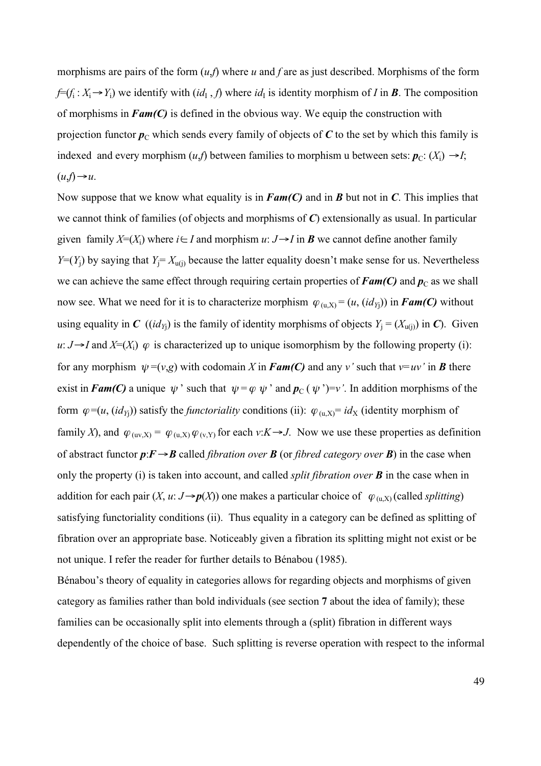morphisms are pairs of the form $(u,f)$ where $u$ and $f$ are as just described. Morphisms of the form $f=(f_i : X_i \to Y_i)$ we identify with $(id_I, f)$ where $id_I$ is identity morphism of $I$ in $\boldsymbol{B}$. The composition of morphisms in ***Fam(C)*** is defined in the obvious way. We equip the construction with projection functor $\boldsymbol{p}_C$ which sends every family of objects of $\boldsymbol{C}$ to the set by which this family is indexed and every morphism $(u,f)$ between families to morphism u between sets: $\boldsymbol{p}_C$: $(X_i) \to I$; $(u,f) \to u$.

Now suppose that we know what equality is in ***Fam(C)*** and in $\boldsymbol{B}$ but not in $\boldsymbol{C}$. This implies that we cannot think of families (of objects and morphisms of $\boldsymbol{C}$) extensionally as usual. In particular given family $X=(X_i)$ where $i \in I$ and morphism $u$: $J \to I$ in $\boldsymbol{B}$ we cannot define another family $Y=(Y_j)$ by saying that $Y_j = X_{u(j)}$ because the latter equality doesn't make sense for us. Nevertheless we can achieve the same effect through requiring certain properties of ***Fam(C)*** and $\boldsymbol{p}_C$ as we shall now see. What we need for it is to characterize morphism $\varphi_{(u,X)} = (u, (id_{Yj}))$ in ***Fam(C)*** without using equality in $\boldsymbol{C}$ ($(id_{Yj})$ is the family of identity morphisms of objects $Y_j = (X_{u(j)})$ in $\boldsymbol{C}$). Given $u$: $J \to I$ and $X=(X_i)$ $\varphi$ is characterized up to unique isomorphism by the following property (i): for any morphism $\psi=(v,g)$ with codomain $X$ in ***Fam(C)*** and any $v'$ such that $v=uv'$ in $\boldsymbol{B}$ there exist in ***Fam(C)*** a unique $\psi'$ such that $\psi = \varphi\, \psi'$ and $\boldsymbol{p}_C(\psi')=v'$. In addition morphisms of the form $\varphi=(u, (id_{Yj}))$ satisfy the *functoriality* conditions (ii): $\varphi_{(u,X)} = id_X$ (identity morphism of family $X$), and $\varphi_{(uv,X)} = \varphi_{(u,X)}\varphi_{(v,Y)}$ for each $v$:$K \to J$. Now we use these properties as definition of abstract functor $\boldsymbol{p}$:$\boldsymbol{F} \to \boldsymbol{B}$ called *fibration over* $\boldsymbol{B}$ (or *fibred category over* $\boldsymbol{B}$) in the case when only the property (i) is taken into account, and called *split fibration over* $\boldsymbol{B}$ in the case when in addition for each pair $(X, u$: $J \to \boldsymbol{p}(X))$ one makes a particular choice of $\varphi_{(u,X)}$ (called *splitting*) satisfying functoriality conditions (ii). Thus equality in a category can be defined as splitting of fibration over an appropriate base. Noticeably given a fibration its splitting might not exist or be not unique. I refer the reader for further details to Bénabou (1985).

Bénabou's theory of equality in categories allows for regarding objects and morphisms of given category as families rather than bold individuals (see section **7** about the idea of family); these families can be occasionally split into elements through a (split) fibration in different ways dependently of the choice of base. Such splitting is reverse operation with respect to the informal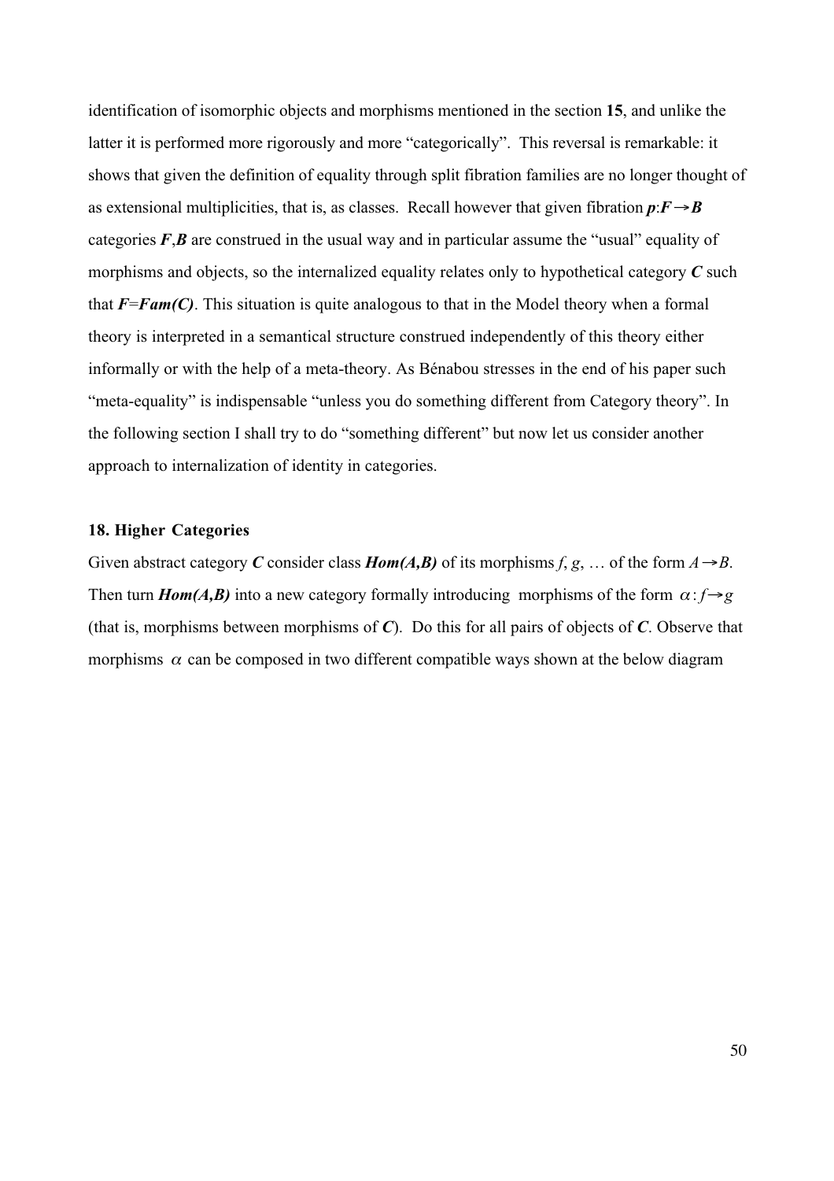identification of isomorphic objects and morphisms mentioned in the section **15**, and unlike the latter it is performed more rigorously and more "categorically". This reversal is remarkable: it shows that given the definition of equality through split fibration families are no longer thought of as extensional multiplicities, that is, as classes. Recall however that given fibration $\boldsymbol{p}:\boldsymbol{F}\to\boldsymbol{B}$ categories $\boldsymbol{F},\boldsymbol{B}$ are construed in the usual way and in particular assume the "usual" equality of morphisms and objects, so the internalized equality relates only to hypothetical category $\boldsymbol{C}$ such that $\boldsymbol{F}=\boldsymbol{Fam(C)}$. This situation is quite analogous to that in the Model theory when a formal theory is interpreted in a semantical structure construed independently of this theory either informally or with the help of a meta-theory. As Bénabou stresses in the end of his paper such "meta-equality" is indispensable "unless you do something different from Category theory". In the following section I shall try to do "something different" but now let us consider another approach to internalization of identity in categories.

## 18. Higher Categories

Given abstract category $\boldsymbol{C}$ consider class $\boldsymbol{Hom(A,B)}$ of its morphisms $f$, $g$, … of the form $A\to B$. Then turn $\boldsymbol{Hom(A,B)}$ into a new category formally introducing morphisms of the form $\alpha: f\to g$ (that is, morphisms between morphisms of $\boldsymbol{C}$). Do this for all pairs of objects of $\boldsymbol{C}$. Observe that morphisms $\alpha$ can be composed in two different compatible ways shown at the below diagram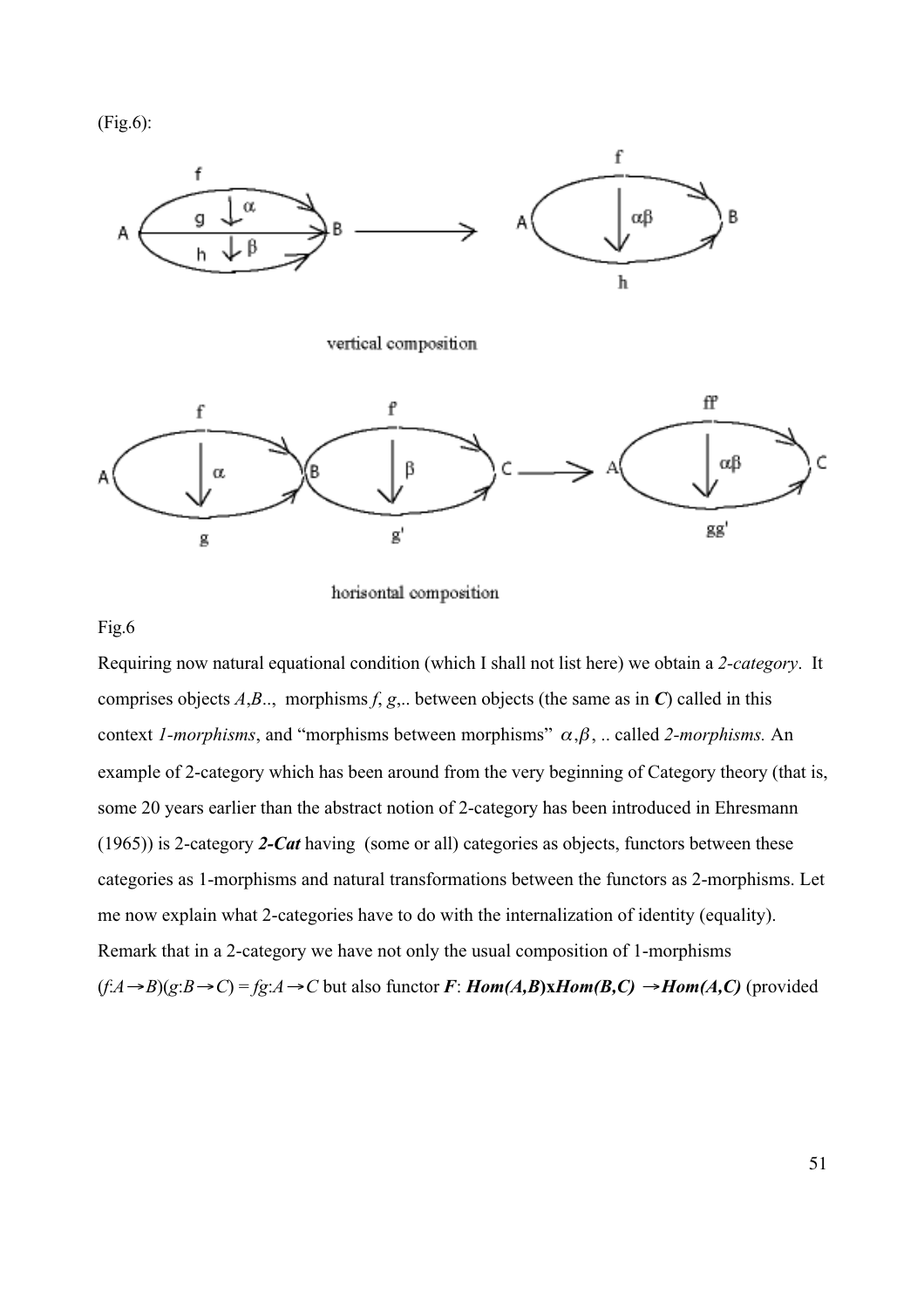(Fig.6):

vertical composition

horisontal composition

Fig.6

Requiring now natural equational condition (which I shall not list here) we obtain a *2-category*. It comprises objects $A$,$B$.., morphisms $f$, $g$,.. between objects (the same as in ***C***) called in this context *1-morphisms*, and "morphisms between morphisms" $\alpha, \beta$, .. called *2-morphisms.* An example of 2-category which has been around from the very beginning of Category theory (that is, some 20 years earlier than the abstract notion of 2-category has been introduced in Ehresmann (1965)) is 2-category ***2-Cat*** having (some or all) categories as objects, functors between these categories as 1-morphisms and natural transformations between the functors as 2-morphisms. Let me now explain what 2-categories have to do with the internalization of identity (equality). Remark that in a 2-category we have not only the usual composition of 1-morphisms $(f:A \to B)(g:B \to C) = fg:A \to C$ but also functor $\boldsymbol{F}$: ***Hom(A,B)*****x*****Hom(B,C)*** $\to$ ***Hom(A,C)*** (provided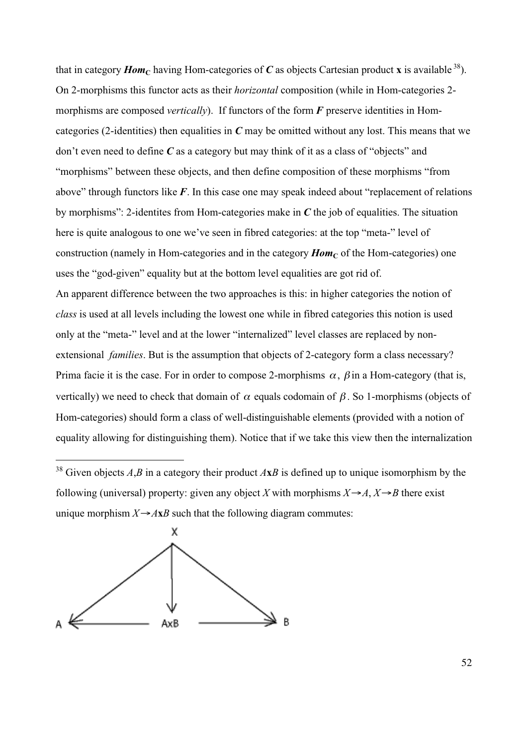that in category $\boldsymbol{Hom_C}$ having Hom-categories of $\boldsymbol{C}$ as objects Cartesian product **x** is available [38]). On 2-morphisms this functor acts as their *horizontal* composition (while in Hom-categories 2-morphisms are composed *vertically*). If functors of the form $\boldsymbol{F}$ preserve identities in Hom-categories (2-identities) then equalities in $\boldsymbol{C}$ may be omitted without any lost. This means that we don't even need to define $\boldsymbol{C}$ as a category but may think of it as a class of "objects" and "morphisms" between these objects, and then define composition of these morphisms "from above" through functors like $\boldsymbol{F}$. In this case one may speak indeed about "replacement of relations by morphisms": 2-identites from Hom-categories make in $\boldsymbol{C}$ the job of equalities. The situation here is quite analogous to one we've seen in fibred categories: at the top "meta-" level of construction (namely in Hom-categories and in the category $\boldsymbol{Hom_C}$ of the Hom-categories) one uses the "god-given" equality but at the bottom level equalities are got rid of.

An apparent difference between the two approaches is this: in higher categories the notion of *class* is used at all levels including the lowest one while in fibred categories this notion is used only at the "meta-" level and at the lower "internalized" level classes are replaced by non-extensional *families*. But is the assumption that objects of 2-category form a class necessary? Prima facie it is the case. For in order to compose 2-morphisms $\alpha$, $\beta$ in a Hom-category (that is, vertically) we need to check that domain of $\alpha$ equals codomain of $\beta$. So 1-morphisms (objects of Hom-categories) should form a class of well-distinguishable elements (provided with a notion of equality allowing for distinguishing them). Notice that if we take this view then the internalization

---

[38] Given objects $A$,$B$ in a category their product $A\mathbf{x}B$ is defined up to unique isomorphism by the following (universal) property: given any object $X$ with morphisms $X \rightarrow A$, $X \rightarrow B$ there exist unique morphism $X \rightarrow A\mathbf{x}B$ such that the following diagram commutes:

$$
\begin{array}{ccccc}
 & & X & & \\
 & \swarrow & \downarrow & \searrow & \\
A & \leftarrow & A\mathrm{x}B & \rightarrow & B
\end{array}
$$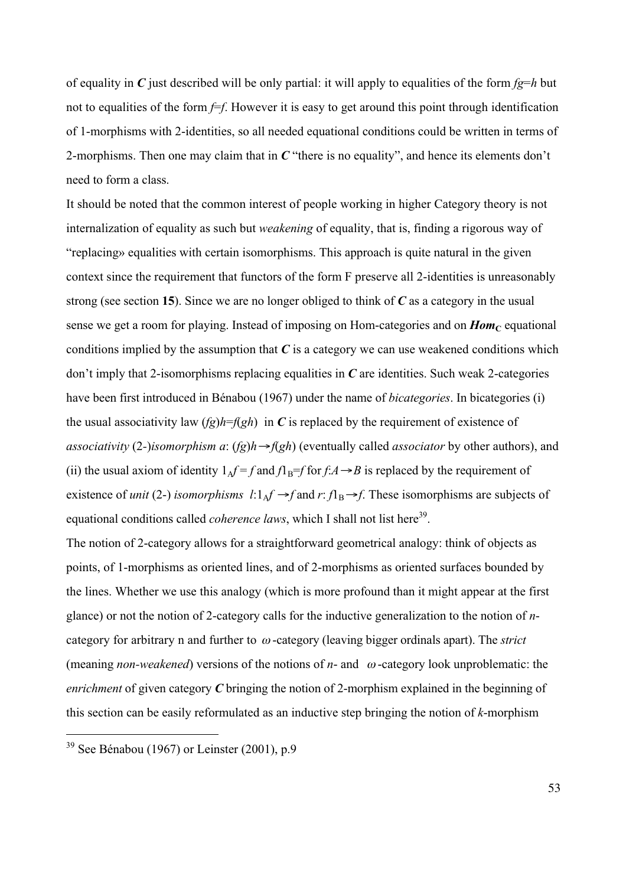of equality in ***C*** just described will be only partial: it will apply to equalities of the form $fg=h$ but not to equalities of the form $f=f$. However it is easy to get around this point through identification of 1-morphisms with 2-identities, so all needed equational conditions could be written in terms of 2-morphisms. Then one may claim that in ***C*** "there is no equality", and hence its elements don't need to form a class.

It should be noted that the common interest of people working in higher Category theory is not internalization of equality as such but *weakening* of equality, that is, finding a rigorous way of "replacing» equalities with certain isomorphisms. This approach is quite natural in the given context since the requirement that functors of the form F preserve all 2-identities is unreasonably strong (see section **15**). Since we are no longer obliged to think of ***C*** as a category in the usual sense we get a room for playing. Instead of imposing on Hom-categories and on $\boldsymbol{Hom_C}$ equational conditions implied by the assumption that ***C*** is a category we can use weakened conditions which don't imply that 2-isomorphisms replacing equalities in ***C*** are identities. Such weak 2-categories have been first introduced in Bénabou (1967) under the name of *bicategories*. In bicategories (i) the usual associativity law $(fg)h=f(gh)$ in ***C*** is replaced by the requirement of existence of *associativity* (2-)*isomorphism* $a$: $(fg)h\rightarrow f(gh)$ (eventually called *associator* by other authors), and (ii) the usual axiom of identity $1_Af = f$ and $f1_B=f$ for $f:A\rightarrow B$ is replaced by the requirement of existence of *unit* (2-) *isomorphisms* $l:1_Af \rightarrow f$ and $r$: $f1_B\rightarrow f$. These isomorphisms are subjects of equational conditions called *coherence laws*, which I shall not list here[39].

The notion of 2-category allows for a straightforward geometrical analogy: think of objects as points, of 1-morphisms as oriented lines, and of 2-morphisms as oriented surfaces bounded by the lines. Whether we use this analogy (which is more profound than it might appear at the first glance) or not the notion of 2-category calls for the inductive generalization to the notion of $n$-category for arbitrary n and further to $\omega$-category (leaving bigger ordinals apart). The *strict* (meaning *non-weakened*) versions of the notions of $n$- and $\omega$-category look unproblematic: the *enrichment* of given category ***C*** bringing the notion of 2-morphism explained in the beginning of this section can be easily reformulated as an inductive step bringing the notion of $k$-morphism

---

[39] See Bénabou (1967) or Leinster (2001), p.9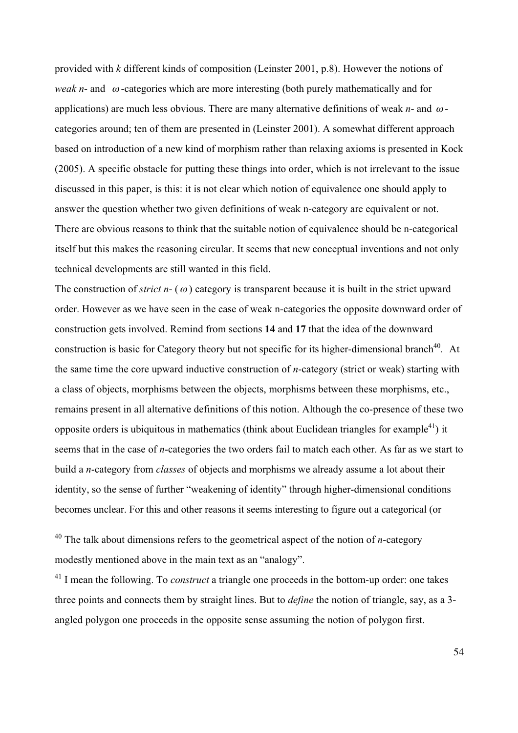provided with $k$ different kinds of composition (Leinster 2001, p.8). However the notions of *weak n*- and $\omega$-categories which are more interesting (both purely mathematically and for applications) are much less obvious. There are many alternative definitions of weak $n$- and $\omega$-categories around; ten of them are presented in (Leinster 2001). A somewhat different approach based on introduction of a new kind of morphism rather than relaxing axioms is presented in Kock (2005). A specific obstacle for putting these things into order, which is not irrelevant to the issue discussed in this paper, is this: it is not clear which notion of equivalence one should apply to answer the question whether two given definitions of weak n-category are equivalent or not. There are obvious reasons to think that the suitable notion of equivalence should be n-categorical itself but this makes the reasoning circular. It seems that new conceptual inventions and not only technical developments are still wanted in this field.

The construction of *strict n*- ($\omega$) category is transparent because it is built in the strict upward order. However as we have seen in the case of weak n-categories the opposite downward order of construction gets involved. Remind from sections **14** and **17** that the idea of the downward construction is basic for Category theory but not specific for its higher-dimensional branch[40]. At the same time the core upward inductive construction of $n$-category (strict or weak) starting with a class of objects, morphisms between the objects, morphisms between these morphisms, etc., remains present in all alternative definitions of this notion. Although the co-presence of these two opposite orders is ubiquitous in mathematics (think about Euclidean triangles for example[41]) it seems that in the case of $n$-categories the two orders fail to match each other. As far as we start to build a $n$-category from *classes* of objects and morphisms we already assume a lot about their identity, so the sense of further "weakening of identity" through higher-dimensional conditions becomes unclear. For this and other reasons it seems interesting to figure out a categorical (or

---

[40] The talk about dimensions refers to the geometrical aspect of the notion of $n$-category modestly mentioned above in the main text as an "analogy".

[41] I mean the following. To *construct* a triangle one proceeds in the bottom-up order: one takes three points and connects them by straight lines. But to *define* the notion of triangle, say, as a 3-angled polygon one proceeds in the opposite sense assuming the notion of polygon first.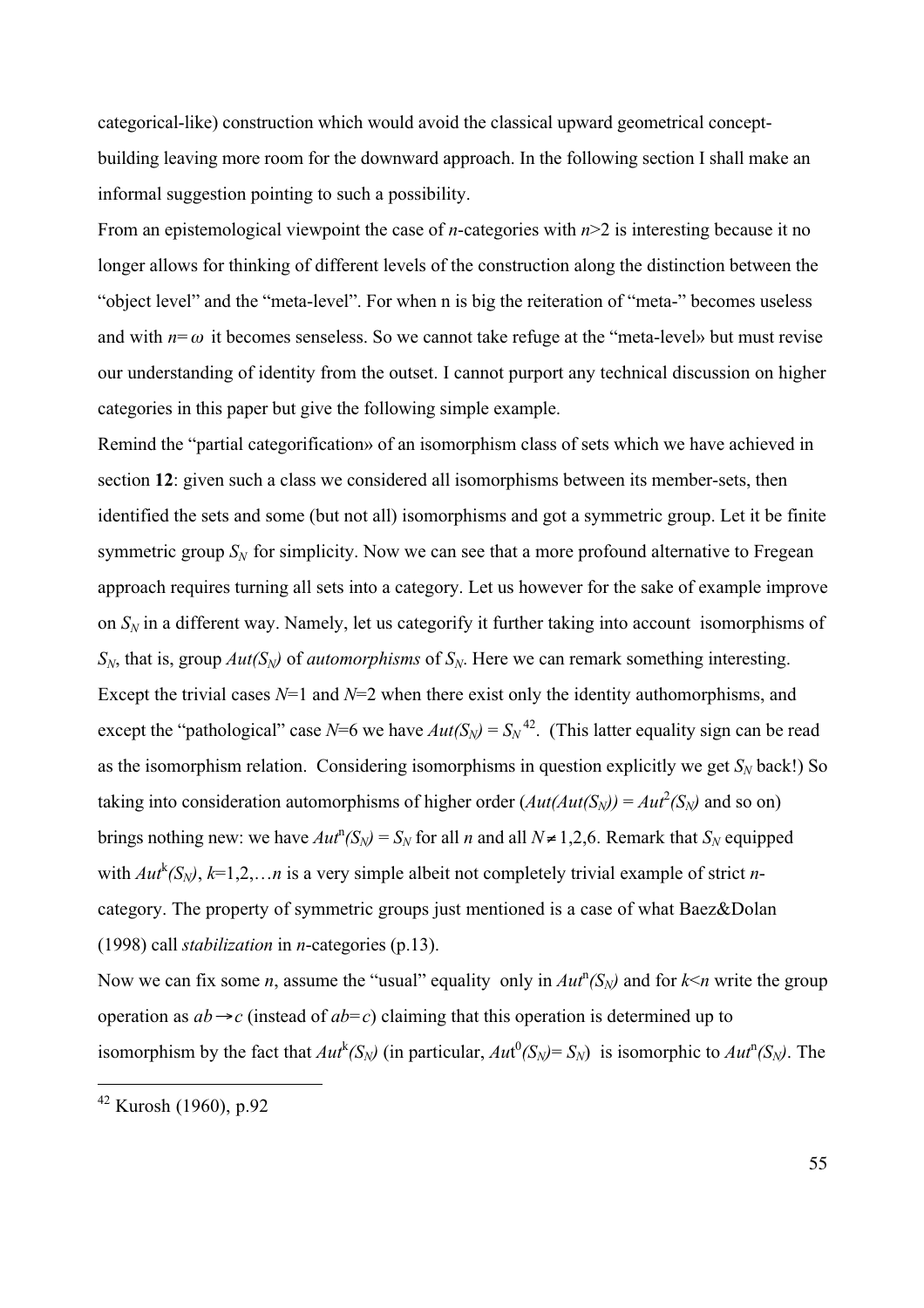categorical-like) construction which would avoid the classical upward geometrical concept-building leaving more room for the downward approach. In the following section I shall make an informal suggestion pointing to such a possibility.

From an epistemological viewpoint the case of *n*-categories with $n>2$ is interesting because it no longer allows for thinking of different levels of the construction along the distinction between the "object level" and the "meta-level". For when n is big the reiteration of "meta-" becomes useless and with $n=\omega$ it becomes senseless. So we cannot take refuge at the "meta-level» but must revise our understanding of identity from the outset. I cannot purport any technical discussion on higher categories in this paper but give the following simple example.

Remind the "partial categorification» of an isomorphism class of sets which we have achieved in section **12**: given such a class we considered all isomorphisms between its member-sets, then identified the sets and some (but not all) isomorphisms and got a symmetric group. Let it be finite symmetric group $S_N$ for simplicity. Now we can see that a more profound alternative to Fregean approach requires turning all sets into a category. Let us however for the sake of example improve on $S_N$ in a different way. Namely, let us categorify it further taking into account isomorphisms of $S_N$, that is, group $Aut(S_N)$ of *automorphisms* of $S_N$. Here we can remark something interesting. Except the trivial cases $N=1$ and $N=2$ when there exist only the identity authomorphisms, and except the "pathological" case $N=6$ we have $Aut(S_N) = S_N$ [42]. (This latter equality sign can be read as the isomorphism relation. Considering isomorphisms in question explicitly we get $S_N$ back!) So taking into consideration automorphisms of higher order ($Aut(Aut(S_N)) = Aut^2(S_N)$ and so on) brings nothing new: we have $Aut^n(S_N) = S_N$ for all *n* and all $N \neq 1,2,6$. Remark that $S_N$ equipped with $Aut^k(S_N)$, $k=1,2,\ldots n$ is a very simple albeit not completely trivial example of strict *n*-category. The property of symmetric groups just mentioned is a case of what Baez&Dolan (1998) call *stabilization* in *n*-categories (p.13).

Now we can fix some *n*, assume the "usual" equality only in $Aut^n(S_N)$ and for $k<n$ write the group operation as $ab \rightarrow c$ (instead of $ab=c$) claiming that this operation is determined up to isomorphism by the fact that $Aut^k(S_N)$ (in particular, $Aut^0(S_N)= S_N$) is isomorphic to $Aut^n(S_N)$. The

[42] Kurosh (1960), p.92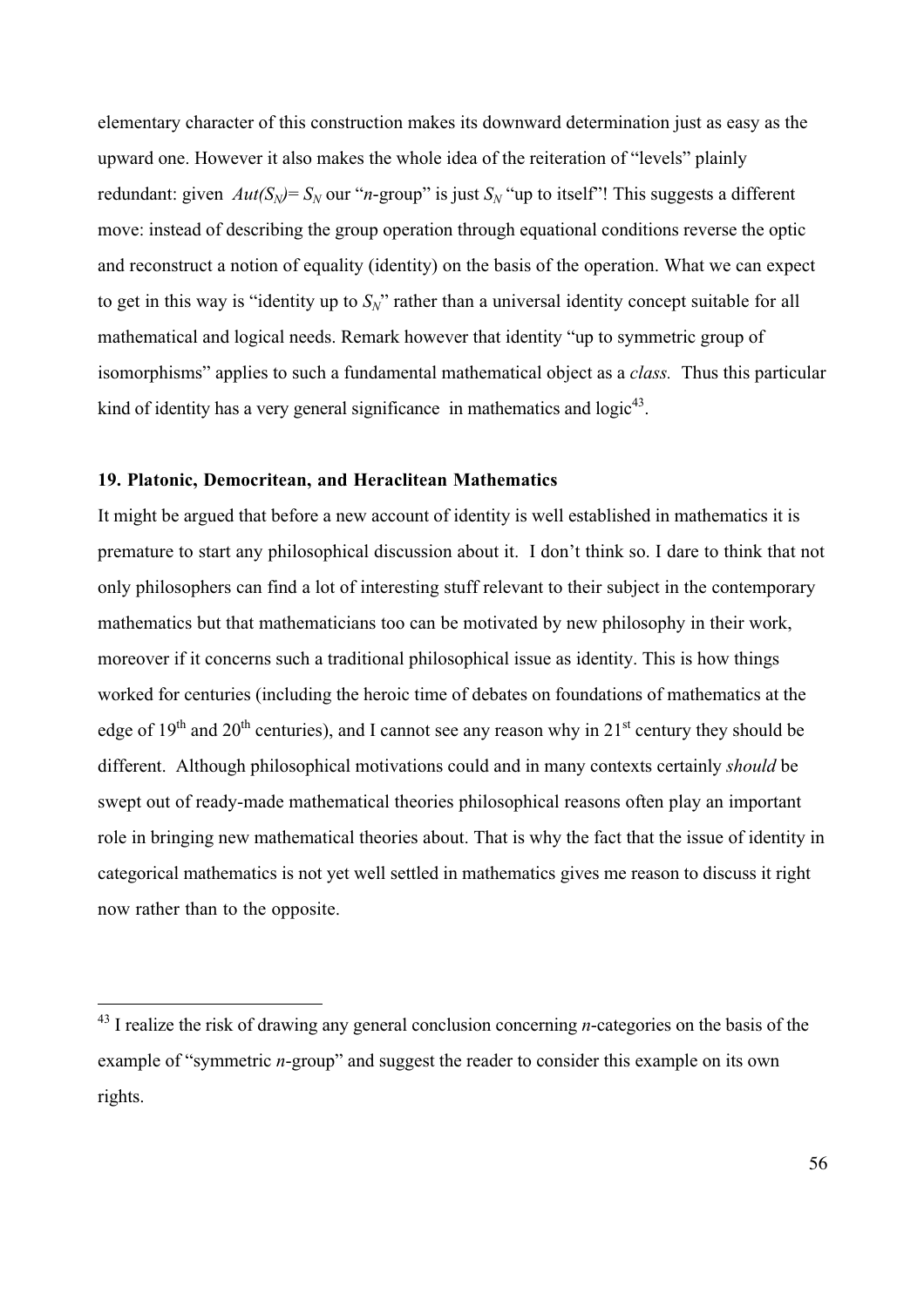elementary character of this construction makes its downward determination just as easy as the upward one. However it also makes the whole idea of the reiteration of "levels" plainly redundant: given $Aut(S_N) = S_N$ our "*n*-group" is just $S_N$ "up to itself"! This suggests a different move: instead of describing the group operation through equational conditions reverse the optic and reconstruct a notion of equality (identity) on the basis of the operation. What we can expect to get in this way is "identity up to $S_N$" rather than a universal identity concept suitable for all mathematical and logical needs. Remark however that identity "up to symmetric group of isomorphisms" applies to such a fundamental mathematical object as a *class.* Thus this particular kind of identity has a very general significance in mathematics and logic[43].

### 19. Platonic, Democritean, and Heraclitean Mathematics

It might be argued that before a new account of identity is well established in mathematics it is premature to start any philosophical discussion about it. I don't think so. I dare to think that not only philosophers can find a lot of interesting stuff relevant to their subject in the contemporary mathematics but that mathematicians too can be motivated by new philosophy in their work, moreover if it concerns such a traditional philosophical issue as identity. This is how things worked for centuries (including the heroic time of debates on foundations of mathematics at the edge of 19th and 20th centuries), and I cannot see any reason why in 21st century they should be different. Although philosophical motivations could and in many contexts certainly *should* be swept out of ready-made mathematical theories philosophical reasons often play an important role in bringing new mathematical theories about. That is why the fact that the issue of identity in categorical mathematics is not yet well settled in mathematics gives me reason to discuss it right now rather than to the opposite.

---

[43] I realize the risk of drawing any general conclusion concerning *n*-categories on the basis of the example of "symmetric *n*-group" and suggest the reader to consider this example on its own rights.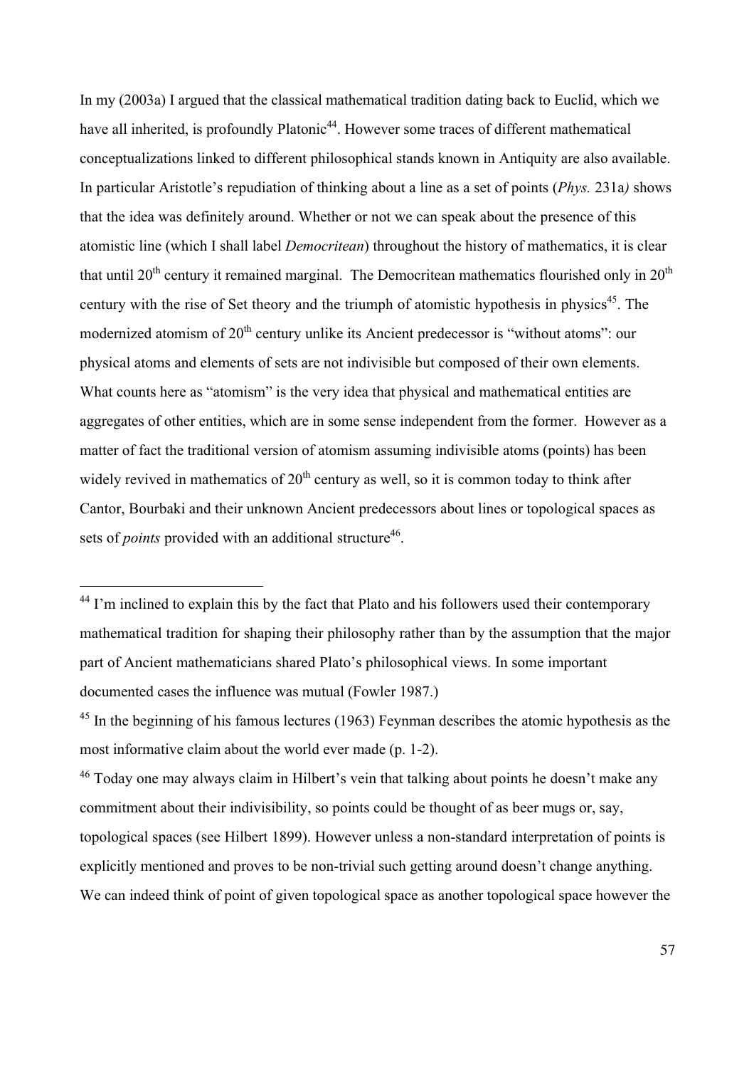In my (2003a) I argued that the classical mathematical tradition dating back to Euclid, which we have all inherited, is profoundly Platonic[44]. However some traces of different mathematical conceptualizations linked to different philosophical stands known in Antiquity are also available. In particular Aristotle's repudiation of thinking about a line as a set of points (*Phys.* 231a*)* shows that the idea was definitely around. Whether or not we can speak about the presence of this atomistic line (which I shall label *Democritean*) throughout the history of mathematics, it is clear that until 20th century it remained marginal. The Democritean mathematics flourished only in 20th century with the rise of Set theory and the triumph of atomistic hypothesis in physics[45]. The modernized atomism of 20th century unlike its Ancient predecessor is "without atoms": our physical atoms and elements of sets are not indivisible but composed of their own elements. What counts here as "atomism" is the very idea that physical and mathematical entities are aggregates of other entities, which are in some sense independent from the former. However as a matter of fact the traditional version of atomism assuming indivisible atoms (points) has been widely revived in mathematics of 20th century as well, so it is common today to think after Cantor, Bourbaki and their unknown Ancient predecessors about lines or topological spaces as sets of *points* provided with an additional structure[46].

---

[44] I'm inclined to explain this by the fact that Plato and his followers used their contemporary mathematical tradition for shaping their philosophy rather than by the assumption that the major part of Ancient mathematicians shared Plato's philosophical views. In some important documented cases the influence was mutual (Fowler 1987.)

[45] In the beginning of his famous lectures (1963) Feynman describes the atomic hypothesis as the most informative claim about the world ever made (p. 1-2).

[46] Today one may always claim in Hilbert's vein that talking about points he doesn't make any commitment about their indivisibility, so points could be thought of as beer mugs or, say, topological spaces (see Hilbert 1899). However unless a non-standard interpretation of points is explicitly mentioned and proves to be non-trivial such getting around doesn't change anything. We can indeed think of point of given topological space as another topological space however the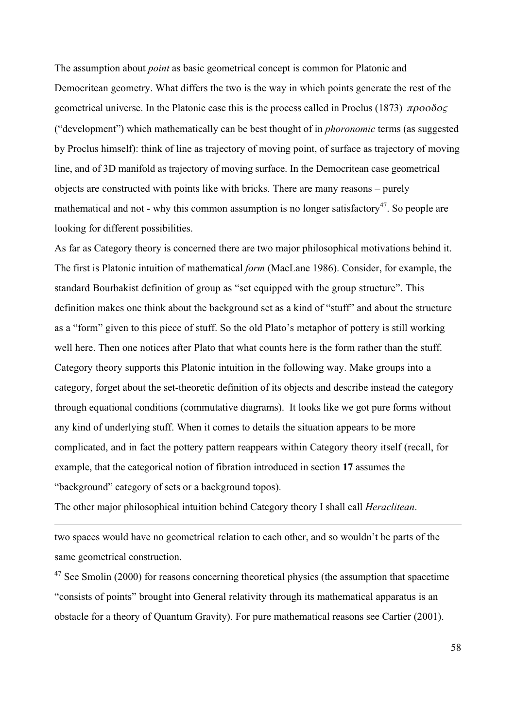The assumption about *point* as basic geometrical concept is common for Platonic and Democritean geometry. What differs the two is the way in which points generate the rest of the geometrical universe. In the Platonic case this is the process called in Proclus (1873) $\pi\rho o o \delta o \varsigma$ ("development") which mathematically can be best thought of in *phoronomic* terms (as suggested by Proclus himself): think of line as trajectory of moving point, of surface as trajectory of moving line, and of 3D manifold as trajectory of moving surface. In the Democritean case geometrical objects are constructed with points like with bricks. There are many reasons – purely mathematical and not - why this common assumption is no longer satisfactory[47]. So people are looking for different possibilities.

As far as Category theory is concerned there are two major philosophical motivations behind it. The first is Platonic intuition of mathematical *form* (MacLane 1986). Consider, for example, the standard Bourbakist definition of group as "set equipped with the group structure". This definition makes one think about the background set as a kind of "stuff" and about the structure as a "form" given to this piece of stuff. So the old Plato's metaphor of pottery is still working well here. Then one notices after Plato that what counts here is the form rather than the stuff. Category theory supports this Platonic intuition in the following way. Make groups into a category, forget about the set-theoretic definition of its objects and describe instead the category through equational conditions (commutative diagrams). It looks like we got pure forms without any kind of underlying stuff. When it comes to details the situation appears to be more complicated, and in fact the pottery pattern reappears within Category theory itself (recall, for example, that the categorical notion of fibration introduced in section **17** assumes the "background" category of sets or a background topos).

The other major philosophical intuition behind Category theory I shall call *Heraclitean*.

---

two spaces would have no geometrical relation to each other, and so wouldn't be parts of the same geometrical construction.

[47] See Smolin (2000) for reasons concerning theoretical physics (the assumption that spacetime "consists of points" brought into General relativity through its mathematical apparatus is an obstacle for a theory of Quantum Gravity). For pure mathematical reasons see Cartier (2001).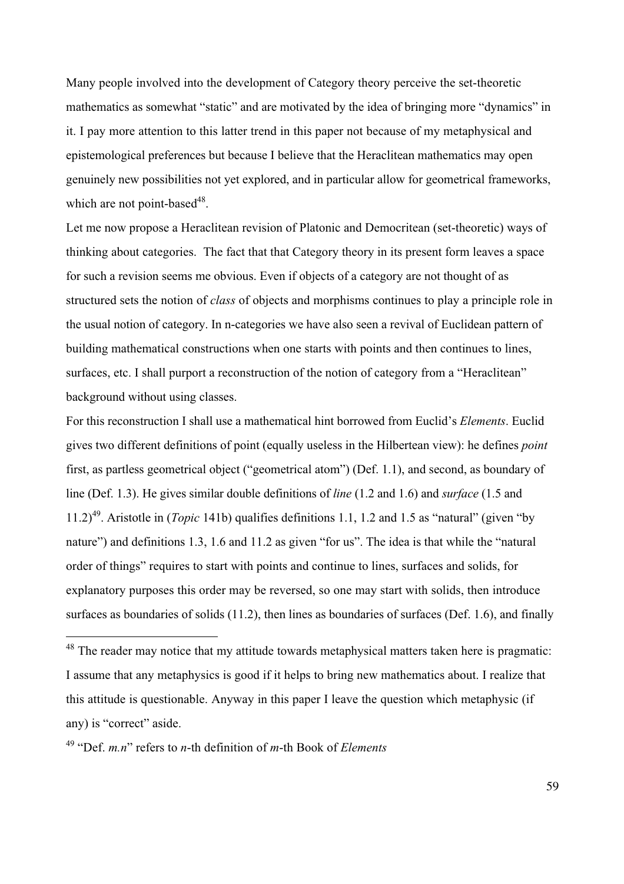Many people involved into the development of Category theory perceive the set-theoretic mathematics as somewhat "static" and are motivated by the idea of bringing more "dynamics" in it. I pay more attention to this latter trend in this paper not because of my metaphysical and epistemological preferences but because I believe that the Heraclitean mathematics may open genuinely new possibilities not yet explored, and in particular allow for geometrical frameworks, which are not point-based[48].

Let me now propose a Heraclitean revision of Platonic and Democritean (set-theoretic) ways of thinking about categories. The fact that that Category theory in its present form leaves a space for such a revision seems me obvious. Even if objects of a category are not thought of as structured sets the notion of *class* of objects and morphisms continues to play a principle role in the usual notion of category. In n-categories we have also seen a revival of Euclidean pattern of building mathematical constructions when one starts with points and then continues to lines, surfaces, etc. I shall purport a reconstruction of the notion of category from a "Heraclitean" background without using classes.

For this reconstruction I shall use a mathematical hint borrowed from Euclid's *Elements*. Euclid gives two different definitions of point (equally useless in the Hilbertean view): he defines *point* first, as partless geometrical object ("geometrical atom") (Def. 1.1), and second, as boundary of line (Def. 1.3). He gives similar double definitions of *line* (1.2 and 1.6) and *surface* (1.5 and 11.2)[49]. Aristotle in (*Topic* 141b) qualifies definitions 1.1, 1.2 and 1.5 as "natural" (given "by nature") and definitions 1.3, 1.6 and 11.2 as given "for us". The idea is that while the "natural order of things" requires to start with points and continue to lines, surfaces and solids, for explanatory purposes this order may be reversed, so one may start with solids, then introduce surfaces as boundaries of solids (11.2), then lines as boundaries of surfaces (Def. 1.6), and finally

---

[48] The reader may notice that my attitude towards metaphysical matters taken here is pragmatic: I assume that any metaphysics is good if it helps to bring new mathematics about. I realize that this attitude is questionable. Anyway in this paper I leave the question which metaphysic (if any) is "correct" aside.

[49] "Def. *m.n*" refers to *n*-th definition of *m*-th Book of *Elements*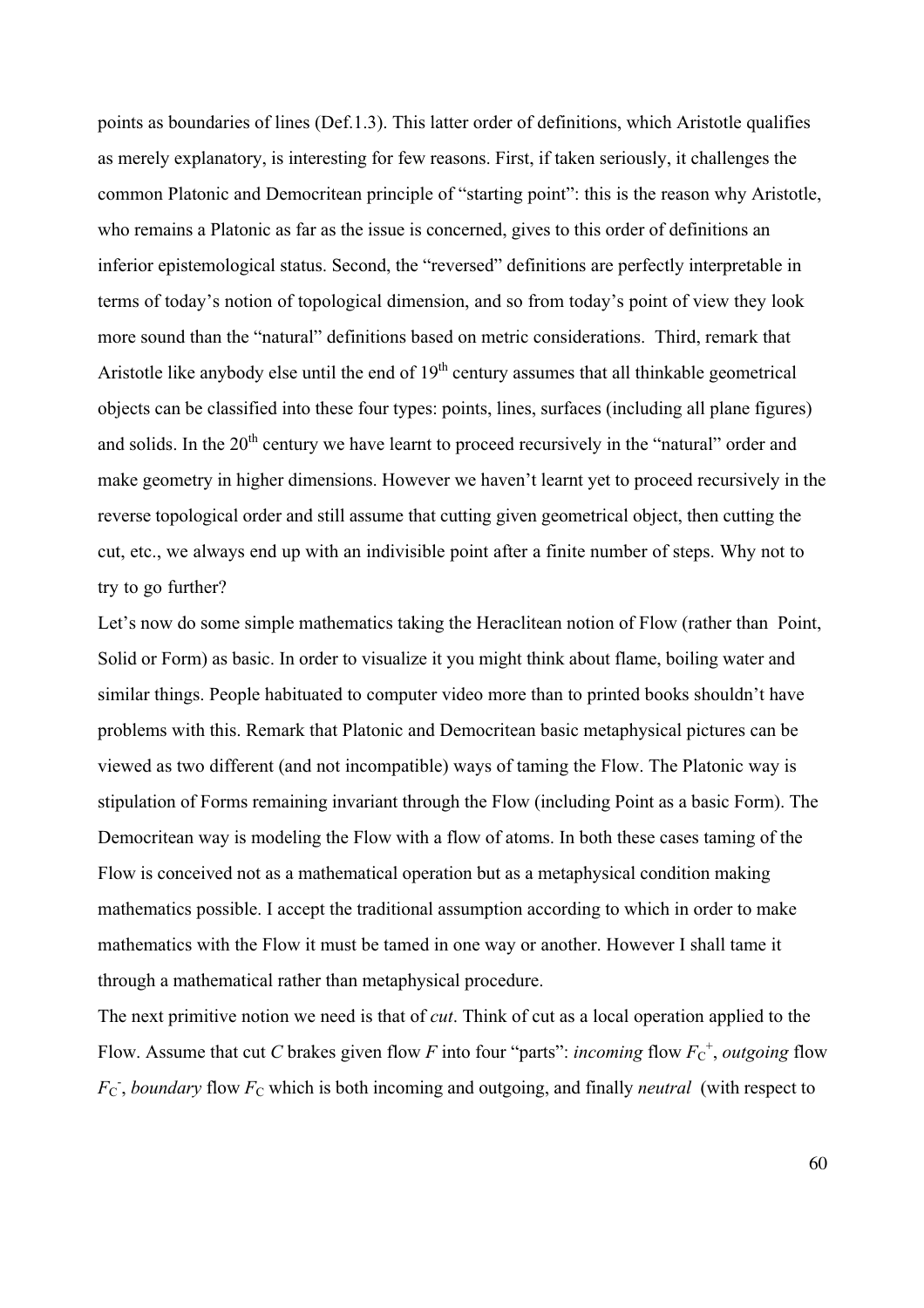points as boundaries of lines (Def.1.3). This latter order of definitions, which Aristotle qualifies as merely explanatory, is interesting for few reasons. First, if taken seriously, it challenges the common Platonic and Democritean principle of "starting point": this is the reason why Aristotle, who remains a Platonic as far as the issue is concerned, gives to this order of definitions an inferior epistemological status. Second, the "reversed" definitions are perfectly interpretable in terms of today's notion of topological dimension, and so from today's point of view they look more sound than the "natural" definitions based on metric considerations. Third, remark that Aristotle like anybody else until the end of 19th century assumes that all thinkable geometrical objects can be classified into these four types: points, lines, surfaces (including all plane figures) and solids. In the 20th century we have learnt to proceed recursively in the "natural" order and make geometry in higher dimensions. However we haven't learnt yet to proceed recursively in the reverse topological order and still assume that cutting given geometrical object, then cutting the cut, etc., we always end up with an indivisible point after a finite number of steps. Why not to try to go further?

Let's now do some simple mathematics taking the Heraclitean notion of Flow (rather than Point, Solid or Form) as basic. In order to visualize it you might think about flame, boiling water and similar things. People habituated to computer video more than to printed books shouldn't have problems with this. Remark that Platonic and Democritean basic metaphysical pictures can be viewed as two different (and not incompatible) ways of taming the Flow. The Platonic way is stipulation of Forms remaining invariant through the Flow (including Point as a basic Form). The Democritean way is modeling the Flow with a flow of atoms. In both these cases taming of the Flow is conceived not as a mathematical operation but as a metaphysical condition making mathematics possible. I accept the traditional assumption according to which in order to make mathematics with the Flow it must be tamed in one way or another. However I shall tame it through a mathematical rather than metaphysical procedure.

The next primitive notion we need is that of *cut*. Think of cut as a local operation applied to the Flow. Assume that cut $C$ brakes given flow $F$ into four "parts": *incoming* flow $F_C^{+}$, *outgoing* flow $F_C^{-}$, *boundary* flow $F_C$ which is both incoming and outgoing, and finally *neutral* (with respect to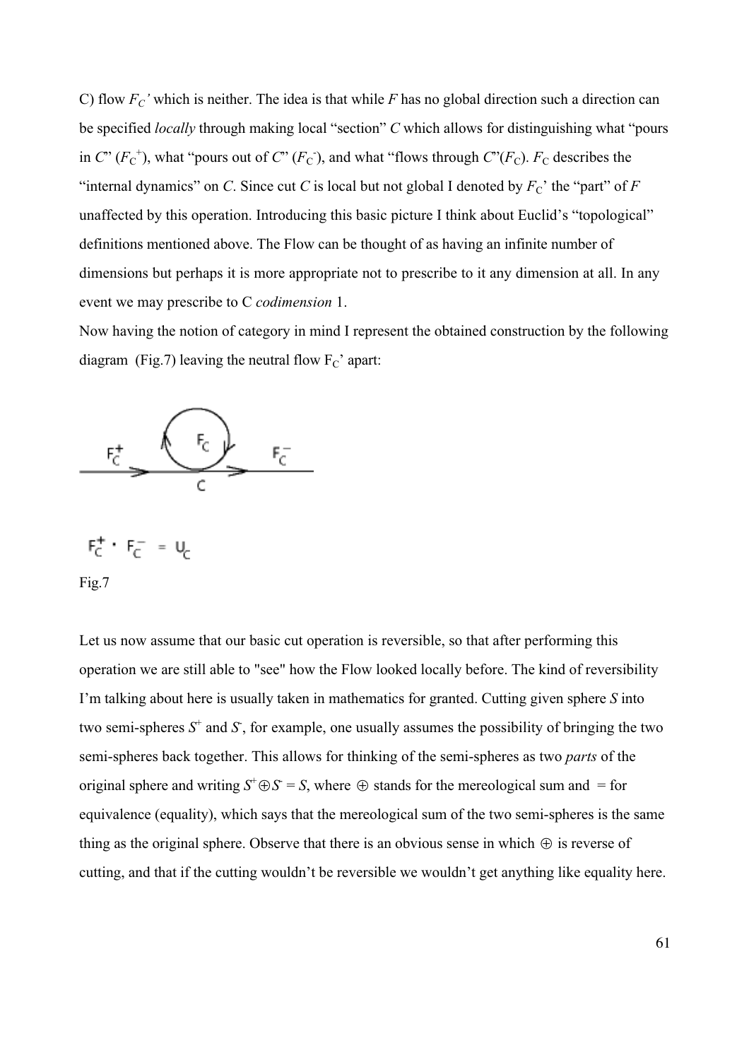C) flow $F_C'$ which is neither. The idea is that while $F$ has no global direction such a direction can be specified *locally* through making local "section" $C$ which allows for distinguishing what "pours in $C$" ($F_C^+$), what "pours out of $C$" ($F_C^-$), and what "flows through $C$"($F_C$). $F_C$ describes the "internal dynamics" on $C$. Since cut $C$ is local but not global I denoted by $F_C$' the "part" of $F$ unaffected by this operation. Introducing this basic picture I think about Euclid's "topological" definitions mentioned above. The Flow can be thought of as having an infinite number of dimensions but perhaps it is more appropriate not to prescribe to it any dimension at all. In any event we may prescribe to C *codimension* 1.

Now having the notion of category in mind I represent the obtained construction by the following diagram (Fig.7) leaving the neutral flow $F_C$' apart:

$$F_C^+ \cdot F_C^- = U_C$$

Fig.7

Let us now assume that our basic cut operation is reversible, so that after performing this operation we are still able to "see" how the Flow looked locally before. The kind of reversibility I'm talking about here is usually taken in mathematics for granted. Cutting given sphere $S$ into two semi-spheres $S^+$ and $S^-$, for example, one usually assumes the possibility of bringing the two semi-spheres back together. This allows for thinking of the semi-spheres as two *parts* of the original sphere and writing $S^+ \oplus S^- = S$, where $\oplus$ stands for the mereological sum and = for equivalence (equality), which says that the mereological sum of the two semi-spheres is the same thing as the original sphere. Observe that there is an obvious sense in which $\oplus$ is reverse of cutting, and that if the cutting wouldn't be reversible we wouldn't get anything like equality here.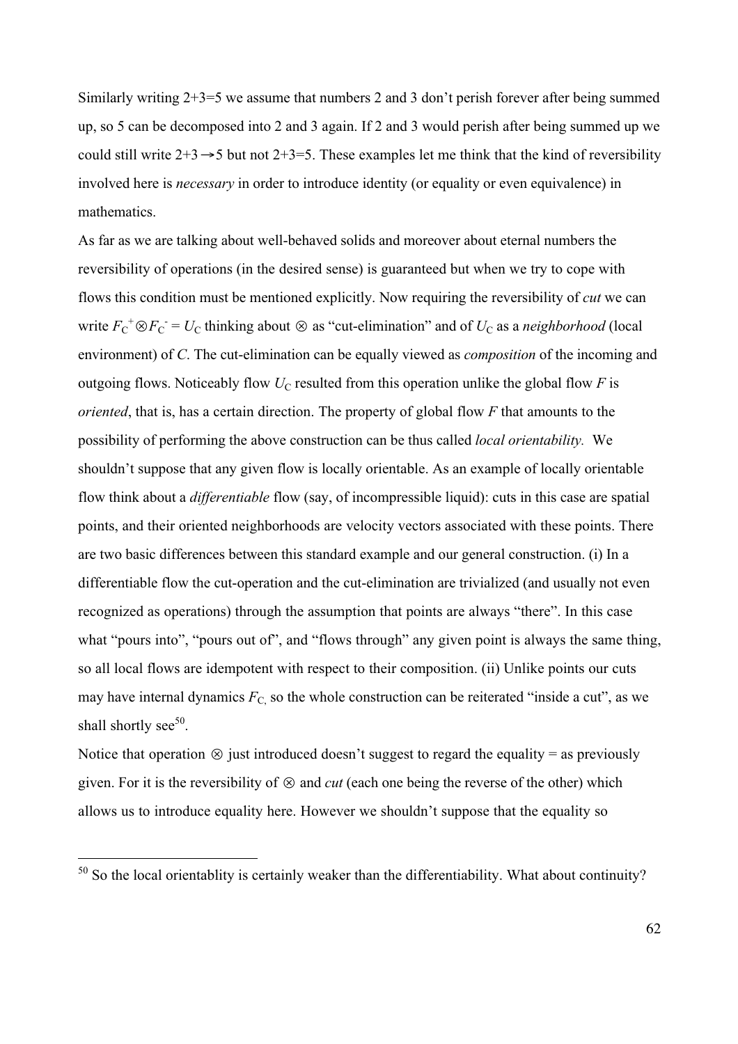Similarly writing 2+3=5 we assume that numbers 2 and 3 don't perish forever after being summed up, so 5 can be decomposed into 2 and 3 again. If 2 and 3 would perish after being summed up we could still write $2+3 \rightarrow 5$ but not 2+3=5. These examples let me think that the kind of reversibility involved here is *necessary* in order to introduce identity (or equality or even equivalence) in mathematics.

As far as we are talking about well-behaved solids and moreover about eternal numbers the reversibility of operations (in the desired sense) is guaranteed but when we try to cope with flows this condition must be mentioned explicitly. Now requiring the reversibility of *cut* we can write $F_C^+ \otimes F_C^- = U_C$ thinking about $\otimes$ as "cut-elimination" and of $U_C$ as a *neighborhood* (local environment) of $C$. The cut-elimination can be equally viewed as *composition* of the incoming and outgoing flows. Noticeably flow $U_C$ resulted from this operation unlike the global flow $F$ is *oriented*, that is, has a certain direction. The property of global flow $F$ that amounts to the possibility of performing the above construction can be thus called *local orientability.* We shouldn't suppose that any given flow is locally orientable. As an example of locally orientable flow think about a *differentiable* flow (say, of incompressible liquid): cuts in this case are spatial points, and their oriented neighborhoods are velocity vectors associated with these points. There are two basic differences between this standard example and our general construction. (i) In a differentiable flow the cut-operation and the cut-elimination are trivialized (and usually not even recognized as operations) through the assumption that points are always "there". In this case what "pours into", "pours out of", and "flows through" any given point is always the same thing, so all local flows are idempotent with respect to their composition. (ii) Unlike points our cuts may have internal dynamics $F_C$, so the whole construction can be reiterated "inside a cut", as we shall shortly see[50].

Notice that operation $\otimes$ just introduced doesn't suggest to regard the equality = as previously given. For it is the reversibility of $\otimes$ and *cut* (each one being the reverse of the other) which allows us to introduce equality here. However we shouldn't suppose that the equality so

---

[50] So the local orientablity is certainly weaker than the differentiability. What about continuity?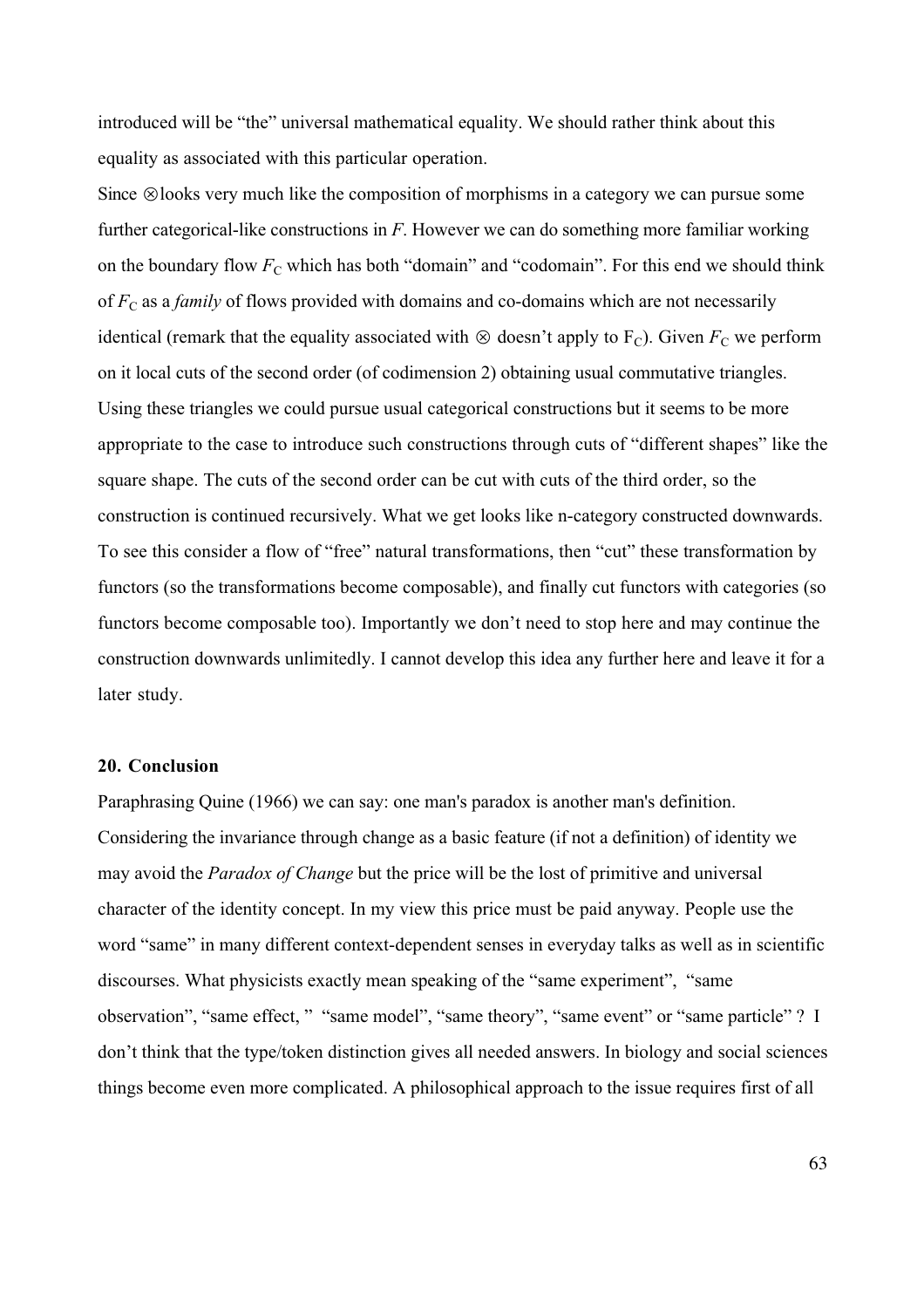introduced will be "the" universal mathematical equality. We should rather think about this equality as associated with this particular operation.

Since $\otimes$looks very much like the composition of morphisms in a category we can pursue some further categorical-like constructions in *F*. However we can do something more familiar working on the boundary flow $F_C$ which has both "domain" and "codomain". For this end we should think of $F_C$ as a *family* of flows provided with domains and co-domains which are not necessarily identical (remark that the equality associated with $\otimes$ doesn't apply to $F_C$). Given $F_C$ we perform on it local cuts of the second order (of codimension 2) obtaining usual commutative triangles. Using these triangles we could pursue usual categorical constructions but it seems to be more appropriate to the case to introduce such constructions through cuts of "different shapes" like the square shape. The cuts of the second order can be cut with cuts of the third order, so the construction is continued recursively. What we get looks like n-category constructed downwards. To see this consider a flow of "free" natural transformations, then "cut" these transformation by functors (so the transformations become composable), and finally cut functors with categories (so functors become composable too). Importantly we don't need to stop here and may continue the construction downwards unlimitedly. I cannot develop this idea any further here and leave it for a later study.

## 20. Conclusion

Paraphrasing Quine (1966) we can say: one man's paradox is another man's definition. Considering the invariance through change as a basic feature (if not a definition) of identity we may avoid the *Paradox of Change* but the price will be the lost of primitive and universal character of the identity concept. In my view this price must be paid anyway. People use the word "same" in many different context-dependent senses in everyday talks as well as in scientific discourses. What physicists exactly mean speaking of the "same experiment", "same observation", "same effect, " "same model", "same theory", "same event" or "same particle" ? I don't think that the type/token distinction gives all needed answers. In biology and social sciences things become even more complicated. A philosophical approach to the issue requires first of all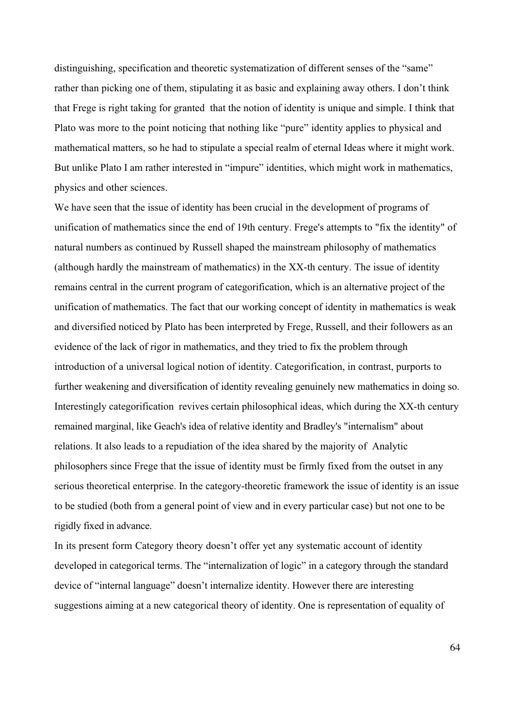distinguishing, specification and theoretic systematization of different senses of the "same" rather than picking one of them, stipulating it as basic and explaining away others. I don't think that Frege is right taking for granted that the notion of identity is unique and simple. I think that Plato was more to the point noticing that nothing like "pure" identity applies to physical and mathematical matters, so he had to stipulate a special realm of eternal Ideas where it might work. But unlike Plato I am rather interested in "impure" identities, which might work in mathematics, physics and other sciences.

We have seen that the issue of identity has been crucial in the development of programs of unification of mathematics since the end of 19th century. Frege's attempts to "fix the identity" of natural numbers as continued by Russell shaped the mainstream philosophy of mathematics (although hardly the mainstream of mathematics) in the XX-th century. The issue of identity remains central in the current program of categorification, which is an alternative project of the unification of mathematics. The fact that our working concept of identity in mathematics is weak and diversified noticed by Plato has been interpreted by Frege, Russell, and their followers as an evidence of the lack of rigor in mathematics, and they tried to fix the problem through introduction of a universal logical notion of identity. Categorification, in contrast, purports to further weakening and diversification of identity revealing genuinely new mathematics in doing so. Interestingly categorification revives certain philosophical ideas, which during the XX-th century remained marginal, like Geach's idea of relative identity and Bradley's "internalism" about relations. It also leads to a repudiation of the idea shared by the majority of Analytic philosophers since Frege that the issue of identity must be firmly fixed from the outset in any serious theoretical enterprise. In the category-theoretic framework the issue of identity is an issue to be studied (both from a general point of view and in every particular case) but not one to be rigidly fixed in advance.

In its present form Category theory doesn't offer yet any systematic account of identity developed in categorical terms. The "internalization of logic" in a category through the standard device of "internal language" doesn't internalize identity. However there are interesting suggestions aiming at a new categorical theory of identity. One is representation of equality of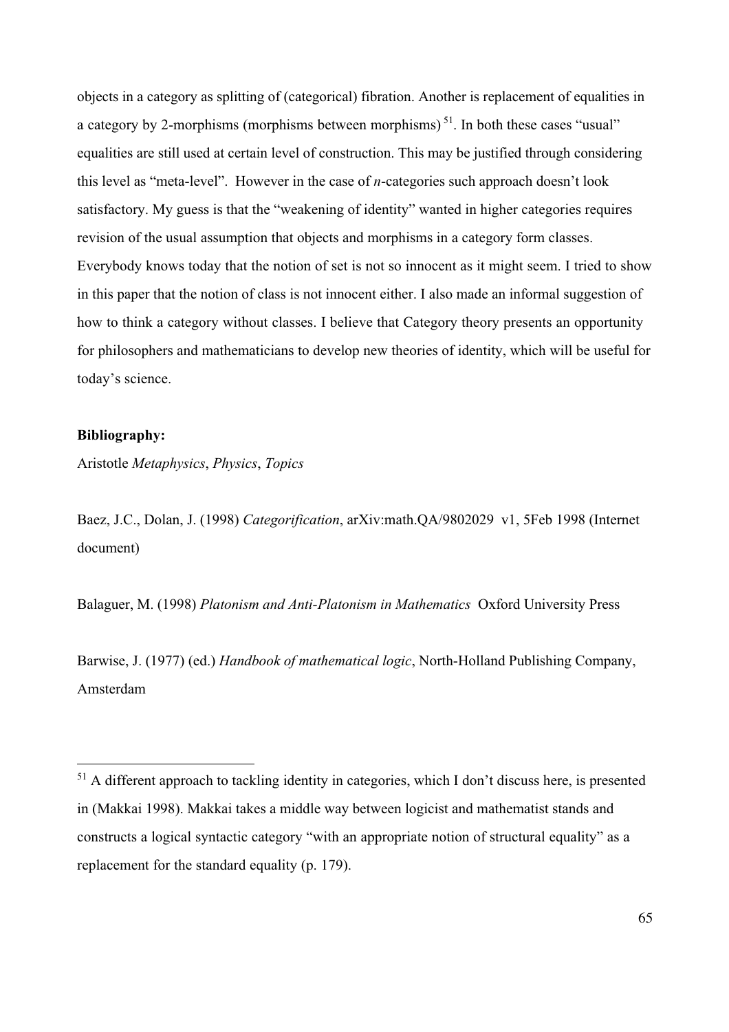objects in a category as splitting of (categorical) fibration. Another is replacement of equalities in a category by 2-morphisms (morphisms between morphisms) [51]. In both these cases "usual" equalities are still used at certain level of construction. This may be justified through considering this level as "meta-level". However in the case of *n*-categories such approach doesn't look satisfactory. My guess is that the "weakening of identity" wanted in higher categories requires revision of the usual assumption that objects and morphisms in a category form classes. Everybody knows today that the notion of set is not so innocent as it might seem. I tried to show in this paper that the notion of class is not innocent either. I also made an informal suggestion of how to think a category without classes. I believe that Category theory presents an opportunity for philosophers and mathematicians to develop new theories of identity, which will be useful for today's science.

**Bibliography:**

Aristotle *Metaphysics*, *Physics*, *Topics*

Baez, J.C., Dolan, J. (1998) *Categorification*, arXiv:math.QA/9802029 v1, 5Feb 1998 (Internet document)

Balaguer, M. (1998) *Platonism and Anti-Platonism in Mathematics* Oxford University Press

Barwise, J. (1977) (ed.) *Handbook of mathematical logic*, North-Holland Publishing Company, Amsterdam

---

[51] A different approach to tackling identity in categories, which I don't discuss here, is presented in (Makkai 1998). Makkai takes a middle way between logicist and mathematist stands and constructs a logical syntactic category "with an appropriate notion of structural equality" as a replacement for the standard equality (p. 179).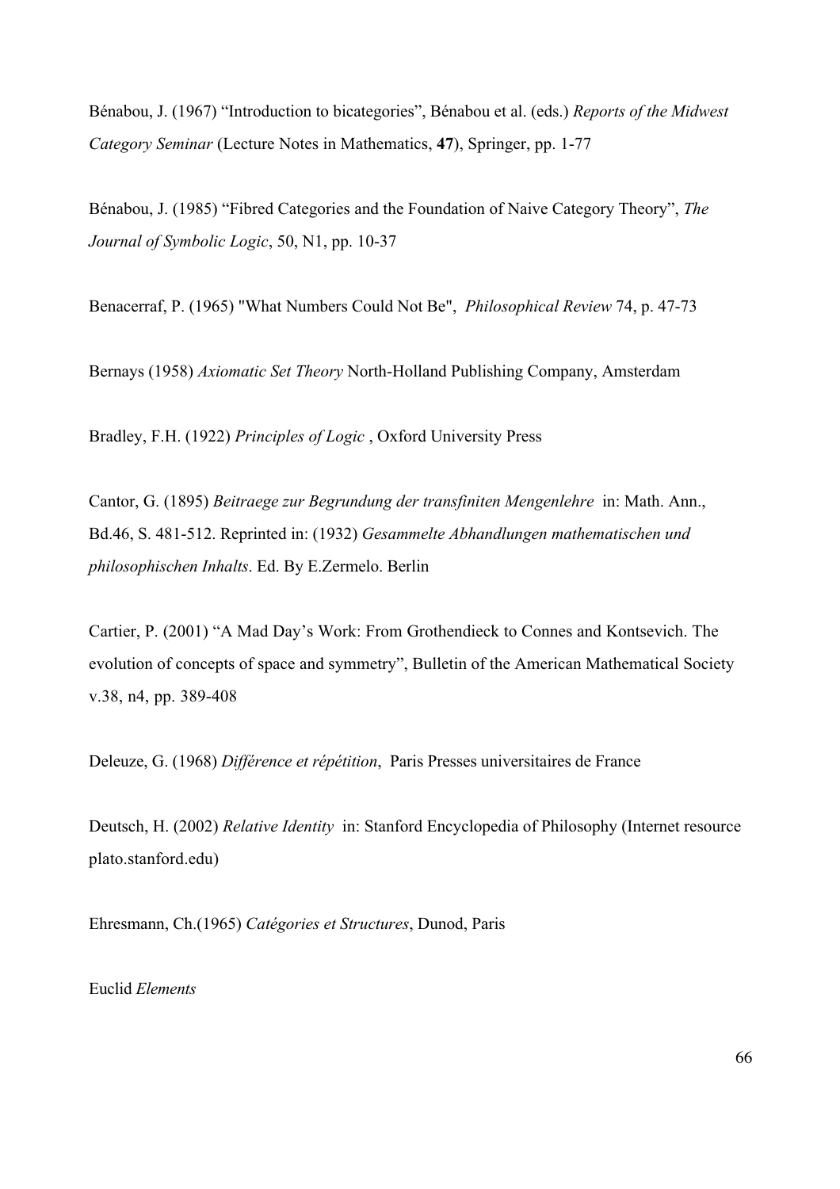Bénabou, J. (1967) “Introduction to bicategories”, Bénabou et al. (eds.) *Reports of the Midwest Category Seminar* (Lecture Notes in Mathematics, **47**), Springer, pp. 1-77

Bénabou, J. (1985) “Fibred Categories and the Foundation of Naive Category Theory”, *The Journal of Symbolic Logic*, 50, N1, pp. 10-37

Benacerraf, P. (1965) "What Numbers Could Not Be", *Philosophical Review* 74, p. 47-73

Bernays (1958) *Axiomatic Set Theory* North-Holland Publishing Company, Amsterdam

Bradley, F.H. (1922) *Principles of Logic* , Oxford University Press

Cantor, G. (1895) *Beitraege zur Begrundung der transfiniten Mengenlehre* in: Math. Ann., Bd.46, S. 481-512. Reprinted in: (1932) *Gesammelte Abhandlungen mathematischen und philosophischen Inhalts*. Ed. By E.Zermelo. Berlin

Cartier, P. (2001) “A Mad Day’s Work: From Grothendieck to Connes and Kontsevich. The evolution of concepts of space and symmetry”, Bulletin of the American Mathematical Society v.38, n4, pp. 389-408

Deleuze, G. (1968) *Différence et répétition*, Paris Presses universitaires de France

Deutsch, H. (2002) *Relative Identity* in: Stanford Encyclopedia of Philosophy (Internet resource plato.stanford.edu)

Ehresmann, Ch.(1965) *Catégories et Structures*, Dunod, Paris

Euclid *Elements*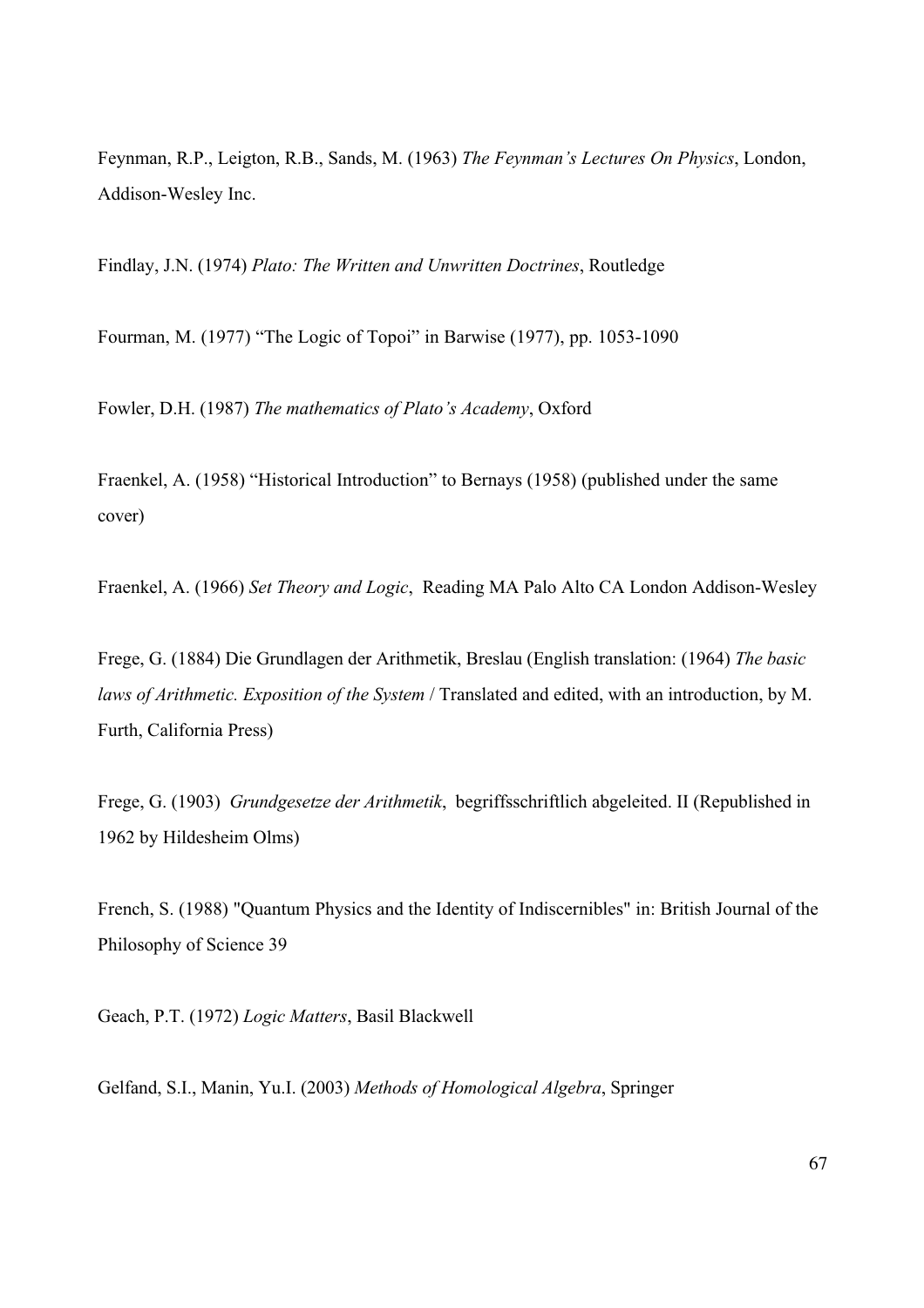Feynman, R.P., Leigton, R.B., Sands, M. (1963) *The Feynman's Lectures On Physics*, London, Addison-Wesley Inc.

Findlay, J.N. (1974) *Plato: The Written and Unwritten Doctrines*, Routledge

Fourman, M. (1977) "The Logic of Topoi" in Barwise (1977), pp. 1053-1090

Fowler, D.H. (1987) *The mathematics of Plato's Academy*, Oxford

Fraenkel, A. (1958) "Historical Introduction" to Bernays (1958) (published under the same cover)

Fraenkel, A. (1966) *Set Theory and Logic*, Reading MA Palo Alto CA London Addison-Wesley

Frege, G. (1884) Die Grundlagen der Arithmetik, Breslau (English translation: (1964) *The basic laws of Arithmetic. Exposition of the System* / Translated and edited, with an introduction, by M. Furth, California Press)

Frege, G. (1903) *Grundgesetze der Arithmetik*, begriffsschriftlich abgeleited. II (Republished in 1962 by Hildesheim Olms)

French, S. (1988) "Quantum Physics and the Identity of Indiscernibles" in: British Journal of the Philosophy of Science 39

Geach, P.T. (1972) *Logic Matters*, Basil Blackwell

Gelfand, S.I., Manin, Yu.I. (2003) *Methods of Homological Algebra*, Springer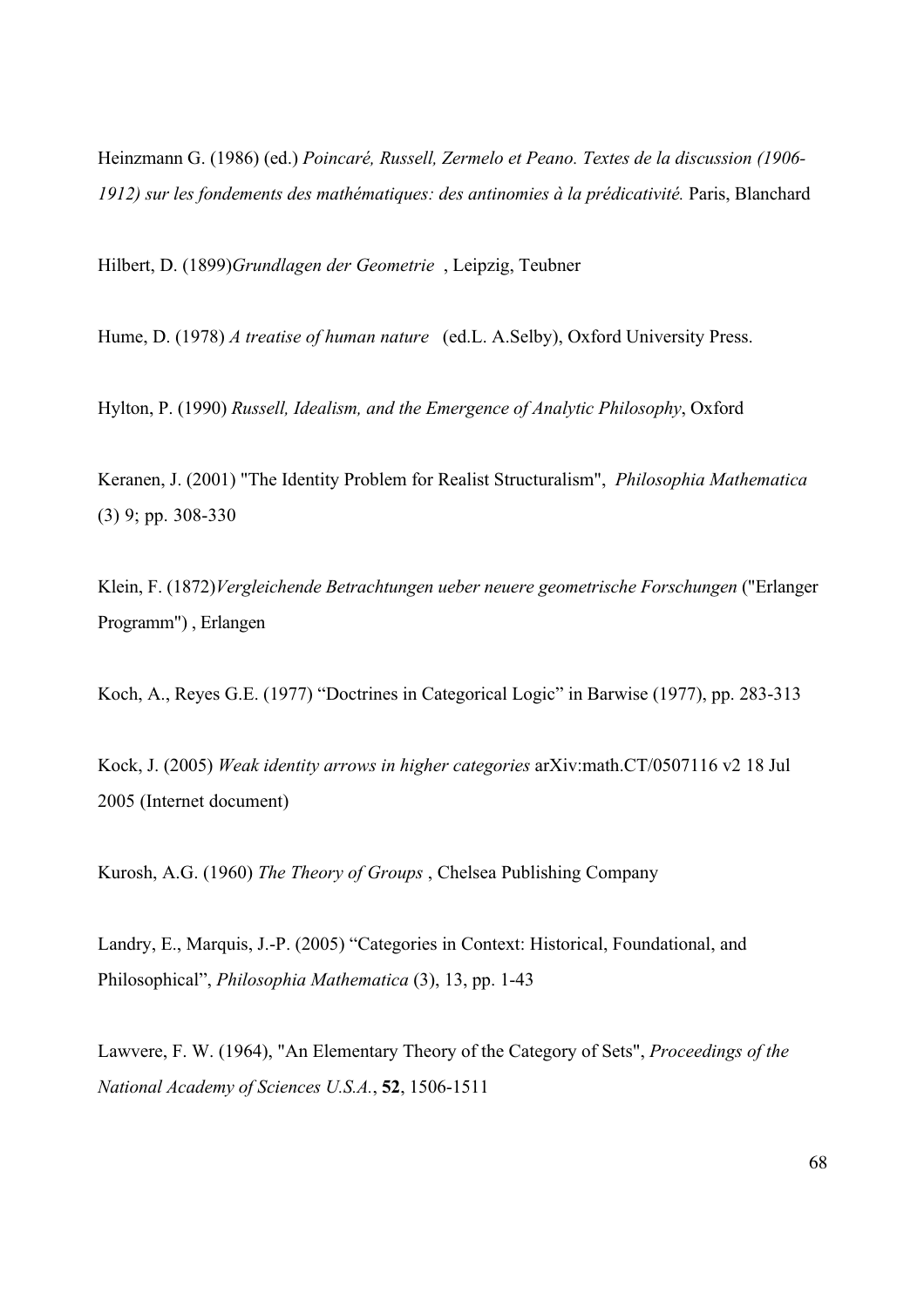Heinzmann G. (1986) (ed.) *Poincaré, Russell, Zermelo et Peano. Textes de la discussion (1906-1912) sur les fondements des mathématiques: des antinomies à la prédicativité.* Paris, Blanchard

Hilbert, D. (1899)*Grundlagen der Geometrie* , Leipzig, Teubner

Hume, D. (1978) *A treatise of human nature* (ed.L. A.Selby), Oxford University Press.

Hylton, P. (1990) *Russell, Idealism, and the Emergence of Analytic Philosophy*, Oxford

Keranen, J. (2001) "The Identity Problem for Realist Structuralism", *Philosophia Mathematica* (3) 9; pp. 308-330

Klein, F. (1872)*Vergleichende Betrachtungen ueber neuere geometrische Forschungen* ("Erlanger Programm") , Erlangen

Koch, A., Reyes G.E. (1977) "Doctrines in Categorical Logic" in Barwise (1977), pp. 283-313

Kock, J. (2005) *Weak identity arrows in higher categories* arXiv:math.CT/0507116 v2 18 Jul 2005 (Internet document)

Kurosh, A.G. (1960) *The Theory of Groups* , Chelsea Publishing Company

Landry, E., Marquis, J.-P. (2005) "Categories in Context: Historical, Foundational, and Philosophical", *Philosophia Mathematica* (3), 13, pp. 1-43

Lawvere, F. W. (1964), "An Elementary Theory of the Category of Sets", *Proceedings of the National Academy of Sciences U.S.A.*, **52**, 1506-1511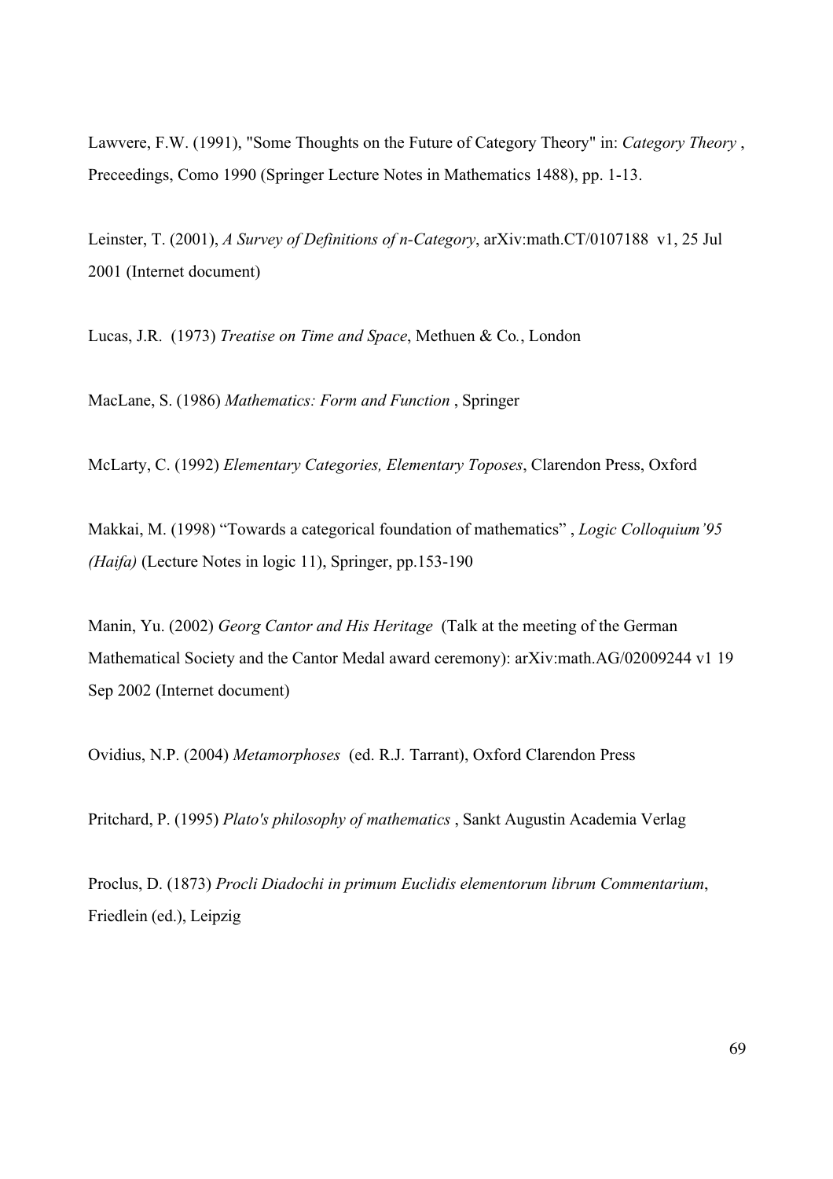Lawvere, F.W. (1991), "Some Thoughts on the Future of Category Theory" in: *Category Theory* , Preceedings, Como 1990 (Springer Lecture Notes in Mathematics 1488), pp. 1-13.

Leinster, T. (2001), *A Survey of Definitions of n-Category*, arXiv:math.CT/0107188 v1, 25 Jul 2001 (Internet document)

Lucas, J.R. (1973) *Treatise on Time and Space*, Methuen & Co., London

MacLane, S. (1986) *Mathematics: Form and Function* , Springer

McLarty, C. (1992) *Elementary Categories, Elementary Toposes*, Clarendon Press, Oxford

Makkai, M. (1998) "Towards a categorical foundation of mathematics" , *Logic Colloquium'95 (Haifa)* (Lecture Notes in logic 11), Springer, pp.153-190

Manin, Yu. (2002) *Georg Cantor and His Heritage* (Talk at the meeting of the German Mathematical Society and the Cantor Medal award ceremony): arXiv:math.AG/02009244 v1 19 Sep 2002 (Internet document)

Ovidius, N.P. (2004) *Metamorphoses* (ed. R.J. Tarrant), Oxford Clarendon Press

Pritchard, P. (1995) *Plato's philosophy of mathematics* , Sankt Augustin Academia Verlag

Proclus, D. (1873) *Procli Diadochi in primum Euclidis elementorum librum Commentarium*, Friedlein (ed.), Leipzig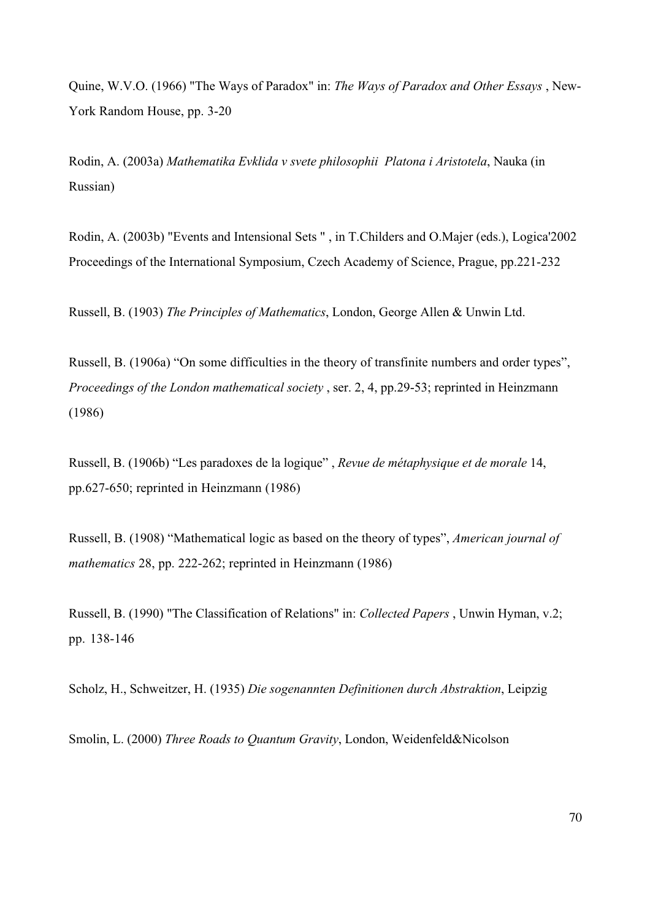Quine, W.V.O. (1966) "The Ways of Paradox" in: *The Ways of Paradox and Other Essays* , New-York Random House, pp. 3-20

Rodin, A. (2003a) *Mathematika Evklida v svete philosophii Platona i Aristotela*, Nauka (in Russian)

Rodin, A. (2003b) "Events and Intensional Sets " , in T.Childers and O.Majer (eds.), Logica'2002 Proceedings of the International Symposium, Czech Academy of Science, Prague, pp.221-232

Russell, B. (1903) *The Principles of Mathematics*, London, George Allen & Unwin Ltd.

Russell, B. (1906a) "On some difficulties in the theory of transfinite numbers and order types", *Proceedings of the London mathematical society* , ser. 2, 4, pp.29-53; reprinted in Heinzmann (1986)

Russell, B. (1906b) "Les paradoxes de la logique" , *Revue de métaphysique et de morale* 14, pp.627-650; reprinted in Heinzmann (1986)

Russell, B. (1908) "Mathematical logic as based on the theory of types", *American journal of mathematics* 28, pp. 222-262; reprinted in Heinzmann (1986)

Russell, B. (1990) "The Classification of Relations" in: *Collected Papers* , Unwin Hyman, v.2; pp. 138-146

Scholz, H., Schweitzer, H. (1935) *Die sogenannten Definitionen durch Abstraktion*, Leipzig

Smolin, L. (2000) *Three Roads to Quantum Gravity*, London, Weidenfeld&Nicolson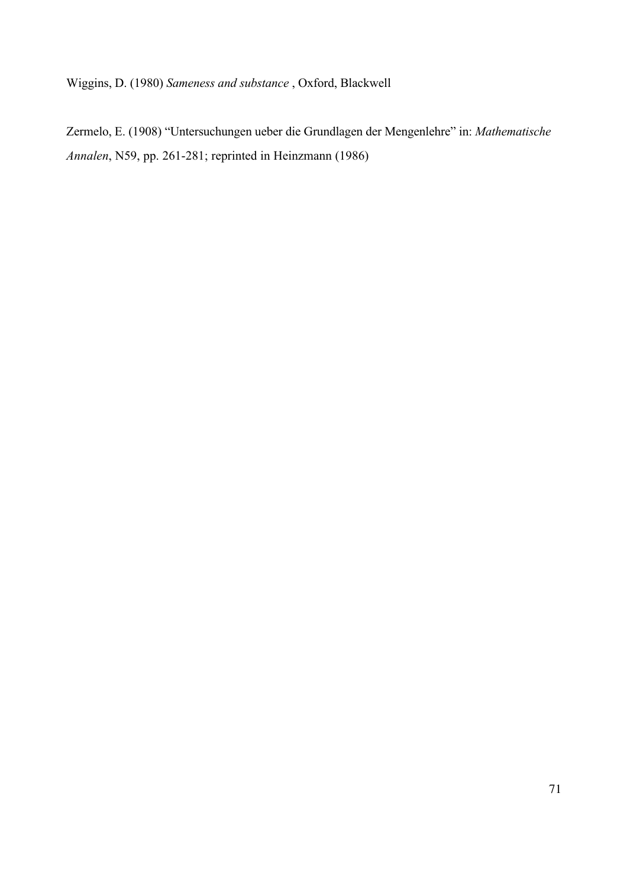Wiggins, D. (1980) *Sameness and substance* , Oxford, Blackwell

Zermelo, E. (1908) “Untersuchungen ueber die Grundlagen der Mengenlehre” in: *Mathematische Annalen*, N59, pp. 261-281; reprinted in Heinzmann (1986)